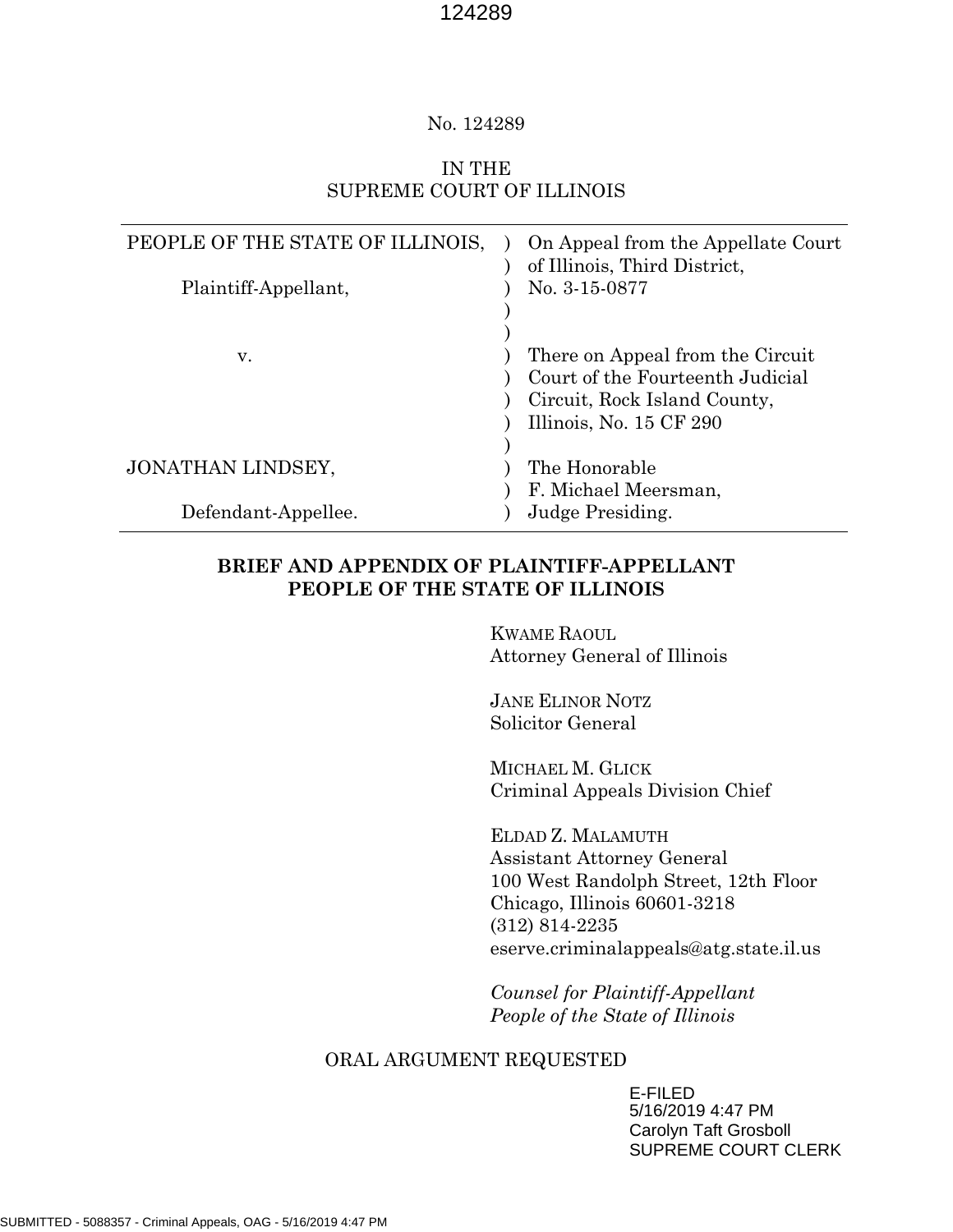No. 124289

IN THE
SUPREME COURT OF ILLINOIS

| | | |
|---|---|---|
| PEOPLE OF THE STATE OF ILLINOIS, | ) | On Appeal from the Appellate Court |
| | ) | of Illinois, Third District, |
| Plaintiff-Appellant, | ) | No. 3-15-0877 |
| | ) | |
| | ) | |
| v. | ) | There on Appeal from the Circuit |
| | ) | Court of the Fourteenth Judicial |
| | ) | Circuit, Rock Island County, |
| | ) | Illinois, No. 15 CF 290 |
| | ) | |
| JONATHAN LINDSEY, | ) | The Honorable |
| | ) | F. Michael Meersman, |
| Defendant-Appellee. | ) | Judge Presiding. |

**BRIEF AND APPENDIX OF PLAINTIFF-APPELLANT PEOPLE OF THE STATE OF ILLINOIS**

KWAME RAOUL
Attorney General of Illinois

JANE ELINOR NOTZ
Solicitor General

MICHAEL M. GLICK
Criminal Appeals Division Chief

ELDAD Z. MALAMUTH
Assistant Attorney General
100 West Randolph Street, 12th Floor
Chicago, Illinois 60601-3218
(312) 814-2235
eserve.criminalappeals@atg.state.il.us

*Counsel for Plaintiff-Appellant People of the State of Illinois*

ORAL ARGUMENT REQUESTED

E-FILED
5/16/2019 4:47 PM
Carolyn Taft Grosboll
SUPREME COURT CLERK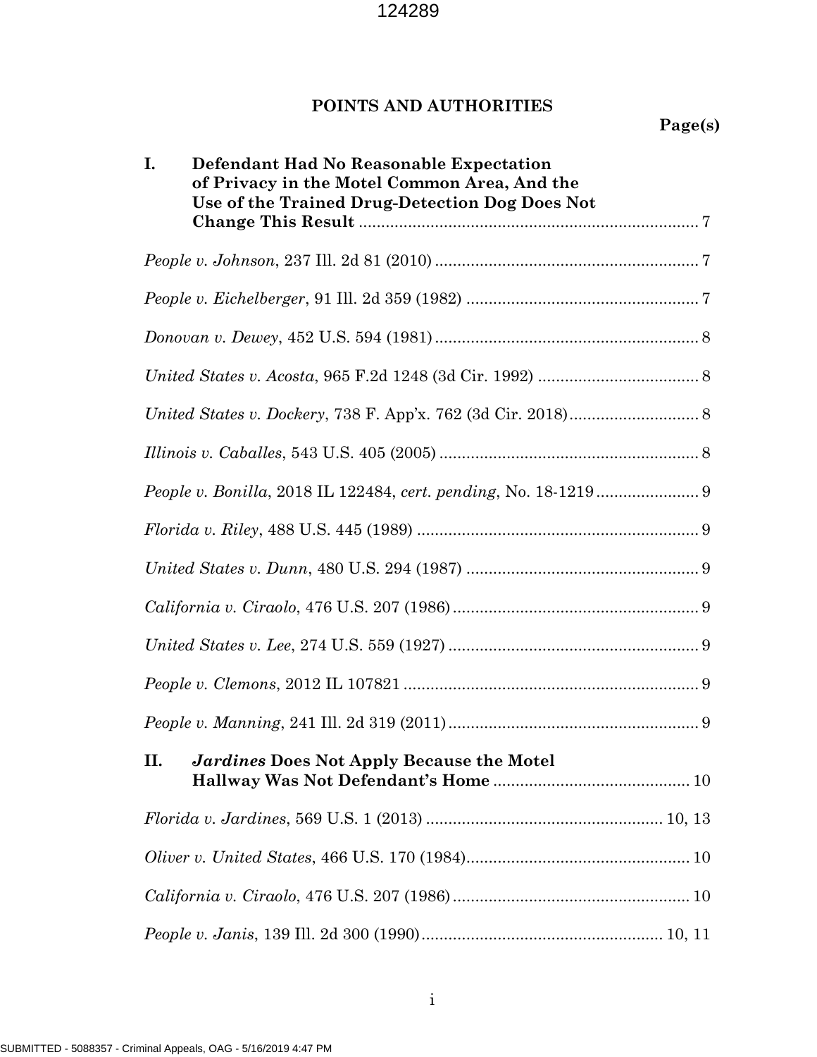## POINTS AND AUTHORITIES

**Page(s)**

**I. Defendant Had No Reasonable Expectation of Privacy in the Motel Common Area, And the Use of the Trained Drug-Detection Dog Does Not Change This Result** ............................................................................ 7

*People v. Johnson*, 237 Ill. 2d 81 (2010) ........................................................... 7

*People v. Eichelberger*, 91 Ill. 2d 359 (1982) .................................................... 7

*Donovan v. Dewey*, 452 U.S. 594 (1981) ........................................................... 8

*United States v. Acosta*, 965 F.2d 1248 (3d Cir. 1992) .................................... 8

*United States v. Dockery*, 738 F. App'x. 762 (3d Cir. 2018)............................. 8

*Illinois v. Caballes*, 543 U.S. 405 (2005) ........................................................... 8

*People v. Bonilla*, 2018 IL 122484, *cert. pending*, No. 18-1219 ....................... 9

*Florida v. Riley*, 488 U.S. 445 (1989) ............................................................... 9

*United States v. Dunn*, 480 U.S. 294 (1987) .................................................... 9

*California v. Ciraolo*, 476 U.S. 207 (1986) ....................................................... 9

*United States v. Lee*, 274 U.S. 559 (1927) ......................................................... 9

*People v. Clemons*, 2012 IL 107821 .................................................................. 9

*People v. Manning*, 241 Ill. 2d 319 (2011) ........................................................ 9

**II. *Jardines* Does Not Apply Because the Motel Hallway Was Not Defendant's Home** ............................................ 10

*Florida v. Jardines*, 569 U.S. 1 (2013) .................................................... 10, 13

*Oliver v. United States*, 466 U.S. 170 (1984).................................................. 10

*California v. Ciraolo*, 476 U.S. 207 (1986) ..................................................... 10

*People v. Janis*, 139 Ill. 2d 300 (1990) ...................................................... 10, 11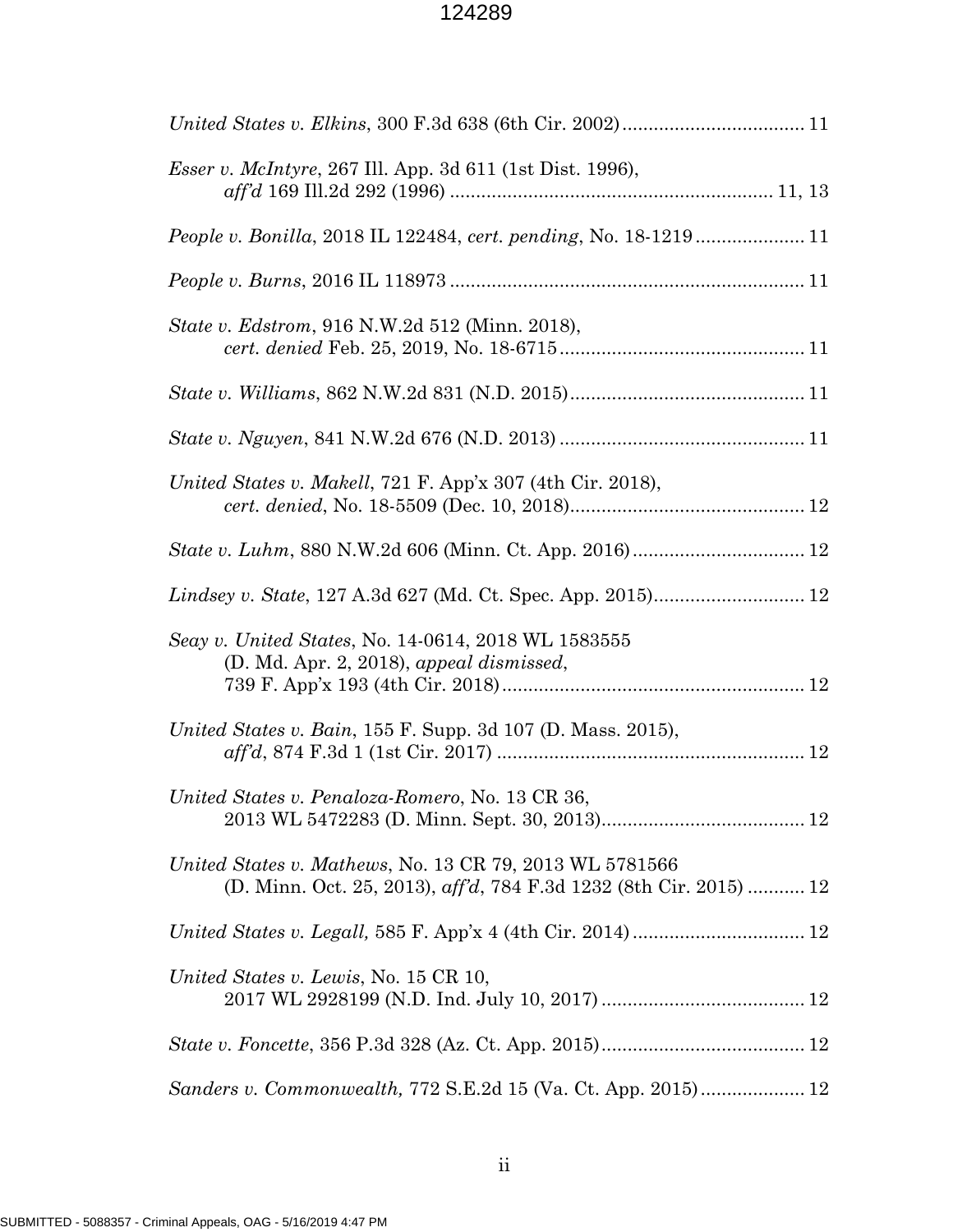*United States v. Elkins*, 300 F.3d 638 (6th Cir. 2002) .................................. 11

*Esser v. McIntyre*, 267 Ill. App. 3d 611 (1st Dist. 1996),
*aff'd* 169 Ill.2d 292 (1996) ............................................................. 11, 13

*People v. Bonilla*, 2018 IL 122484, *cert. pending*, No. 18-1219 .................... 11

*People v. Burns*, 2016 IL 118973 .................................................................. 11

*State v. Edstrom*, 916 N.W.2d 512 (Minn. 2018),
*cert. denied* Feb. 25, 2019, No. 18-6715 .............................................. 11

*State v. Williams*, 862 N.W.2d 831 (N.D. 2015) ............................................ 11

*State v. Nguyen*, 841 N.W.2d 676 (N.D. 2013) .............................................. 11

*United States v. Makell*, 721 F. App'x 307 (4th Cir. 2018),
*cert. denied*, No. 18-5509 (Dec. 10, 2018) ............................................ 12

*State v. Luhm*, 880 N.W.2d 606 (Minn. Ct. App. 2016) ................................. 12

*Lindsey v. State*, 127 A.3d 627 (Md. Ct. Spec. App. 2015) ............................ 12

*Seay v. United States*, No. 14-0614, 2018 WL 1583555
(D. Md. Apr. 2, 2018), *appeal dismissed*,
739 F. App'x 193 (4th Cir. 2018) ......................................................... 12

*United States v. Bain*, 155 F. Supp. 3d 107 (D. Mass. 2015),
*aff'd*, 874 F.3d 1 (1st Cir. 2017) .......................................................... 12

*United States v. Penaloza-Romero*, No. 13 CR 36,
2013 WL 5472283 (D. Minn. Sept. 30, 2013) ....................................... 12

*United States v. Mathews*, No. 13 CR 79, 2013 WL 5781566
(D. Minn. Oct. 25, 2013), *aff'd*, 784 F.3d 1232 (8th Cir. 2015) ........... 12

*United States v. Legall,* 585 F. App'x 4 (4th Cir. 2014) ................................. 12

*United States v. Lewis*, No. 15 CR 10,
2017 WL 2928199 (N.D. Ind. July 10, 2017) ....................................... 12

*State v. Foncette*, 356 P.3d 328 (Az. Ct. App. 2015) ....................................... 12

*Sanders v. Commonwealth,* 772 S.E.2d 15 (Va. Ct. App. 2015) .................... 12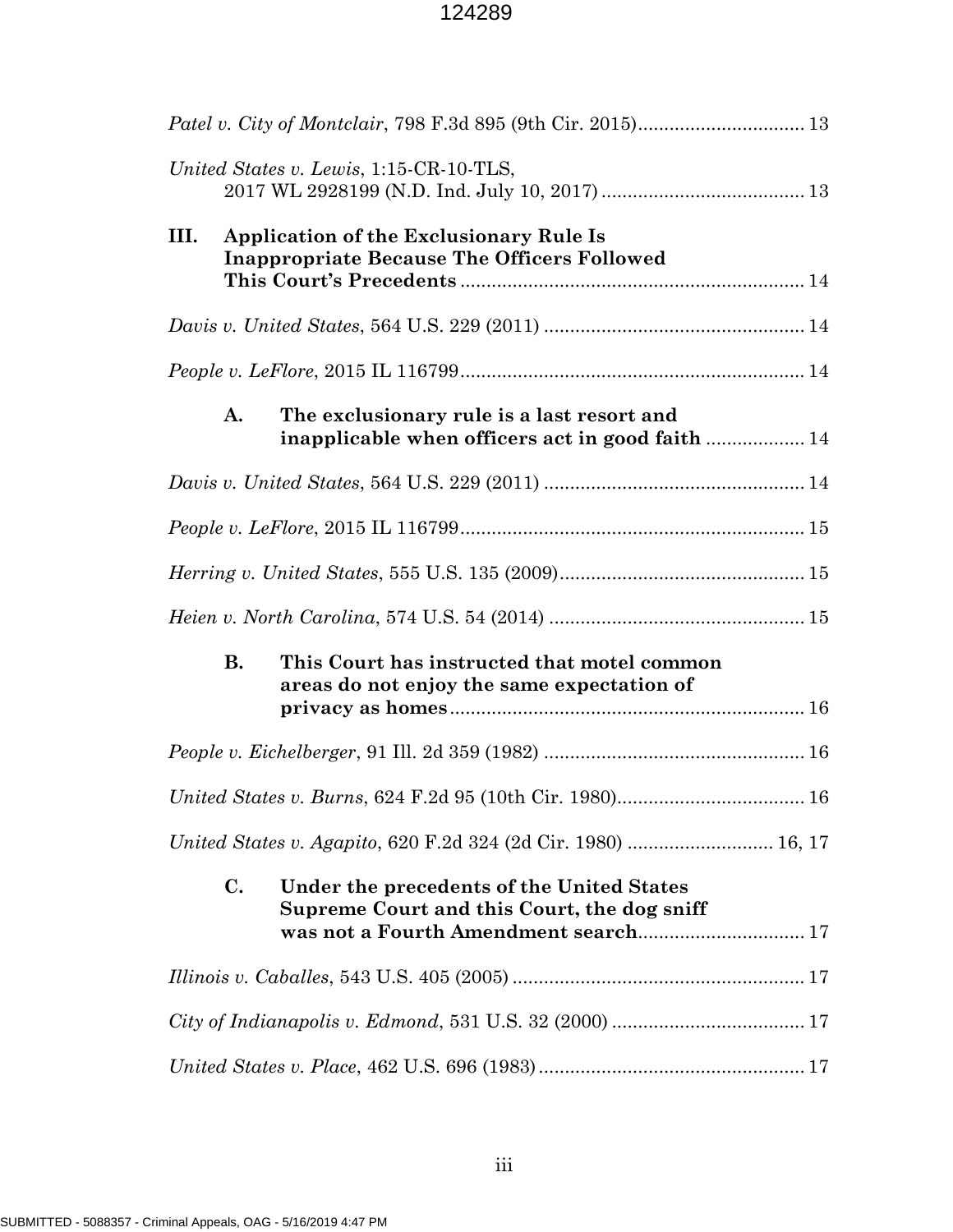*Patel v. City of Montclair*, 798 F.3d 895 (9th Cir. 2015)................................ 13

*United States v. Lewis*, 1:15-CR-10-TLS, 2017 WL 2928199 (N.D. Ind. July 10, 2017)....................................... 13

**III. Application of the Exclusionary Rule Is Inappropriate Because The Officers Followed This Court's Precedents**.................................................................. 14

*Davis v. United States*, 564 U.S. 229 (2011) .................................................. 14

*People v. LeFlore*, 2015 IL 116799.................................................................. 14

**A. The exclusionary rule is a last resort and inapplicable when officers act in good faith** ................... 14

*Davis v. United States*, 564 U.S. 229 (2011) .................................................. 14

*People v. LeFlore*, 2015 IL 116799.................................................................. 15

*Herring v. United States*, 555 U.S. 135 (2009)............................................... 15

*Heien v. North Carolina*, 574 U.S. 54 (2014) ................................................. 15

**B. This Court has instructed that motel common areas do not enjoy the same expectation of privacy as homes**.................................................................... 16

*People v. Eichelberger*, 91 Ill. 2d 359 (1982) .................................................. 16

*United States v. Burns*, 624 F.2d 95 (10th Cir. 1980).................................... 16

*United States v. Agapito*, 620 F.2d 324 (2d Cir. 1980) ............................ 16, 17

**C. Under the precedents of the United States Supreme Court and this Court, the dog sniff was not a Fourth Amendment search**................................ 17

*Illinois v. Caballes*, 543 U.S. 405 (2005) ........................................................ 17

*City of Indianapolis v. Edmond*, 531 U.S. 32 (2000) ..................................... 17

*United States v. Place*, 462 U.S. 696 (1983)................................................... 17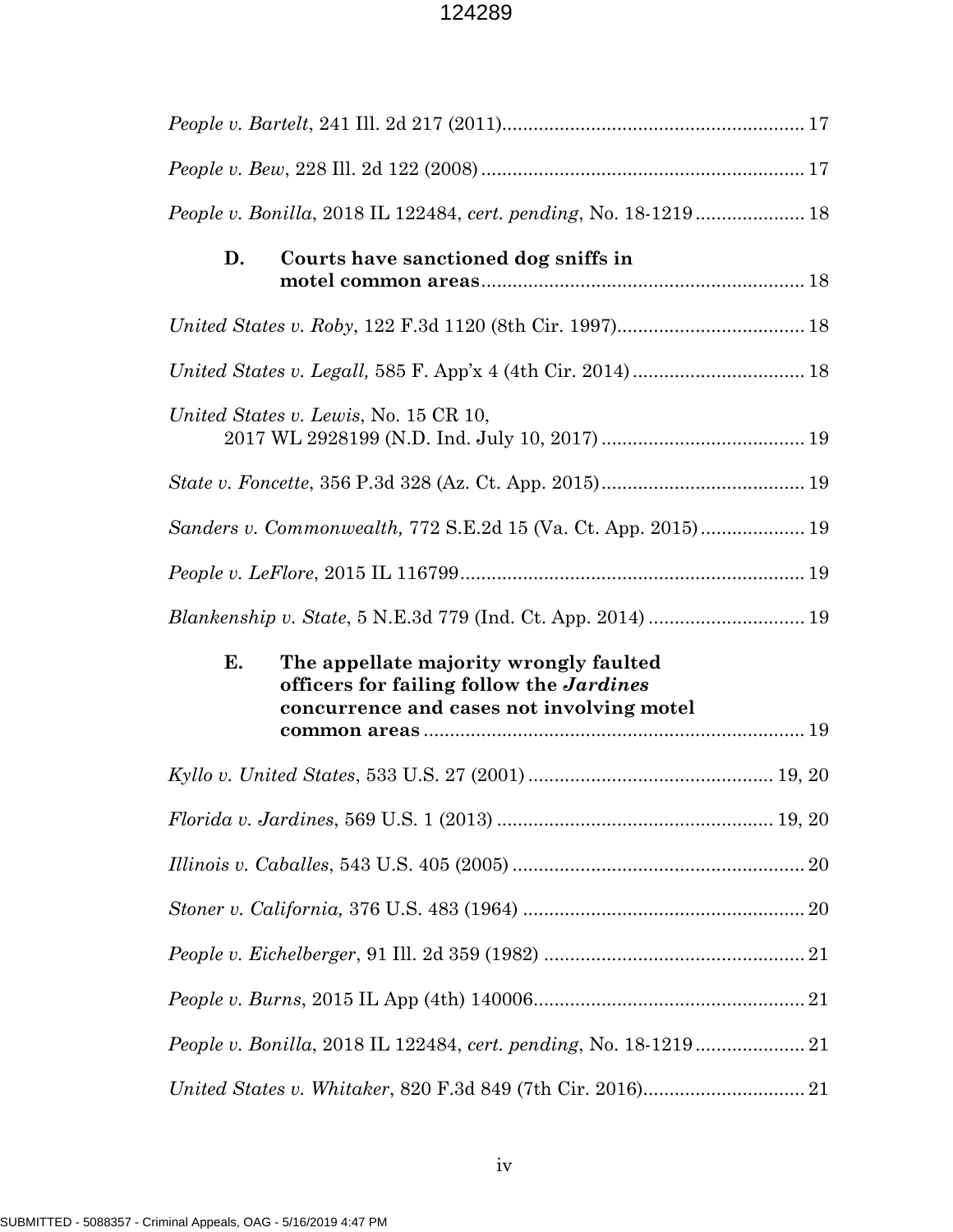*People v. Bartelt*, 241 Ill. 2d 217 (2011)......................................................... 17

*People v. Bew*, 228 Ill. 2d 122 (2008)............................................................. 17

*People v. Bonilla*, 2018 IL 122484, *cert. pending*, No. 18-1219.................... 18

**D. Courts have sanctioned dog sniffs in motel common areas**............................................................. 18

*United States v. Roby*, 122 F.3d 1120 (8th Cir. 1997).................................... 18

*United States v. Legall,* 585 F. App'x 4 (4th Cir. 2014)................................ 18

*United States v. Lewis*, No. 15 CR 10, 2017 WL 2928199 (N.D. Ind. July 10, 2017)....................................... 19

*State v. Foncette*, 356 P.3d 328 (Az. Ct. App. 2015)....................................... 19

*Sanders v. Commonwealth,* 772 S.E.2d 15 (Va. Ct. App. 2015).................... 19

*People v. LeFlore*, 2015 IL 116799................................................................. 19

*Blankenship v. State*, 5 N.E.3d 779 (Ind. Ct. App. 2014).............................. 19

**E. The appellate majority wrongly faulted officers for failing follow the *Jardines* concurrence and cases not involving motel common areas**......................................................................... 19

*Kyllo v. United States*, 533 U.S. 27 (2001)............................................... 19, 20

*Florida v. Jardines*, 569 U.S. 1 (2013)..................................................... 19, 20

*Illinois v. Caballes*, 543 U.S. 405 (2005)........................................................ 20

*Stoner v. California,* 376 U.S. 483 (1964)...................................................... 20

*People v. Eichelberger*, 91 Ill. 2d 359 (1982).................................................. 21

*People v. Burns*, 2015 IL App (4th) 140006.................................................... 21

*People v. Bonilla*, 2018 IL 122484, *cert. pending*, No. 18-1219.................... 21

*United States v. Whitaker*, 820 F.3d 849 (7th Cir. 2016)............................... 21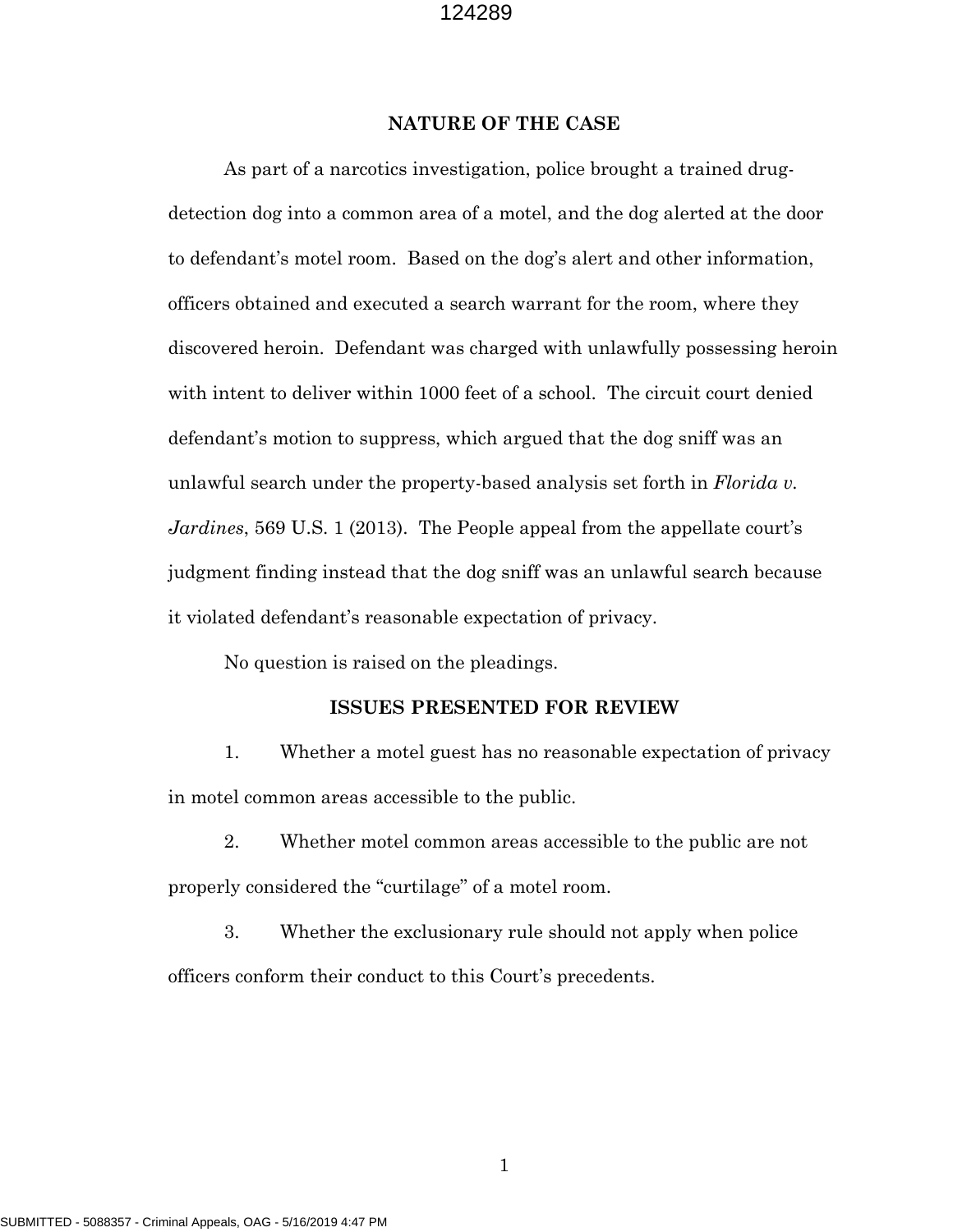## NATURE OF THE CASE

As part of a narcotics investigation, police brought a trained drug-detection dog into a common area of a motel, and the dog alerted at the door to defendant's motel room. Based on the dog's alert and other information, officers obtained and executed a search warrant for the room, where they discovered heroin. Defendant was charged with unlawfully possessing heroin with intent to deliver within 1000 feet of a school. The circuit court denied defendant's motion to suppress, which argued that the dog sniff was an unlawful search under the property-based analysis set forth in *Florida v. Jardines*, 569 U.S. 1 (2013). The People appeal from the appellate court's judgment finding instead that the dog sniff was an unlawful search because it violated defendant's reasonable expectation of privacy.

No question is raised on the pleadings.

## ISSUES PRESENTED FOR REVIEW

1. Whether a motel guest has no reasonable expectation of privacy in motel common areas accessible to the public.

2. Whether motel common areas accessible to the public are not properly considered the "curtilage" of a motel room.

3. Whether the exclusionary rule should not apply when police officers conform their conduct to this Court's precedents.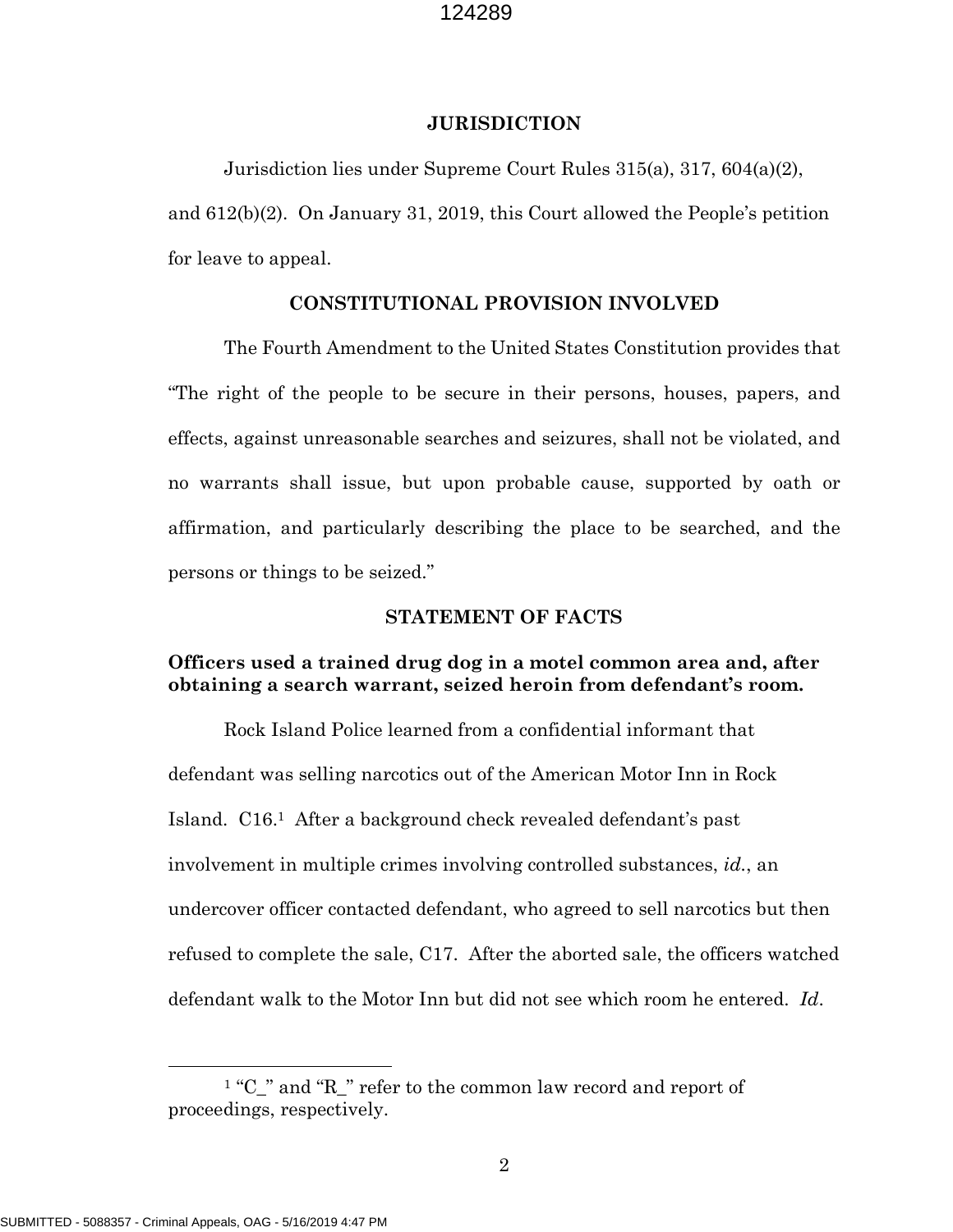## JURISDICTION

Jurisdiction lies under Supreme Court Rules 315(a), 317, 604(a)(2), and 612(b)(2). On January 31, 2019, this Court allowed the People's petition for leave to appeal.

## CONSTITUTIONAL PROVISION INVOLVED

The Fourth Amendment to the United States Constitution provides that "The right of the people to be secure in their persons, houses, papers, and effects, against unreasonable searches and seizures, shall not be violated, and no warrants shall issue, but upon probable cause, supported by oath or affirmation, and particularly describing the place to be searched, and the persons or things to be seized."

## STATEMENT OF FACTS

### Officers used a trained drug dog in a motel common area and, after obtaining a search warrant, seized heroin from defendant's room.

Rock Island Police learned from a confidential informant that defendant was selling narcotics out of the American Motor Inn in Rock Island. C16.[1] After a background check revealed defendant's past involvement in multiple crimes involving controlled substances, *id.*, an undercover officer contacted defendant, who agreed to sell narcotics but then refused to complete the sale, C17. After the aborted sale, the officers watched defendant walk to the Motor Inn but did not see which room he entered. *Id.*

[1] "C_" and "R_" refer to the common law record and report of proceedings, respectively.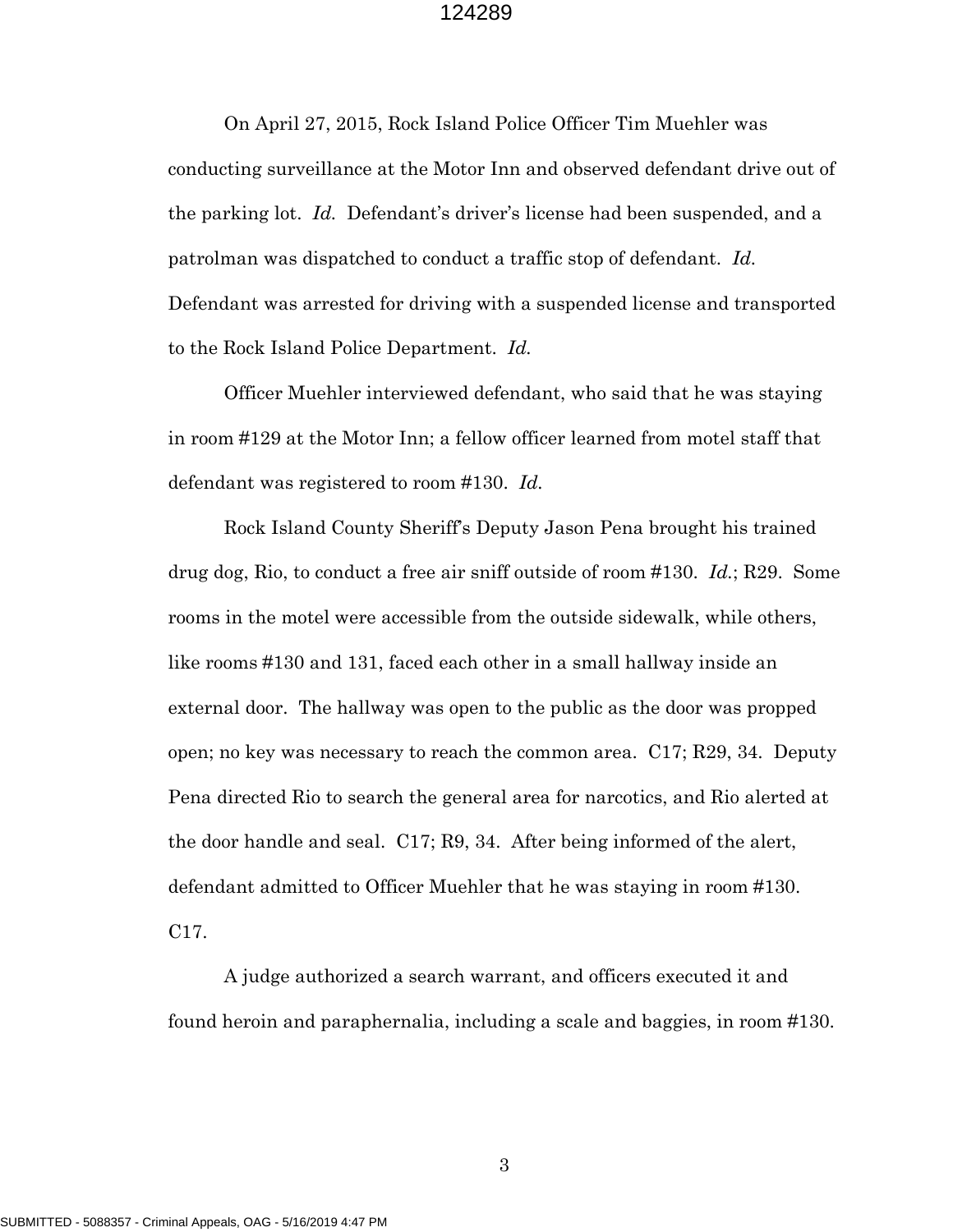On April 27, 2015, Rock Island Police Officer Tim Muehler was conducting surveillance at the Motor Inn and observed defendant drive out of the parking lot. *Id.* Defendant's driver's license had been suspended, and a patrolman was dispatched to conduct a traffic stop of defendant. *Id.* Defendant was arrested for driving with a suspended license and transported to the Rock Island Police Department. *Id.*

Officer Muehler interviewed defendant, who said that he was staying in room #129 at the Motor Inn; a fellow officer learned from motel staff that defendant was registered to room #130. *Id.*

Rock Island County Sheriff's Deputy Jason Pena brought his trained drug dog, Rio, to conduct a free air sniff outside of room #130. *Id.*; R29. Some rooms in the motel were accessible from the outside sidewalk, while others, like rooms #130 and 131, faced each other in a small hallway inside an external door. The hallway was open to the public as the door was propped open; no key was necessary to reach the common area. C17; R29, 34. Deputy Pena directed Rio to search the general area for narcotics, and Rio alerted at the door handle and seal. C17; R9, 34. After being informed of the alert, defendant admitted to Officer Muehler that he was staying in room #130. C17.

A judge authorized a search warrant, and officers executed it and found heroin and paraphernalia, including a scale and baggies, in room #130.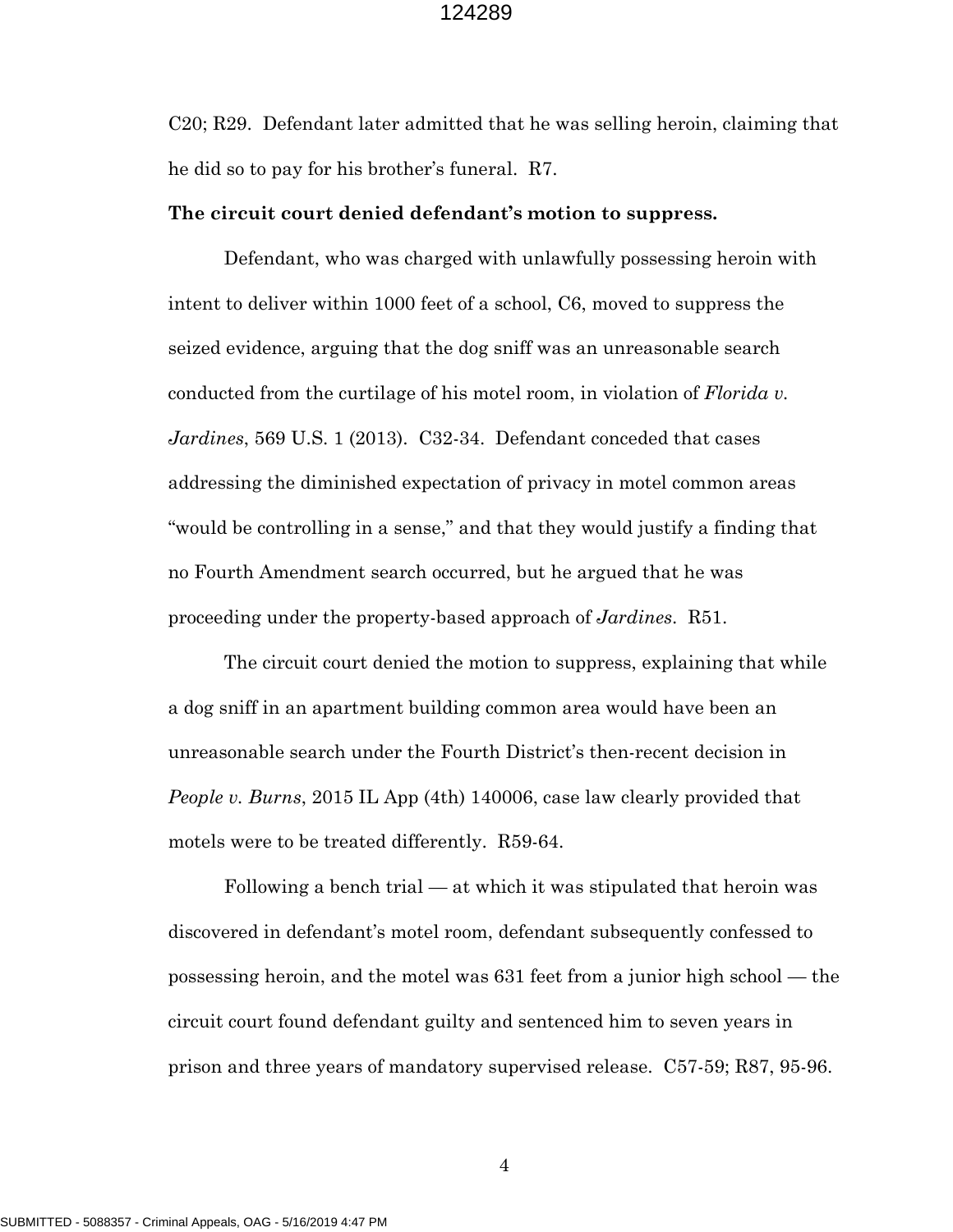C20; R29. Defendant later admitted that he was selling heroin, claiming that he did so to pay for his brother's funeral. R7.

**The circuit court denied defendant's motion to suppress.**

Defendant, who was charged with unlawfully possessing heroin with intent to deliver within 1000 feet of a school, C6, moved to suppress the seized evidence, arguing that the dog sniff was an unreasonable search conducted from the curtilage of his motel room, in violation of *Florida v. Jardines*, 569 U.S. 1 (2013). C32-34. Defendant conceded that cases addressing the diminished expectation of privacy in motel common areas "would be controlling in a sense," and that they would justify a finding that no Fourth Amendment search occurred, but he argued that he was proceeding under the property-based approach of *Jardines*. R51.

The circuit court denied the motion to suppress, explaining that while a dog sniff in an apartment building common area would have been an unreasonable search under the Fourth District's then-recent decision in *People v. Burns*, 2015 IL App (4th) 140006, case law clearly provided that motels were to be treated differently. R59-64.

Following a bench trial — at which it was stipulated that heroin was discovered in defendant's motel room, defendant subsequently confessed to possessing heroin, and the motel was 631 feet from a junior high school — the circuit court found defendant guilty and sentenced him to seven years in prison and three years of mandatory supervised release. C57-59; R87, 95-96.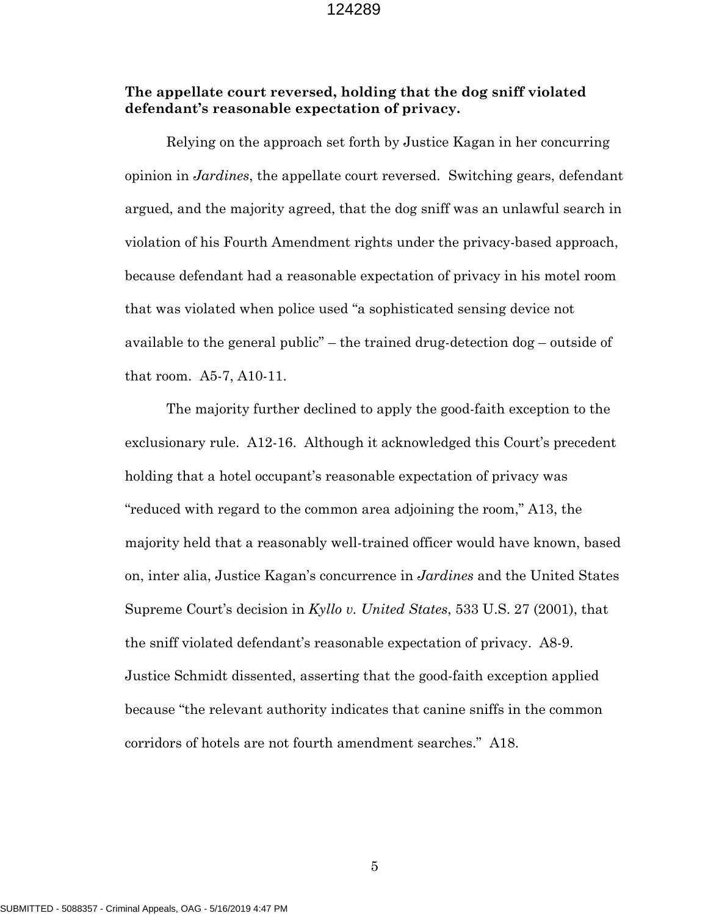**The appellate court reversed, holding that the dog sniff violated defendant's reasonable expectation of privacy.**

Relying on the approach set forth by Justice Kagan in her concurring opinion in *Jardines*, the appellate court reversed. Switching gears, defendant argued, and the majority agreed, that the dog sniff was an unlawful search in violation of his Fourth Amendment rights under the privacy-based approach, because defendant had a reasonable expectation of privacy in his motel room that was violated when police used "a sophisticated sensing device not available to the general public" – the trained drug-detection dog – outside of that room. A5-7, A10-11.

The majority further declined to apply the good-faith exception to the exclusionary rule. A12-16. Although it acknowledged this Court's precedent holding that a hotel occupant's reasonable expectation of privacy was "reduced with regard to the common area adjoining the room," A13, the majority held that a reasonably well-trained officer would have known, based on, inter alia, Justice Kagan's concurrence in *Jardines* and the United States Supreme Court's decision in *Kyllo v. United States*, 533 U.S. 27 (2001), that the sniff violated defendant's reasonable expectation of privacy. A8-9. Justice Schmidt dissented, asserting that the good-faith exception applied because "the relevant authority indicates that canine sniffs in the common corridors of hotels are not fourth amendment searches." A18.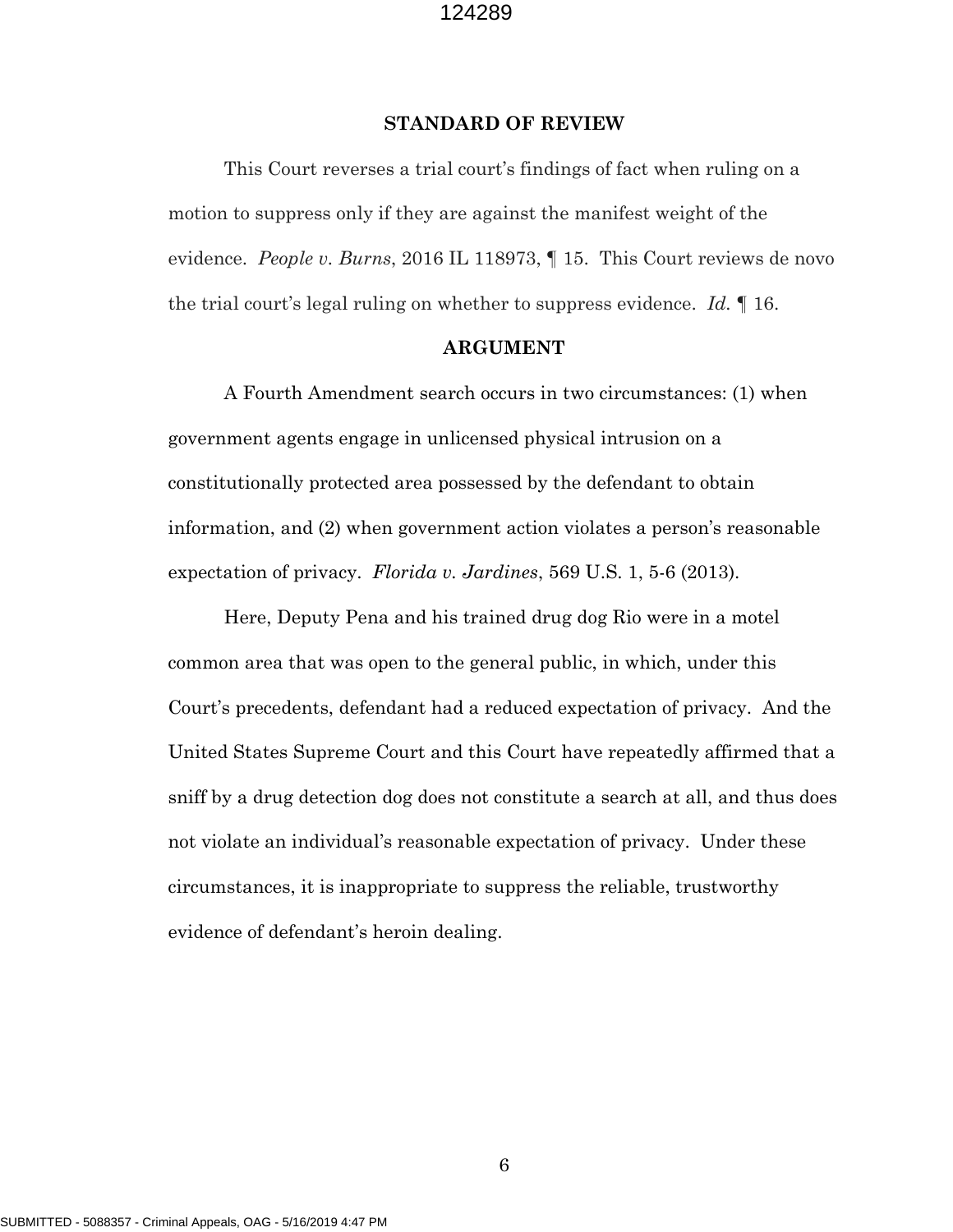## STANDARD OF REVIEW

This Court reverses a trial court's findings of fact when ruling on a motion to suppress only if they are against the manifest weight of the evidence. *People v. Burns*, 2016 IL 118973, ¶ 15. This Court reviews de novo the trial court's legal ruling on whether to suppress evidence. *Id.* ¶ 16.

## ARGUMENT

A Fourth Amendment search occurs in two circumstances: (1) when government agents engage in unlicensed physical intrusion on a constitutionally protected area possessed by the defendant to obtain information, and (2) when government action violates a person's reasonable expectation of privacy. *Florida v. Jardines*, 569 U.S. 1, 5-6 (2013).

Here, Deputy Pena and his trained drug dog Rio were in a motel common area that was open to the general public, in which, under this Court's precedents, defendant had a reduced expectation of privacy. And the United States Supreme Court and this Court have repeatedly affirmed that a sniff by a drug detection dog does not constitute a search at all, and thus does not violate an individual's reasonable expectation of privacy. Under these circumstances, it is inappropriate to suppress the reliable, trustworthy evidence of defendant's heroin dealing.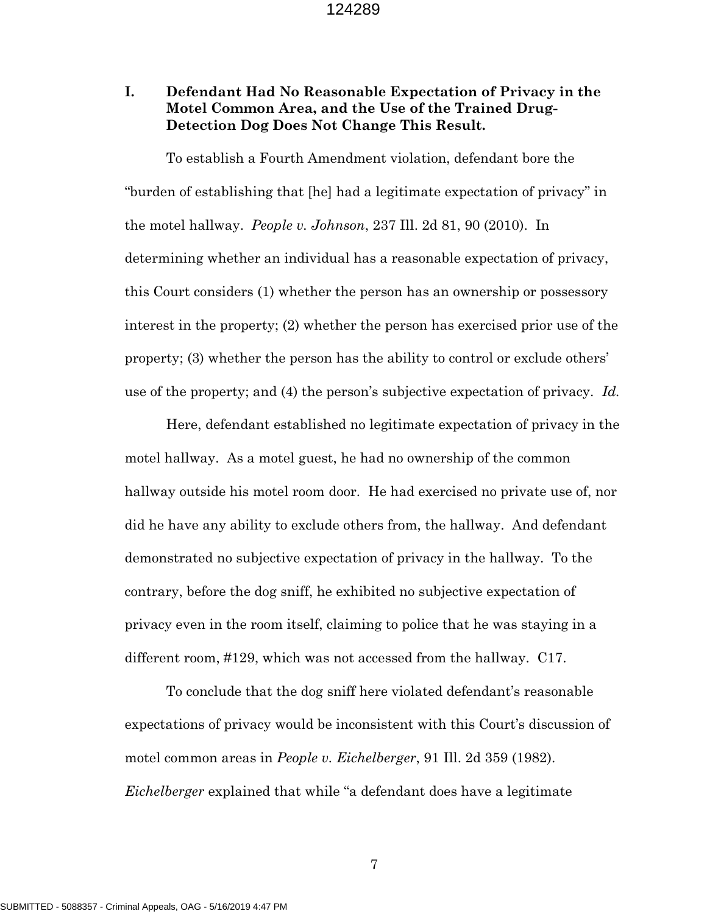## I. Defendant Had No Reasonable Expectation of Privacy in the Motel Common Area, and the Use of the Trained Drug-Detection Dog Does Not Change This Result.

To establish a Fourth Amendment violation, defendant bore the "burden of establishing that [he] had a legitimate expectation of privacy" in the motel hallway. *People v. Johnson*, 237 Ill. 2d 81, 90 (2010). In determining whether an individual has a reasonable expectation of privacy, this Court considers (1) whether the person has an ownership or possessory interest in the property; (2) whether the person has exercised prior use of the property; (3) whether the person has the ability to control or exclude others' use of the property; and (4) the person's subjective expectation of privacy. *Id.*

Here, defendant established no legitimate expectation of privacy in the motel hallway. As a motel guest, he had no ownership of the common hallway outside his motel room door. He had exercised no private use of, nor did he have any ability to exclude others from, the hallway. And defendant demonstrated no subjective expectation of privacy in the hallway. To the contrary, before the dog sniff, he exhibited no subjective expectation of privacy even in the room itself, claiming to police that he was staying in a different room, #129, which was not accessed from the hallway. C17.

To conclude that the dog sniff here violated defendant's reasonable expectations of privacy would be inconsistent with this Court's discussion of motel common areas in *People v. Eichelberger*, 91 Ill. 2d 359 (1982). *Eichelberger* explained that while "a defendant does have a legitimate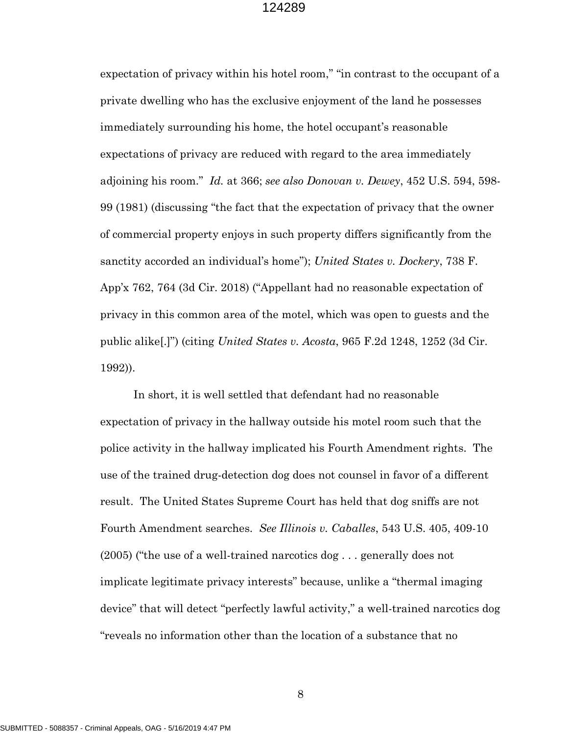expectation of privacy within his hotel room," "in contrast to the occupant of a private dwelling who has the exclusive enjoyment of the land he possesses immediately surrounding his home, the hotel occupant's reasonable expectations of privacy are reduced with regard to the area immediately adjoining his room." *Id.* at 366; *see also Donovan v. Dewey*, 452 U.S. 594, 598-99 (1981) (discussing "the fact that the expectation of privacy that the owner of commercial property enjoys in such property differs significantly from the sanctity accorded an individual's home"); *United States v. Dockery*, 738 F. App'x 762, 764 (3d Cir. 2018) ("Appellant had no reasonable expectation of privacy in this common area of the motel, which was open to guests and the public alike[.]") (citing *United States v. Acosta*, 965 F.2d 1248, 1252 (3d Cir. 1992)).

In short, it is well settled that defendant had no reasonable expectation of privacy in the hallway outside his motel room such that the police activity in the hallway implicated his Fourth Amendment rights. The use of the trained drug-detection dog does not counsel in favor of a different result. The United States Supreme Court has held that dog sniffs are not Fourth Amendment searches. *See Illinois v. Caballes*, 543 U.S. 405, 409-10 (2005) ("the use of a well-trained narcotics dog . . . generally does not implicate legitimate privacy interests" because, unlike a "thermal imaging device" that will detect "perfectly lawful activity," a well-trained narcotics dog "reveals no information other than the location of a substance that no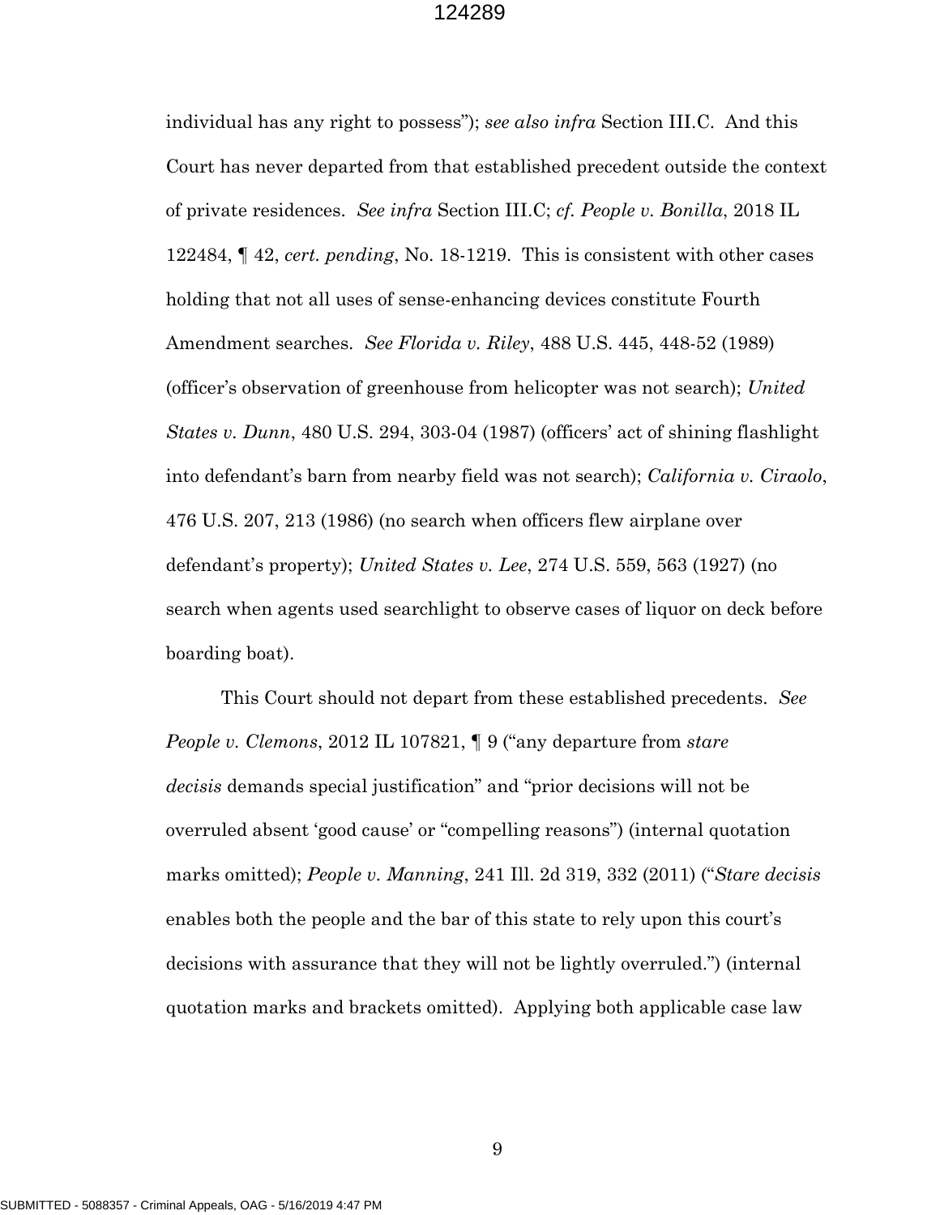individual has any right to possess"); *see also infra* Section III.C. And this Court has never departed from that established precedent outside the context of private residences. *See infra* Section III.C; *cf. People v. Bonilla*, 2018 IL 122484, ¶ 42, *cert. pending*, No. 18-1219. This is consistent with other cases holding that not all uses of sense-enhancing devices constitute Fourth Amendment searches. *See Florida v. Riley*, 488 U.S. 445, 448-52 (1989) (officer's observation of greenhouse from helicopter was not search); *United States v. Dunn*, 480 U.S. 294, 303-04 (1987) (officers' act of shining flashlight into defendant's barn from nearby field was not search); *California v. Ciraolo*, 476 U.S. 207, 213 (1986) (no search when officers flew airplane over defendant's property); *United States v. Lee*, 274 U.S. 559, 563 (1927) (no search when agents used searchlight to observe cases of liquor on deck before boarding boat).

This Court should not depart from these established precedents. *See People v. Clemons*, 2012 IL 107821, ¶ 9 ("any departure from *stare decisis* demands special justification" and "prior decisions will not be overruled absent 'good cause' or "compelling reasons") (internal quotation marks omitted); *People v. Manning*, 241 Ill. 2d 319, 332 (2011) ("*Stare decisis* enables both the people and the bar of this state to rely upon this court's decisions with assurance that they will not be lightly overruled.") (internal quotation marks and brackets omitted). Applying both applicable case law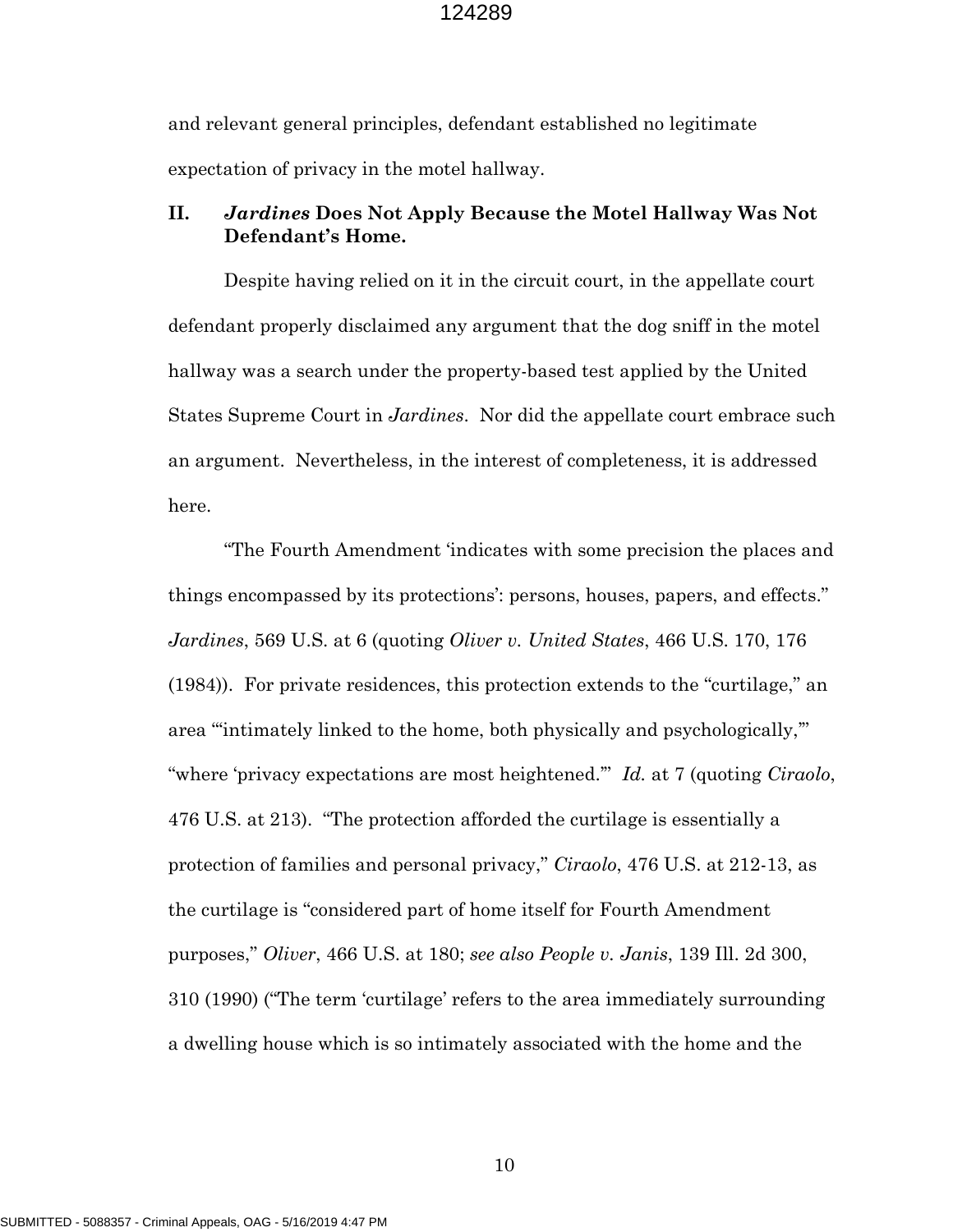and relevant general principles, defendant established no legitimate expectation of privacy in the motel hallway.

## II. *Jardines* Does Not Apply Because the Motel Hallway Was Not Defendant's Home.

Despite having relied on it in the circuit court, in the appellate court defendant properly disclaimed any argument that the dog sniff in the motel hallway was a search under the property-based test applied by the United States Supreme Court in *Jardines*. Nor did the appellate court embrace such an argument. Nevertheless, in the interest of completeness, it is addressed here.

"The Fourth Amendment 'indicates with some precision the places and things encompassed by its protections': persons, houses, papers, and effects." *Jardines*, 569 U.S. at 6 (quoting *Oliver v. United States*, 466 U.S. 170, 176 (1984)). For private residences, this protection extends to the "curtilage," an area "'intimately linked to the home, both physically and psychologically,'" "where 'privacy expectations are most heightened.'" *Id.* at 7 (quoting *Ciraolo*, 476 U.S. at 213). "The protection afforded the curtilage is essentially a protection of families and personal privacy," *Ciraolo*, 476 U.S. at 212-13, as the curtilage is "considered part of home itself for Fourth Amendment purposes," *Oliver*, 466 U.S. at 180; *see also People v. Janis*, 139 Ill. 2d 300, 310 (1990) ("The term 'curtilage' refers to the area immediately surrounding a dwelling house which is so intimately associated with the home and the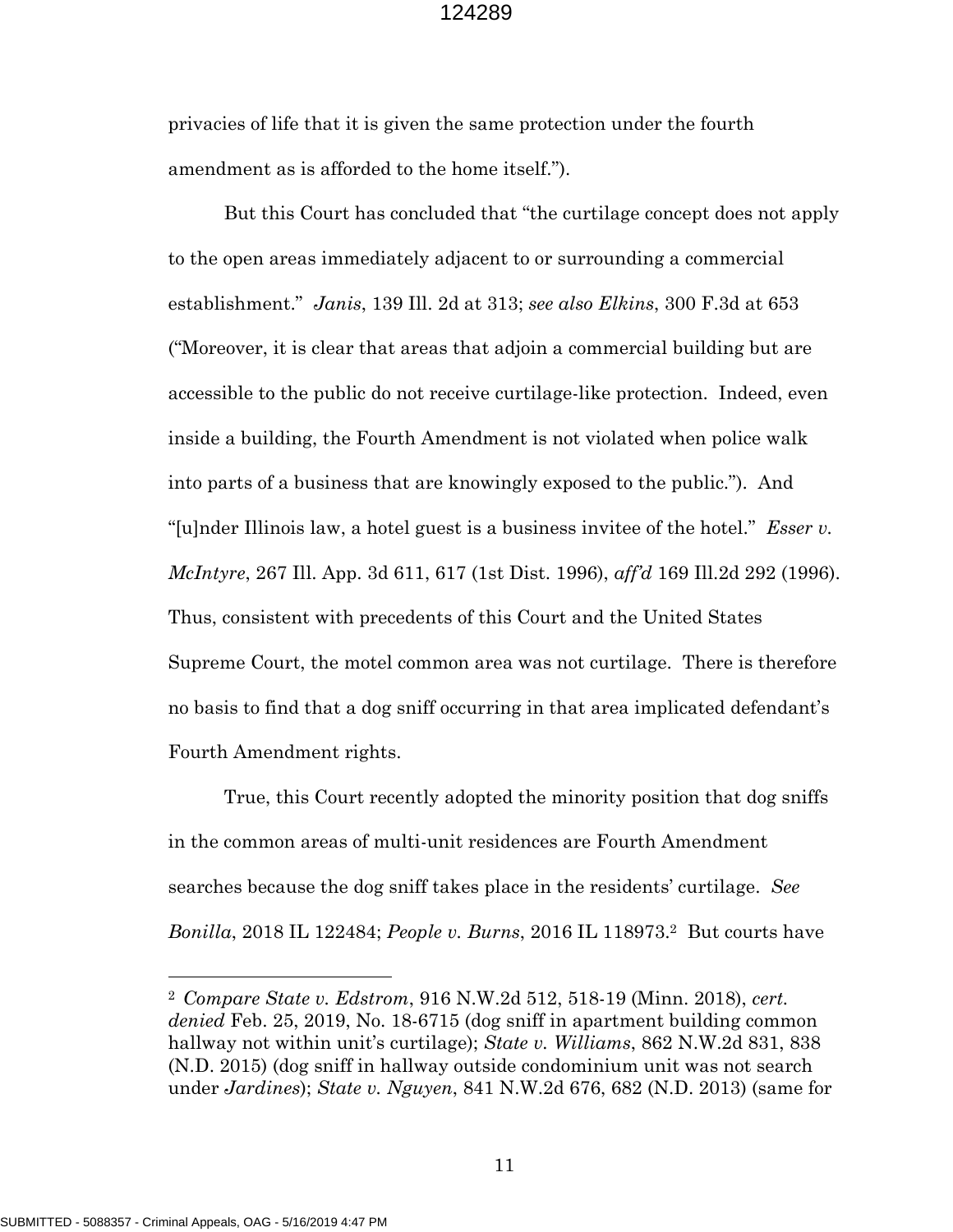privacies of life that it is given the same protection under the fourth amendment as is afforded to the home itself.").

But this Court has concluded that "the curtilage concept does not apply to the open areas immediately adjacent to or surrounding a commercial establishment." *Janis*, 139 Ill. 2d at 313; *see also Elkins*, 300 F.3d at 653 ("Moreover, it is clear that areas that adjoin a commercial building but are accessible to the public do not receive curtilage-like protection. Indeed, even inside a building, the Fourth Amendment is not violated when police walk into parts of a business that are knowingly exposed to the public."). And "[u]nder Illinois law, a hotel guest is a business invitee of the hotel." *Esser v. McIntyre*, 267 Ill. App. 3d 611, 617 (1st Dist. 1996), *aff'd* 169 Ill.2d 292 (1996). Thus, consistent with precedents of this Court and the United States Supreme Court, the motel common area was not curtilage. There is therefore no basis to find that a dog sniff occurring in that area implicated defendant's Fourth Amendment rights.

True, this Court recently adopted the minority position that dog sniffs in the common areas of multi-unit residences are Fourth Amendment searches because the dog sniff takes place in the residents' curtilage. *See Bonilla*, 2018 IL 122484; *People v. Burns*, 2016 IL 118973.[2] But courts have

---

[2] *Compare State v. Edstrom*, 916 N.W.2d 512, 518-19 (Minn. 2018), *cert. denied* Feb. 25, 2019, No. 18-6715 (dog sniff in apartment building common hallway not within unit's curtilage); *State v. Williams*, 862 N.W.2d 831, 838 (N.D. 2015) (dog sniff in hallway outside condominium unit was not search under *Jardines*); *State v. Nguyen*, 841 N.W.2d 676, 682 (N.D. 2013) (same for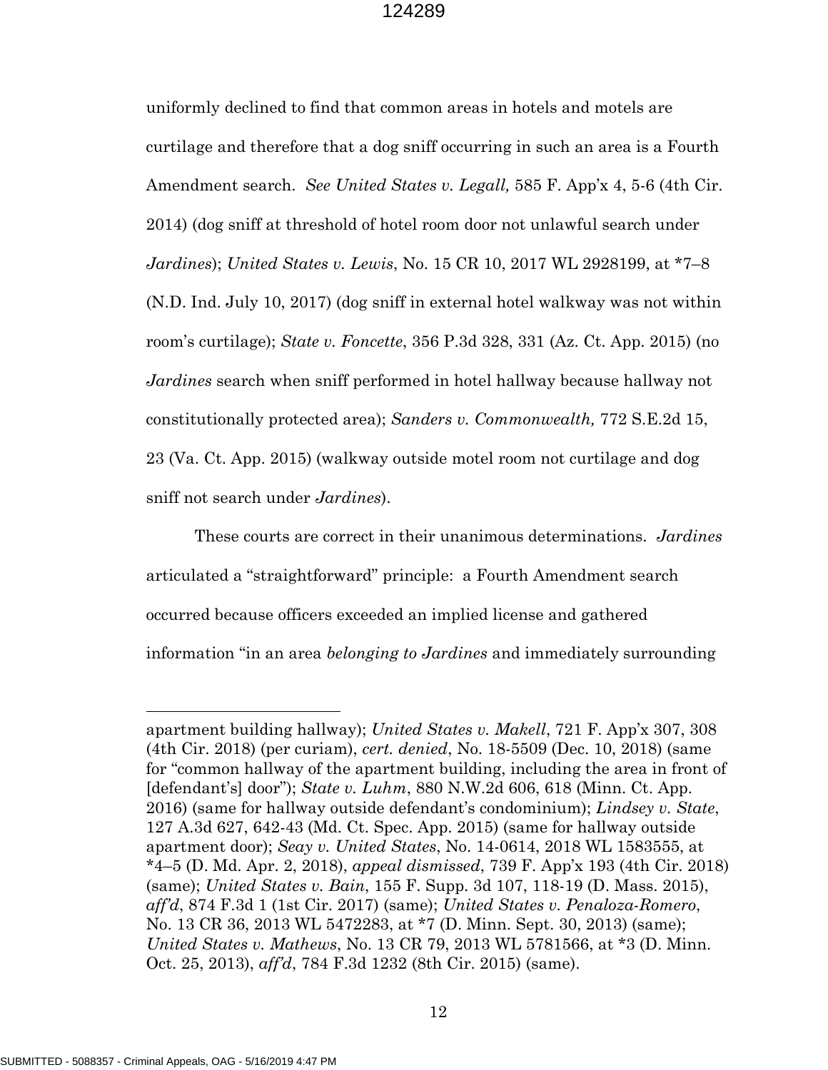uniformly declined to find that common areas in hotels and motels are curtilage and therefore that a dog sniff occurring in such an area is a Fourth Amendment search. *See United States v. Legall,* 585 F. App'x 4, 5-6 (4th Cir. 2014) (dog sniff at threshold of hotel room door not unlawful search under *Jardines*); *United States v. Lewis*, No. 15 CR 10, 2017 WL 2928199, at *7–8 (N.D. Ind. July 10, 2017) (dog sniff in external hotel walkway was not within room's curtilage); *State v. Foncette*, 356 P.3d 328, 331 (Az. Ct. App. 2015) (no *Jardines* search when sniff performed in hotel hallway because hallway not constitutionally protected area); *Sanders v. Commonwealth,* 772 S.E.2d 15, 23 (Va. Ct. App. 2015) (walkway outside motel room not curtilage and dog sniff not search under *Jardines*).

These courts are correct in their unanimous determinations. *Jardines* articulated a "straightforward" principle: a Fourth Amendment search occurred because officers exceeded an implied license and gathered information "in an area *belonging to Jardines* and immediately surrounding

---

apartment building hallway); *United States v. Makell*, 721 F. App'x 307, 308 (4th Cir. 2018) (per curiam), *cert. denied*, No. 18-5509 (Dec. 10, 2018) (same for "common hallway of the apartment building, including the area in front of [defendant's] door"); *State v. Luhm*, 880 N.W.2d 606, 618 (Minn. Ct. App. 2016) (same for hallway outside defendant's condominium); *Lindsey v. State*, 127 A.3d 627, 642-43 (Md. Ct. Spec. App. 2015) (same for hallway outside apartment door); *Seay v. United States*, No. 14-0614, 2018 WL 1583555, at *4–5 (D. Md. Apr. 2, 2018), *appeal dismissed*, 739 F. App'x 193 (4th Cir. 2018) (same); *United States v. Bain*, 155 F. Supp. 3d 107, 118-19 (D. Mass. 2015), *aff'd*, 874 F.3d 1 (1st Cir. 2017) (same); *United States v. Penaloza-Romero*, No. 13 CR 36, 2013 WL 5472283, at *7 (D. Minn. Sept. 30, 2013) (same); *United States v. Mathews*, No. 13 CR 79, 2013 WL 5781566, at *3 (D. Minn. Oct. 25, 2013), *aff'd*, 784 F.3d 1232 (8th Cir. 2015) (same).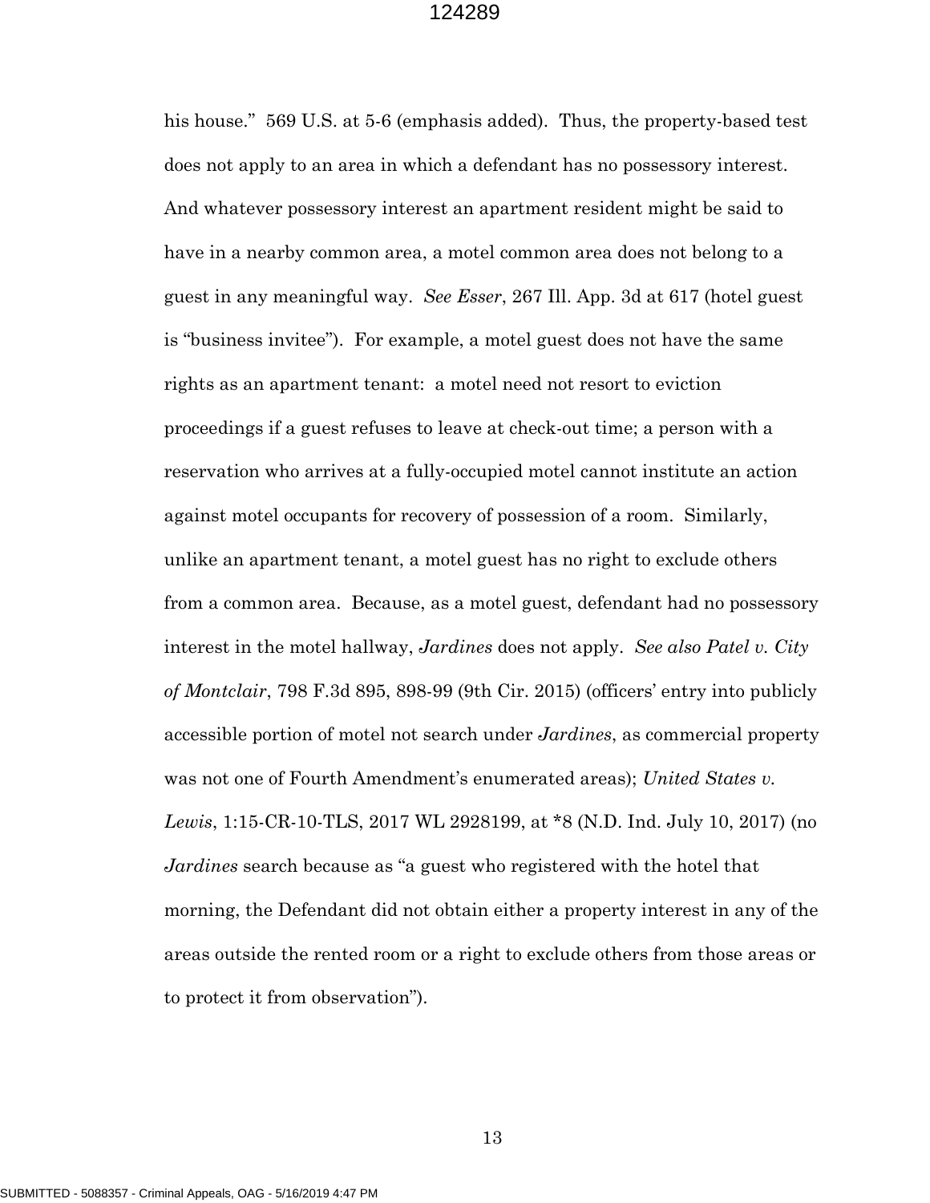his house." 569 U.S. at 5-6 (emphasis added). Thus, the property-based test does not apply to an area in which a defendant has no possessory interest. And whatever possessory interest an apartment resident might be said to have in a nearby common area, a motel common area does not belong to a guest in any meaningful way. *See Esser*, 267 Ill. App. 3d at 617 (hotel guest is "business invitee"). For example, a motel guest does not have the same rights as an apartment tenant: a motel need not resort to eviction proceedings if a guest refuses to leave at check-out time; a person with a reservation who arrives at a fully-occupied motel cannot institute an action against motel occupants for recovery of possession of a room. Similarly, unlike an apartment tenant, a motel guest has no right to exclude others from a common area. Because, as a motel guest, defendant had no possessory interest in the motel hallway, *Jardines* does not apply. *See also Patel v. City of Montclair*, 798 F.3d 895, 898-99 (9th Cir. 2015) (officers' entry into publicly accessible portion of motel not search under *Jardines*, as commercial property was not one of Fourth Amendment's enumerated areas); *United States v. Lewis*, 1:15-CR-10-TLS, 2017 WL 2928199, at *8 (N.D. Ind. July 10, 2017) (no *Jardines* search because as "a guest who registered with the hotel that morning, the Defendant did not obtain either a property interest in any of the areas outside the rented room or a right to exclude others from those areas or to protect it from observation").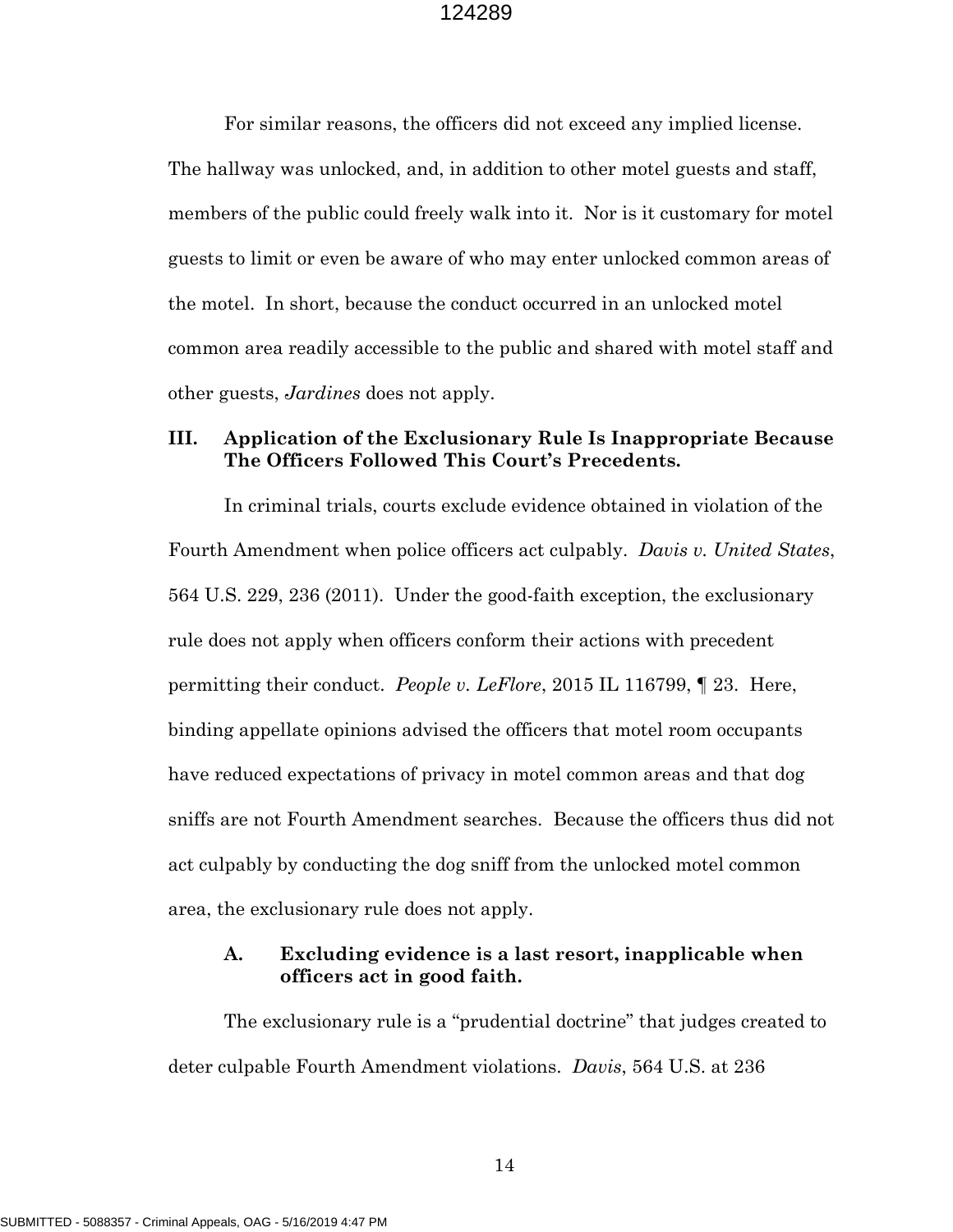For similar reasons, the officers did not exceed any implied license. The hallway was unlocked, and, in addition to other motel guests and staff, members of the public could freely walk into it. Nor is it customary for motel guests to limit or even be aware of who may enter unlocked common areas of the motel. In short, because the conduct occurred in an unlocked motel common area readily accessible to the public and shared with motel staff and other guests, *Jardines* does not apply.

## III. Application of the Exclusionary Rule Is Inappropriate Because The Officers Followed This Court's Precedents.

In criminal trials, courts exclude evidence obtained in violation of the Fourth Amendment when police officers act culpably. *Davis v. United States*, 564 U.S. 229, 236 (2011). Under the good-faith exception, the exclusionary rule does not apply when officers conform their actions with precedent permitting their conduct. *People v. LeFlore*, 2015 IL 116799, ¶ 23. Here, binding appellate opinions advised the officers that motel room occupants have reduced expectations of privacy in motel common areas and that dog sniffs are not Fourth Amendment searches. Because the officers thus did not act culpably by conducting the dog sniff from the unlocked motel common area, the exclusionary rule does not apply.

### A. Excluding evidence is a last resort, inapplicable when officers act in good faith.

The exclusionary rule is a "prudential doctrine" that judges created to deter culpable Fourth Amendment violations. *Davis*, 564 U.S. at 236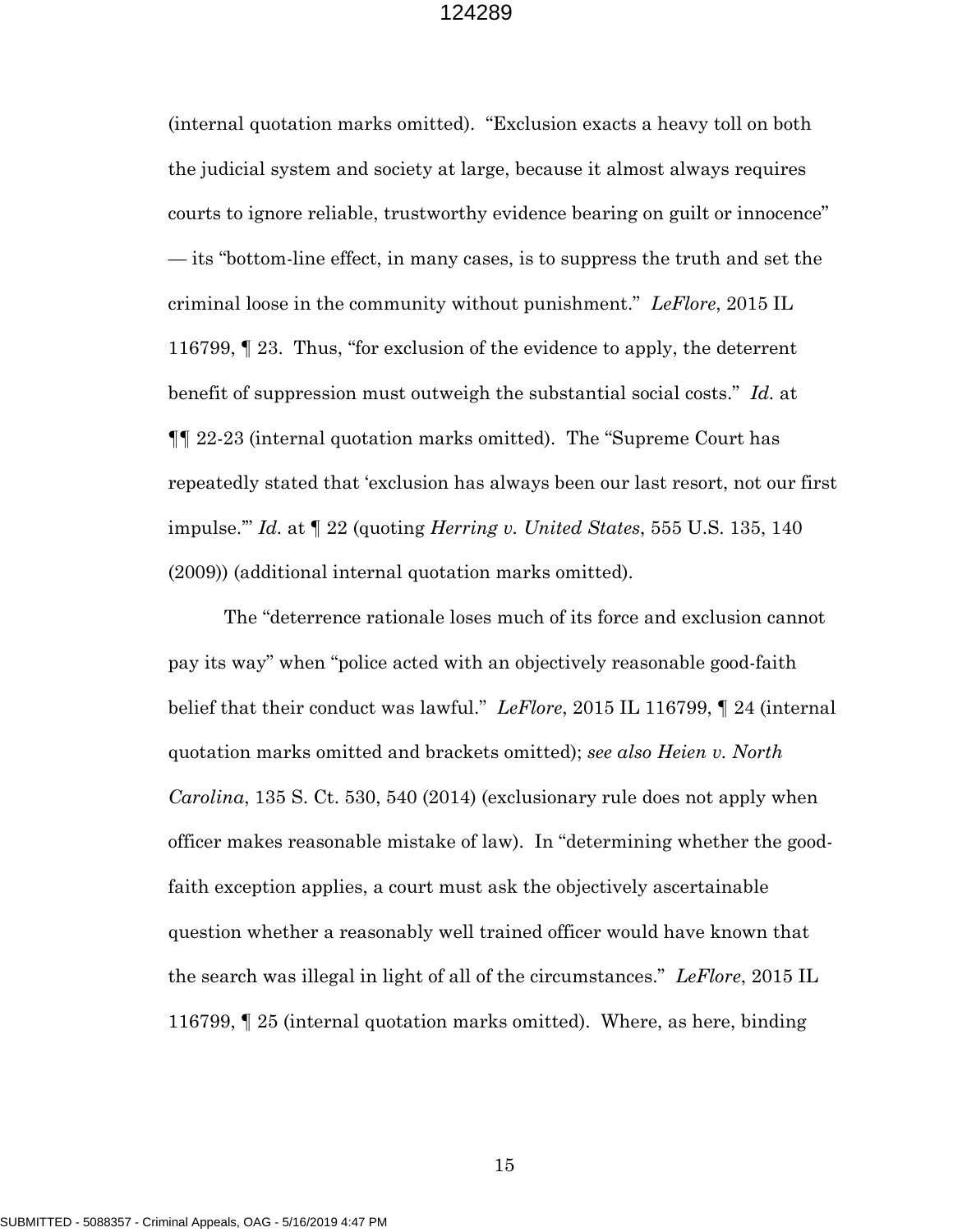(internal quotation marks omitted). "Exclusion exacts a heavy toll on both the judicial system and society at large, because it almost always requires courts to ignore reliable, trustworthy evidence bearing on guilt or innocence" — its "bottom-line effect, in many cases, is to suppress the truth and set the criminal loose in the community without punishment." *LeFlore*, 2015 IL 116799, ¶ 23. Thus, "for exclusion of the evidence to apply, the deterrent benefit of suppression must outweigh the substantial social costs." *Id.* at ¶¶ 22-23 (internal quotation marks omitted). The "Supreme Court has repeatedly stated that 'exclusion has always been our last resort, not our first impulse.'" *Id.* at ¶ 22 (quoting *Herring v. United States*, 555 U.S. 135, 140 (2009)) (additional internal quotation marks omitted).

The "deterrence rationale loses much of its force and exclusion cannot pay its way" when "police acted with an objectively reasonable good-faith belief that their conduct was lawful." *LeFlore*, 2015 IL 116799, ¶ 24 (internal quotation marks omitted and brackets omitted); *see also Heien v. North Carolina*, 135 S. Ct. 530, 540 (2014) (exclusionary rule does not apply when officer makes reasonable mistake of law). In "determining whether the good-faith exception applies, a court must ask the objectively ascertainable question whether a reasonably well trained officer would have known that the search was illegal in light of all of the circumstances." *LeFlore*, 2015 IL 116799, ¶ 25 (internal quotation marks omitted). Where, as here, binding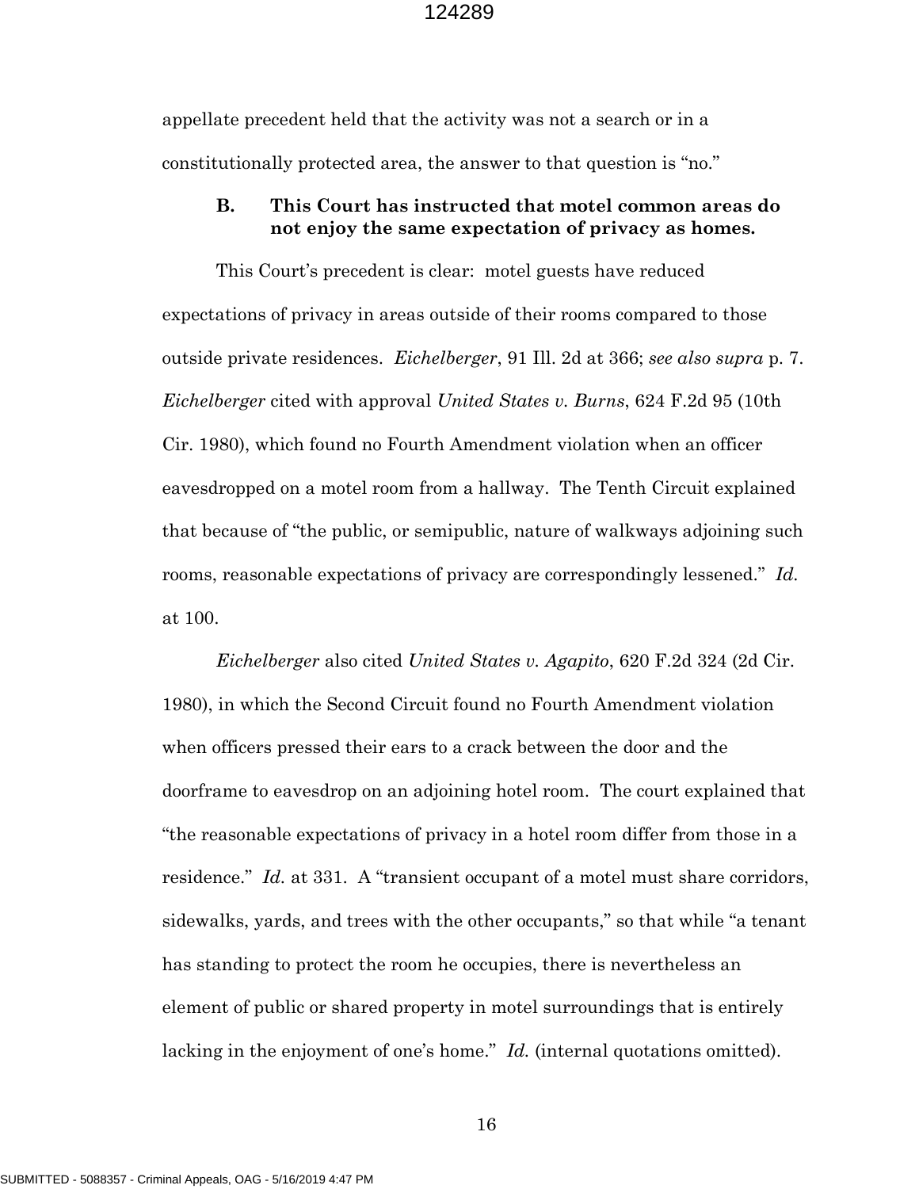appellate precedent held that the activity was not a search or in a constitutionally protected area, the answer to that question is "no."

### B. This Court has instructed that motel common areas do not enjoy the same expectation of privacy as homes.

This Court's precedent is clear: motel guests have reduced expectations of privacy in areas outside of their rooms compared to those outside private residences. *Eichelberger*, 91 Ill. 2d at 366; *see also supra* p. 7. *Eichelberger* cited with approval *United States v. Burns*, 624 F.2d 95 (10th Cir. 1980), which found no Fourth Amendment violation when an officer eavesdropped on a motel room from a hallway. The Tenth Circuit explained that because of "the public, or semipublic, nature of walkways adjoining such rooms, reasonable expectations of privacy are correspondingly lessened." *Id.* at 100.

*Eichelberger* also cited *United States v. Agapito*, 620 F.2d 324 (2d Cir. 1980), in which the Second Circuit found no Fourth Amendment violation when officers pressed their ears to a crack between the door and the doorframe to eavesdrop on an adjoining hotel room. The court explained that "the reasonable expectations of privacy in a hotel room differ from those in a residence." *Id.* at 331. A "transient occupant of a motel must share corridors, sidewalks, yards, and trees with the other occupants," so that while "a tenant has standing to protect the room he occupies, there is nevertheless an element of public or shared property in motel surroundings that is entirely lacking in the enjoyment of one's home." *Id.* (internal quotations omitted).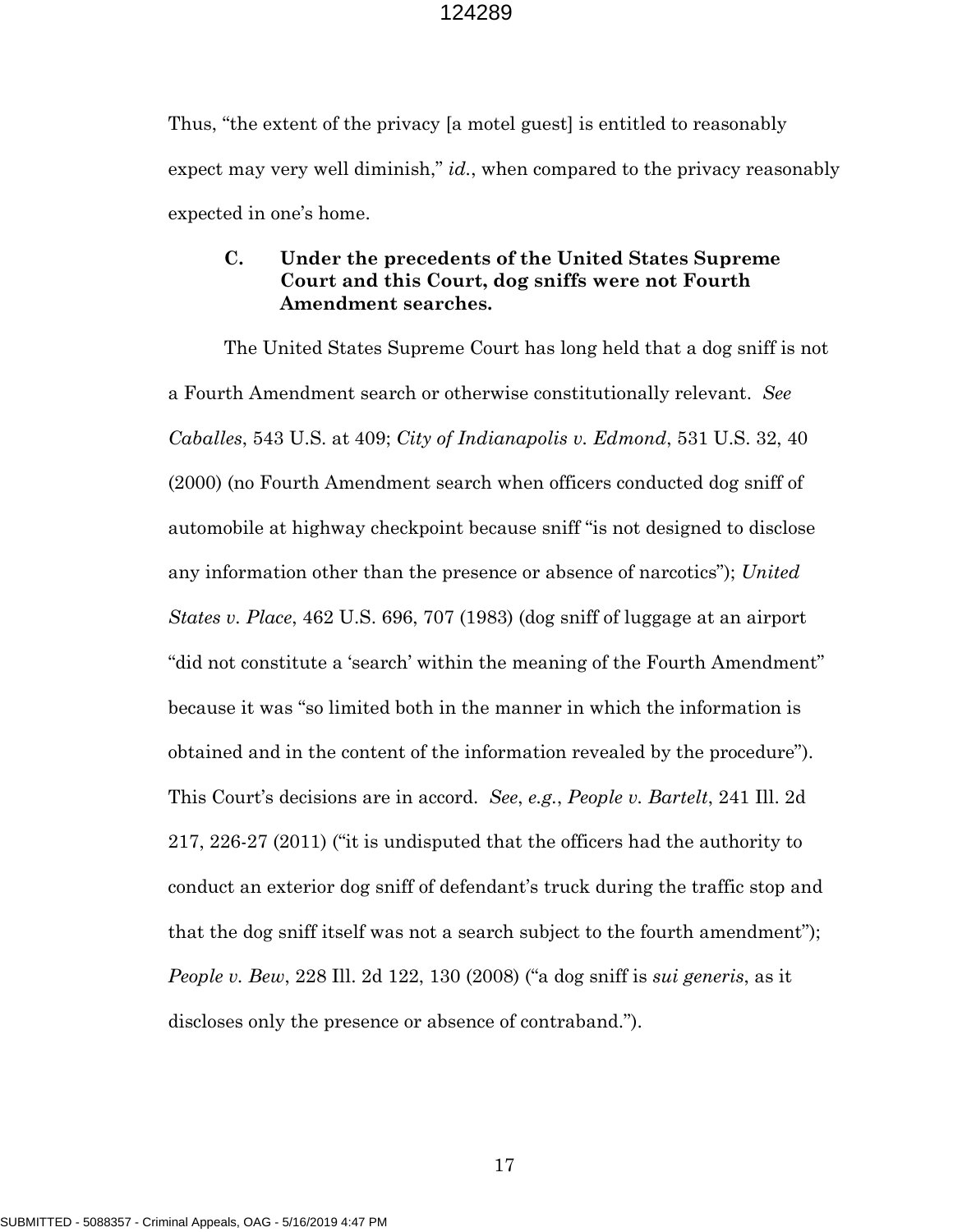Thus, "the extent of the privacy [a motel guest] is entitled to reasonably expect may very well diminish," *id.*, when compared to the privacy reasonably expected in one's home.

### C. Under the precedents of the United States Supreme Court and this Court, dog sniffs were not Fourth Amendment searches.

The United States Supreme Court has long held that a dog sniff is not a Fourth Amendment search or otherwise constitutionally relevant. *See Caballes*, 543 U.S. at 409; *City of Indianapolis v. Edmond*, 531 U.S. 32, 40 (2000) (no Fourth Amendment search when officers conducted dog sniff of automobile at highway checkpoint because sniff "is not designed to disclose any information other than the presence or absence of narcotics"); *United States v. Place*, 462 U.S. 696, 707 (1983) (dog sniff of luggage at an airport "did not constitute a 'search' within the meaning of the Fourth Amendment" because it was "so limited both in the manner in which the information is obtained and in the content of the information revealed by the procedure"). This Court's decisions are in accord. *See*, *e.g.*, *People v. Bartelt*, 241 Ill. 2d 217, 226-27 (2011) ("it is undisputed that the officers had the authority to conduct an exterior dog sniff of defendant's truck during the traffic stop and that the dog sniff itself was not a search subject to the fourth amendment"); *People v. Bew*, 228 Ill. 2d 122, 130 (2008) ("a dog sniff is *sui generis*, as it discloses only the presence or absence of contraband.").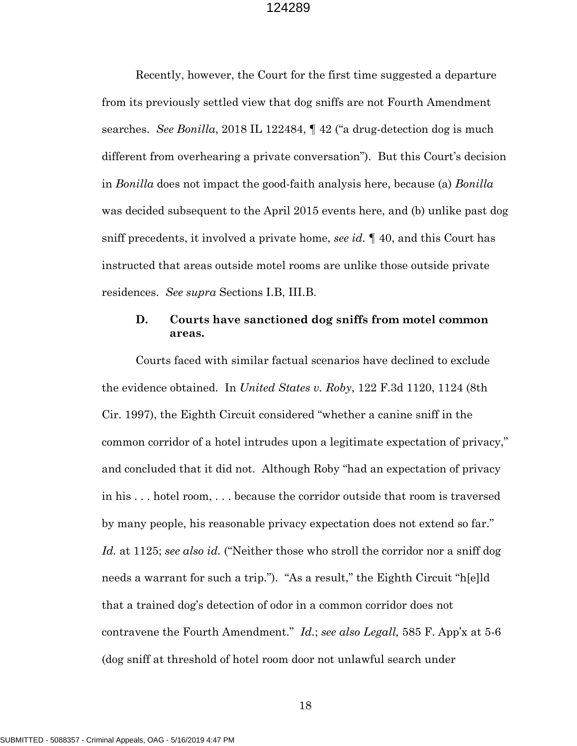Recently, however, the Court for the first time suggested a departure from its previously settled view that dog sniffs are not Fourth Amendment searches. *See Bonilla*, 2018 IL 122484, ¶ 42 ("a drug-detection dog is much different from overhearing a private conversation"). But this Court's decision in *Bonilla* does not impact the good-faith analysis here, because (a) *Bonilla* was decided subsequent to the April 2015 events here, and (b) unlike past dog sniff precedents, it involved a private home, *see id.* ¶ 40, and this Court has instructed that areas outside motel rooms are unlike those outside private residences. *See supra* Sections I.B, III.B.

### D. Courts have sanctioned dog sniffs from motel common areas.

Courts faced with similar factual scenarios have declined to exclude the evidence obtained. In *United States v. Roby*, 122 F.3d 1120, 1124 (8th Cir. 1997), the Eighth Circuit considered "whether a canine sniff in the common corridor of a hotel intrudes upon a legitimate expectation of privacy," and concluded that it did not. Although Roby "had an expectation of privacy in his . . . hotel room, . . . because the corridor outside that room is traversed by many people, his reasonable privacy expectation does not extend so far." *Id.* at 1125; *see also id.* ("Neither those who stroll the corridor nor a sniff dog needs a warrant for such a trip."). "As a result," the Eighth Circuit "h[e]ld that a trained dog's detection of odor in a common corridor does not contravene the Fourth Amendment." *Id.*; *see also Legall,* 585 F. App'x at 5-6 (dog sniff at threshold of hotel room door not unlawful search under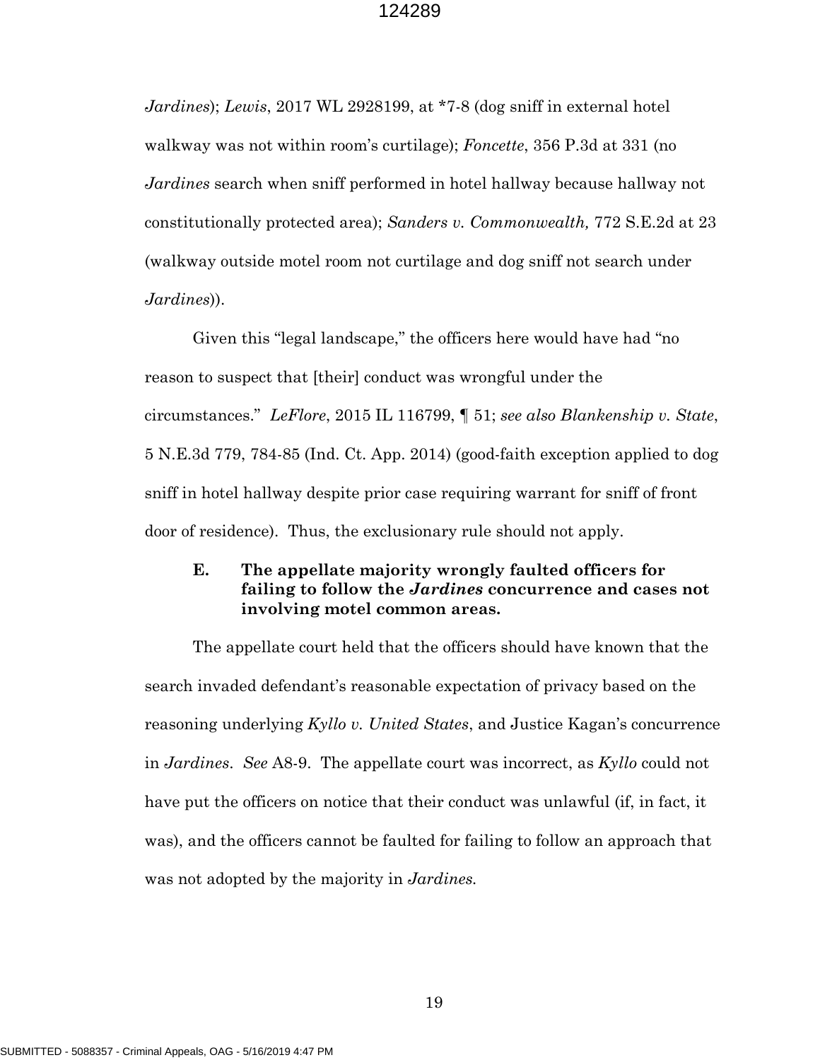*Jardines*); *Lewis*, 2017 WL 2928199, at *7-8 (dog sniff in external hotel walkway was not within room's curtilage); *Foncette*, 356 P.3d at 331 (no *Jardines* search when sniff performed in hotel hallway because hallway not constitutionally protected area); *Sanders v. Commonwealth,* 772 S.E.2d at 23 (walkway outside motel room not curtilage and dog sniff not search under *Jardines*)).

Given this "legal landscape," the officers here would have had "no reason to suspect that [their] conduct was wrongful under the circumstances." *LeFlore*, 2015 IL 116799, ¶ 51; *see also Blankenship v. State*, 5 N.E.3d 779, 784-85 (Ind. Ct. App. 2014) (good-faith exception applied to dog sniff in hotel hallway despite prior case requiring warrant for sniff of front door of residence). Thus, the exclusionary rule should not apply.

### E. The appellate majority wrongly faulted officers for failing to follow the *Jardines* concurrence and cases not involving motel common areas.

The appellate court held that the officers should have known that the search invaded defendant's reasonable expectation of privacy based on the reasoning underlying *Kyllo v. United States*, and Justice Kagan's concurrence in *Jardines*. *See* A8-9. The appellate court was incorrect, as *Kyllo* could not have put the officers on notice that their conduct was unlawful (if, in fact, it was), and the officers cannot be faulted for failing to follow an approach that was not adopted by the majority in *Jardines.*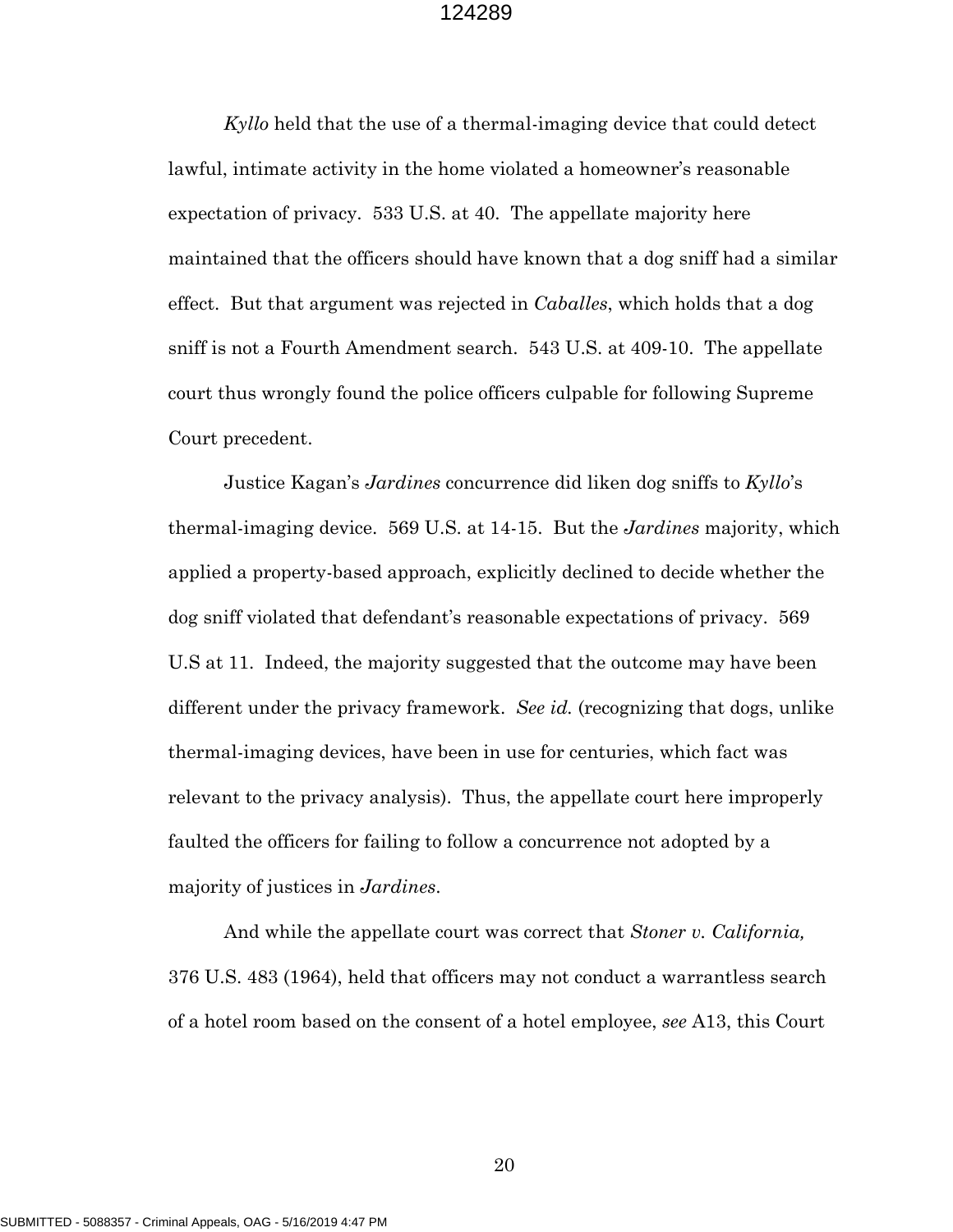*Kyllo* held that the use of a thermal-imaging device that could detect lawful, intimate activity in the home violated a homeowner's reasonable expectation of privacy. 533 U.S. at 40. The appellate majority here maintained that the officers should have known that a dog sniff had a similar effect. But that argument was rejected in *Caballes*, which holds that a dog sniff is not a Fourth Amendment search. 543 U.S. at 409-10. The appellate court thus wrongly found the police officers culpable for following Supreme Court precedent.

Justice Kagan's *Jardines* concurrence did liken dog sniffs to *Kyllo*'s thermal-imaging device. 569 U.S. at 14-15. But the *Jardines* majority, which applied a property-based approach, explicitly declined to decide whether the dog sniff violated that defendant's reasonable expectations of privacy. 569 U.S at 11. Indeed, the majority suggested that the outcome may have been different under the privacy framework. *See id.* (recognizing that dogs, unlike thermal-imaging devices, have been in use for centuries, which fact was relevant to the privacy analysis). Thus, the appellate court here improperly faulted the officers for failing to follow a concurrence not adopted by a majority of justices in *Jardines*.

And while the appellate court was correct that *Stoner v. California,* 376 U.S. 483 (1964), held that officers may not conduct a warrantless search of a hotel room based on the consent of a hotel employee, *see* A13, this Court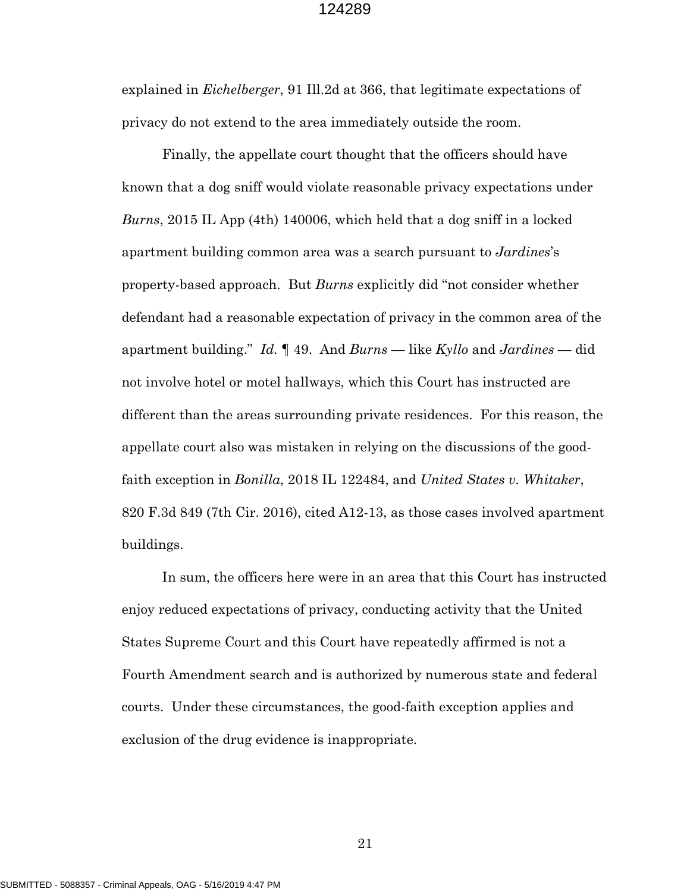explained in *Eichelberger*, 91 Ill.2d at 366, that legitimate expectations of privacy do not extend to the area immediately outside the room.

Finally, the appellate court thought that the officers should have known that a dog sniff would violate reasonable privacy expectations under *Burns*, 2015 IL App (4th) 140006, which held that a dog sniff in a locked apartment building common area was a search pursuant to *Jardines*'s property-based approach. But *Burns* explicitly did "not consider whether defendant had a reasonable expectation of privacy in the common area of the apartment building." *Id.* ¶ 49. And *Burns* — like *Kyllo* and *Jardines* — did not involve hotel or motel hallways, which this Court has instructed are different than the areas surrounding private residences. For this reason, the appellate court also was mistaken in relying on the discussions of the good-faith exception in *Bonilla*, 2018 IL 122484, and *United States v. Whitaker*, 820 F.3d 849 (7th Cir. 2016), cited A12-13, as those cases involved apartment buildings.

In sum, the officers here were in an area that this Court has instructed enjoy reduced expectations of privacy, conducting activity that the United States Supreme Court and this Court have repeatedly affirmed is not a Fourth Amendment search and is authorized by numerous state and federal courts. Under these circumstances, the good-faith exception applies and exclusion of the drug evidence is inappropriate.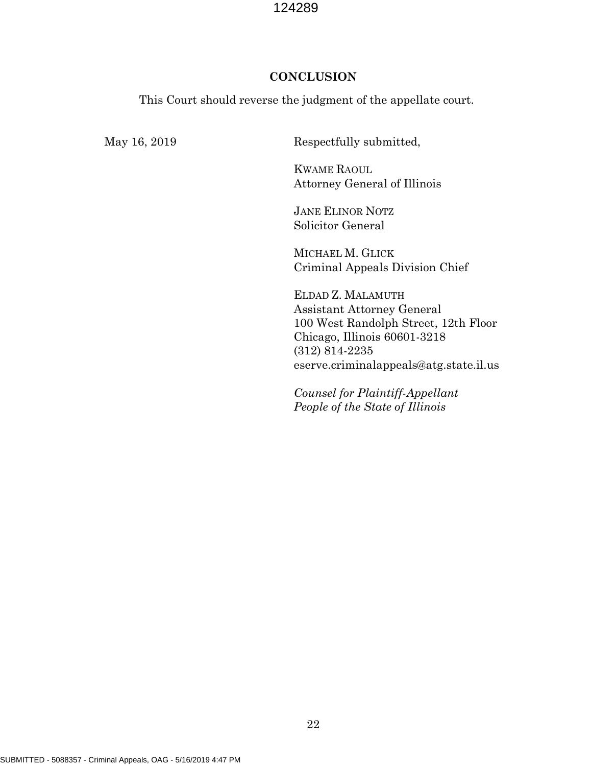## CONCLUSION

This Court should reverse the judgment of the appellate court.

May 16, 2019

Respectfully submitted,

KWAME RAOUL
Attorney General of Illinois

JANE ELINOR NOTZ
Solicitor General

MICHAEL M. GLICK
Criminal Appeals Division Chief

ELDAD Z. MALAMUTH
Assistant Attorney General
100 West Randolph Street, 12th Floor
Chicago, Illinois 60601-3218
(312) 814-2235
eserve.criminalappeals@atg.state.il.us

*Counsel for Plaintiff-Appellant*
*People of the State of Illinois*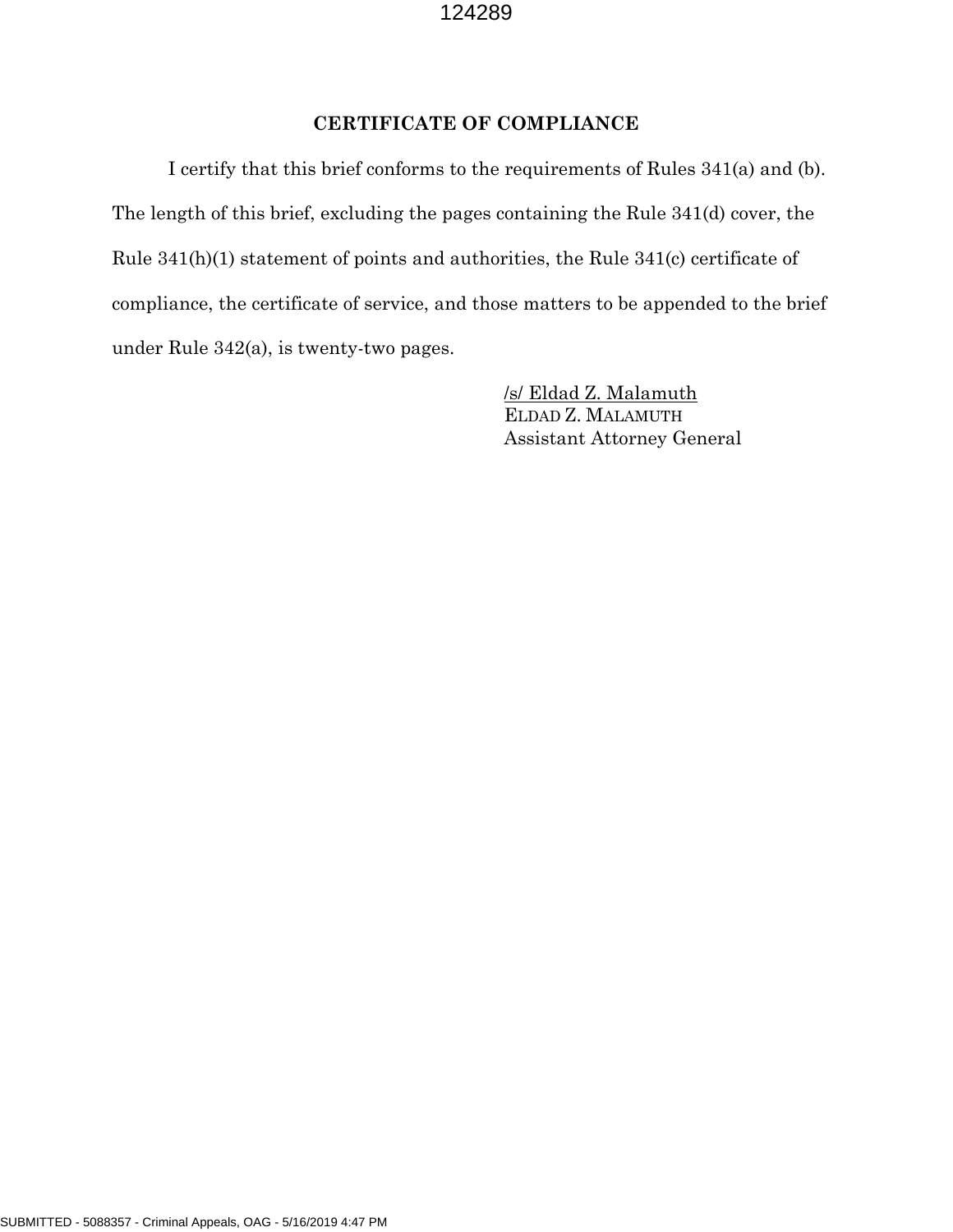## CERTIFICATE OF COMPLIANCE

I certify that this brief conforms to the requirements of Rules 341(a) and (b). The length of this brief, excluding the pages containing the Rule 341(d) cover, the Rule 341(h)(1) statement of points and authorities, the Rule 341(c) certificate of compliance, the certificate of service, and those matters to be appended to the brief under Rule 342(a), is twenty-two pages.

/s/ Eldad Z. Malamuth
ELDAD Z. MALAMUTH
Assistant Attorney General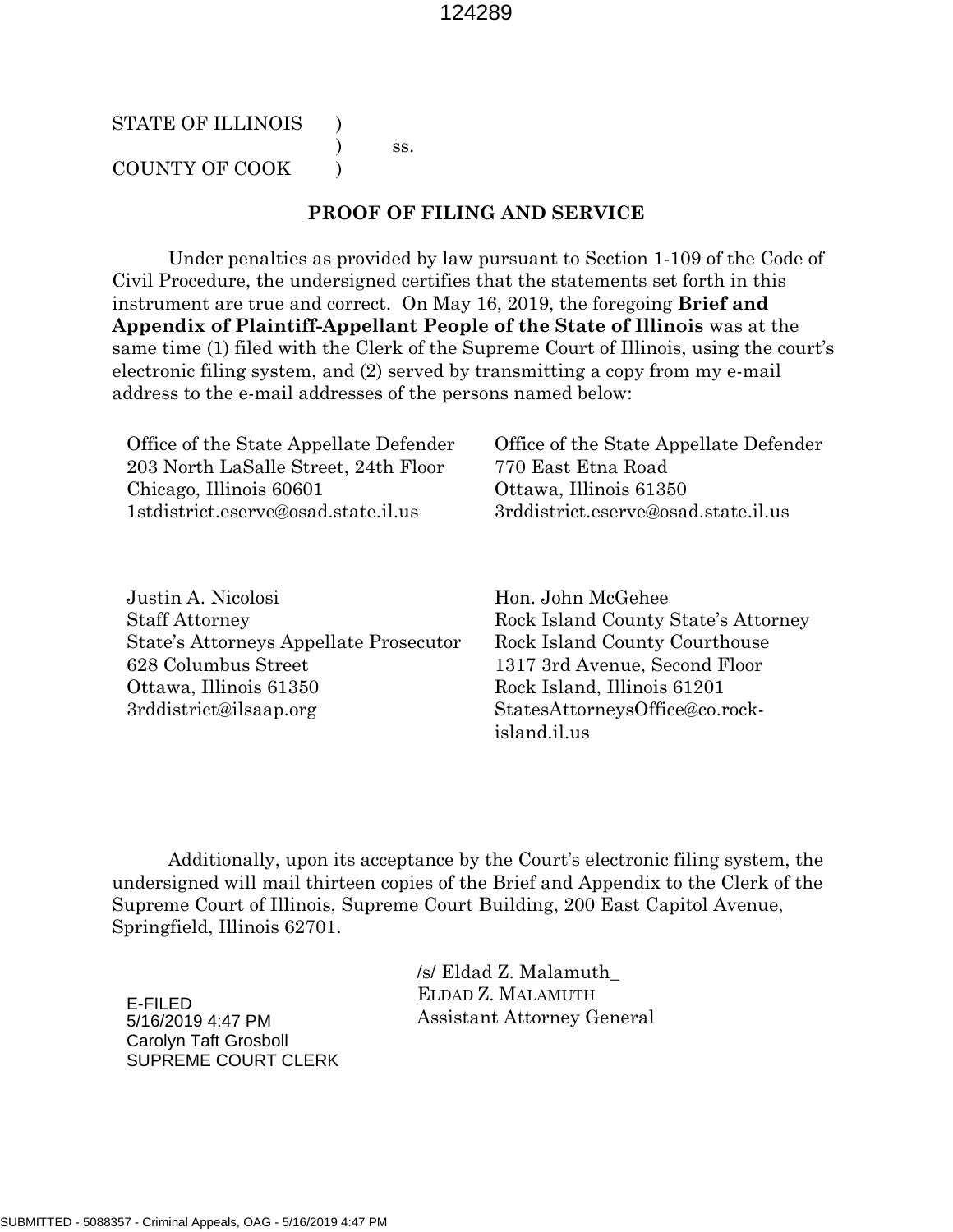STATE OF ILLINOIS )
) ss.
COUNTY OF COOK )

**PROOF OF FILING AND SERVICE**

Under penalties as provided by law pursuant to Section 1-109 of the Code of Civil Procedure, the undersigned certifies that the statements set forth in this instrument are true and correct. On May 16, 2019, the foregoing **Brief and Appendix of Plaintiff-Appellant People of the State of Illinois** was at the same time (1) filed with the Clerk of the Supreme Court of Illinois, using the court's electronic filing system, and (2) served by transmitting a copy from my e-mail address to the e-mail addresses of the persons named below:

Office of the State Appellate Defender
203 North LaSalle Street, 24th Floor
Chicago, Illinois 60601
1stdistrict.eserve@osad.state.il.us

Office of the State Appellate Defender
770 East Etna Road
Ottawa, Illinois 61350
3rddistrict.eserve@osad.state.il.us

Justin A. Nicolosi
Staff Attorney
State's Attorneys Appellate Prosecutor
628 Columbus Street
Ottawa, Illinois 61350
3rddistrict@ilsaap.org

Hon. John McGehee
Rock Island County State's Attorney
Rock Island County Courthouse
1317 3rd Avenue, Second Floor
Rock Island, Illinois 61201
StatesAttorneysOffice@co.rock-island.il.us

Additionally, upon its acceptance by the Court's electronic filing system, the undersigned will mail thirteen copies of the Brief and Appendix to the Clerk of the Supreme Court of Illinois, Supreme Court Building, 200 East Capitol Avenue, Springfield, Illinois 62701.

/s/ Eldad Z. Malamuth
ELDAD Z. MALAMUTH
Assistant Attorney General

E-FILED
5/16/2019 4:47 PM
Carolyn Taft Grosboll
SUPREME COURT CLERK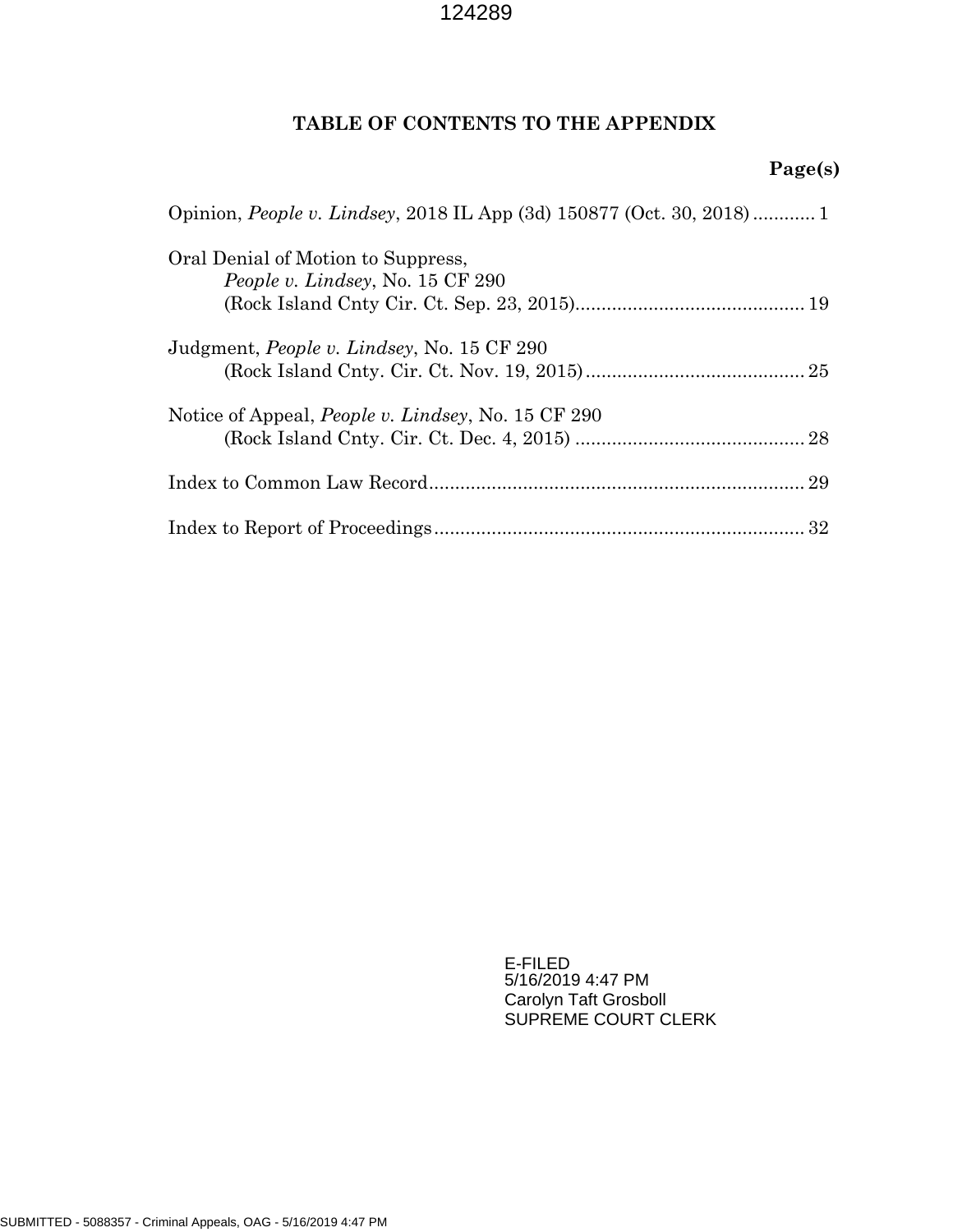# TABLE OF CONTENTS TO THE APPENDIX

**Page(s)**

Opinion, *People v. Lindsey*, 2018 IL App (3d) 150877 (Oct. 30, 2018) ............ 1

Oral Denial of Motion to Suppress,
*People v. Lindsey*, No. 15 CF 290
(Rock Island Cnty Cir. Ct. Sep. 23, 2015)............................................ 19

Judgment, *People v. Lindsey*, No. 15 CF 290
(Rock Island Cnty. Cir. Ct. Nov. 19, 2015)........................................... 25

Notice of Appeal, *People v. Lindsey*, No. 15 CF 290
(Rock Island Cnty. Cir. Ct. Dec. 4, 2015) ............................................ 28

Index to Common Law Record....................................................................... 29

Index to Report of Proceedings...................................................................... 32

E-FILED
5/16/2019 4:47 PM
Carolyn Taft Grosboll
SUPREME COURT CLERK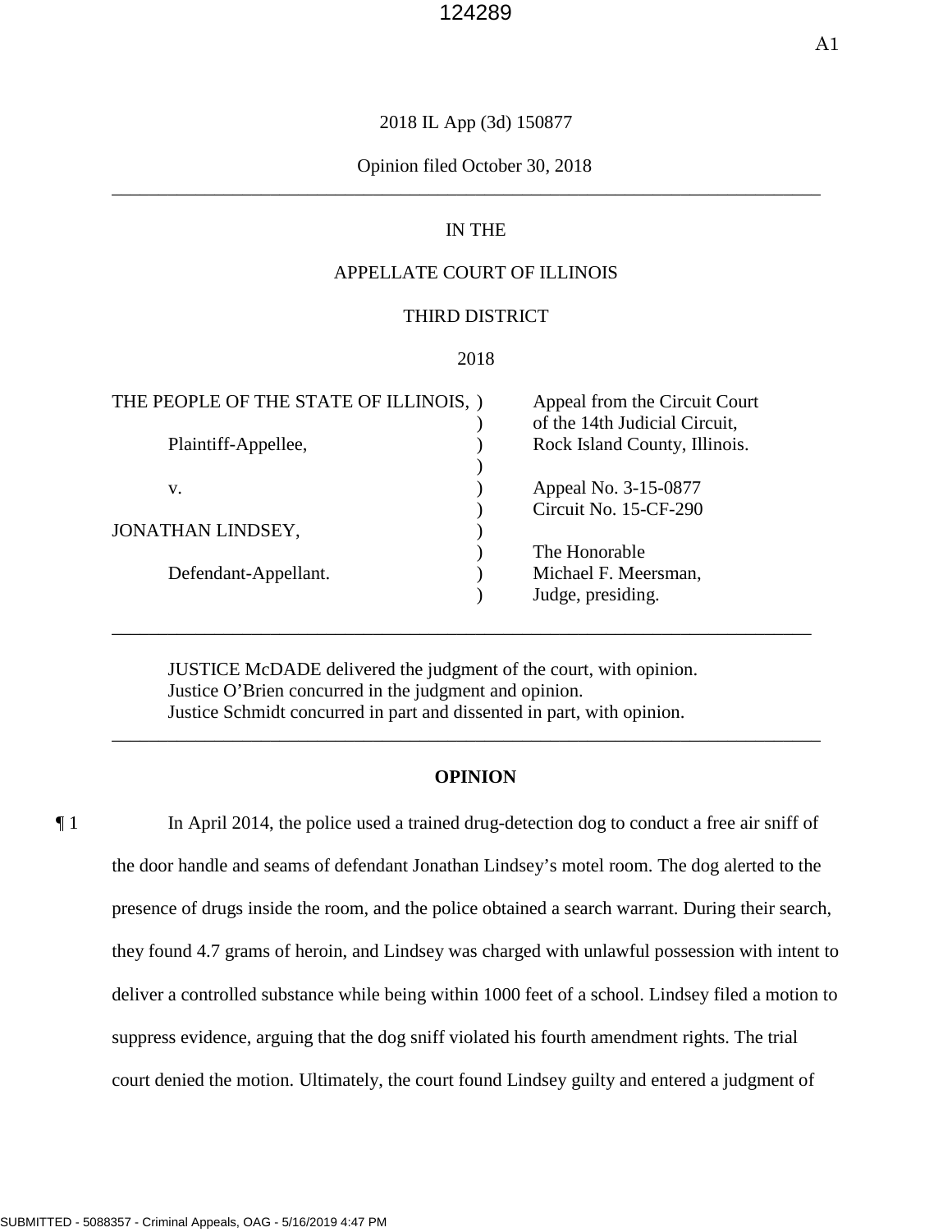2018 IL App (3d) 150877

Opinion filed October 30, 2018

---

IN THE

APPELLATE COURT OF ILLINOIS

THIRD DISTRICT

2018

| | | |
|---|---|---|
| THE PEOPLE OF THE STATE OF ILLINOIS, | ) | Appeal from the Circuit Court |
| | ) | of the 14th Judicial Circuit, |
| Plaintiff-Appellee, | ) | Rock Island County, Illinois. |
| | ) | |
| v. | ) | Appeal No. 3-15-0877 |
| | ) | Circuit No. 15-CF-290 |
| JONATHAN LINDSEY, | ) | |
| | ) | The Honorable |
| Defendant-Appellant. | ) | Michael F. Meersman, |
| | ) | Judge, presiding. |

---

JUSTICE McDADE delivered the judgment of the court, with opinion.
Justice O'Brien concurred in the judgment and opinion.
Justice Schmidt concurred in part and dissented in part, with opinion.

---

**OPINION**

¶ 1 In April 2014, the police used a trained drug-detection dog to conduct a free air sniff of the door handle and seams of defendant Jonathan Lindsey's motel room. The dog alerted to the presence of drugs inside the room, and the police obtained a search warrant. During their search, they found 4.7 grams of heroin, and Lindsey was charged with unlawful possession with intent to deliver a controlled substance while being within 1000 feet of a school. Lindsey filed a motion to suppress evidence, arguing that the dog sniff violated his fourth amendment rights. The trial court denied the motion. Ultimately, the court found Lindsey guilty and entered a judgment of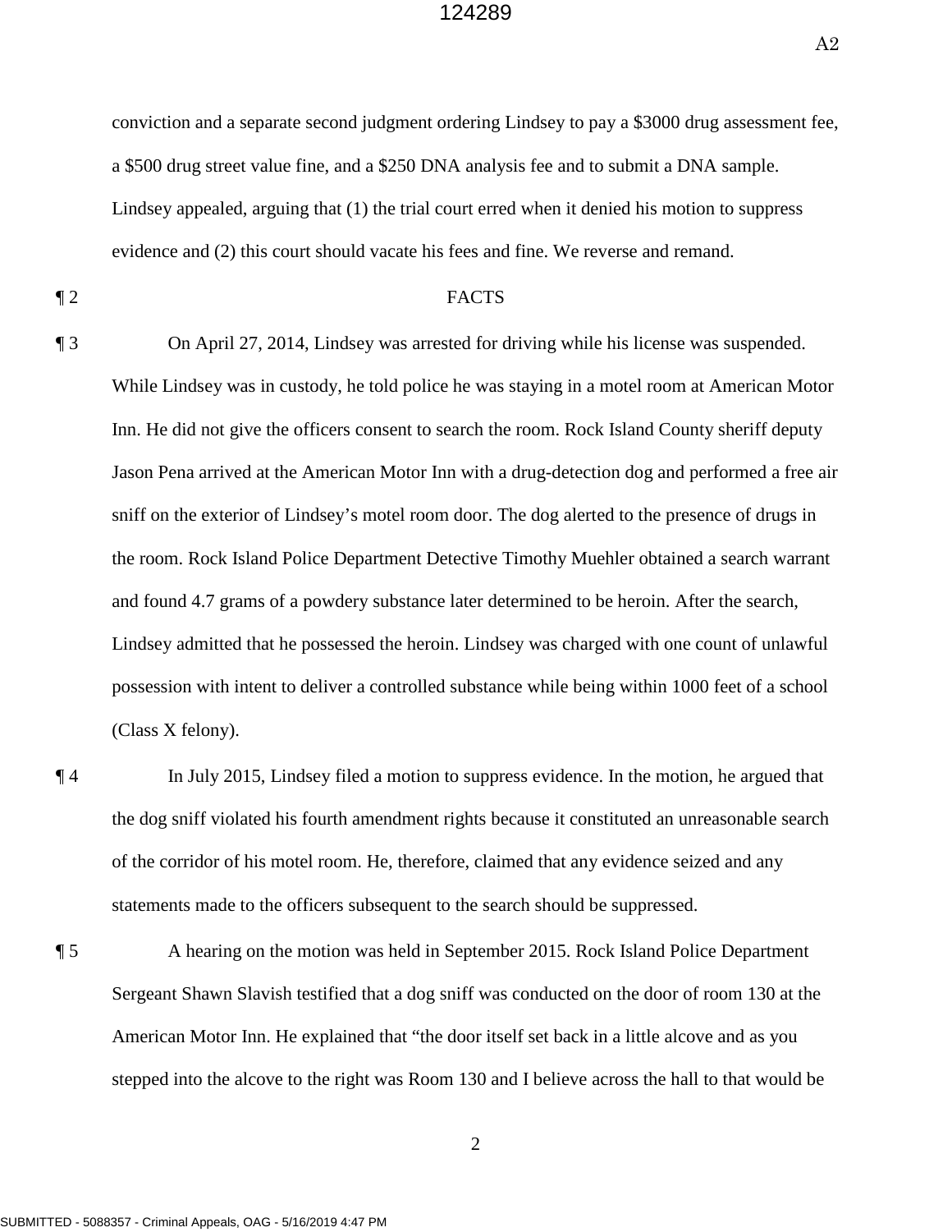conviction and a separate second judgment ordering Lindsey to pay a $3000 drug assessment fee, a $500 drug street value fine, and a $250 DNA analysis fee and to submit a DNA sample. Lindsey appealed, arguing that (1) the trial court erred when it denied his motion to suppress evidence and (2) this court should vacate his fees and fine. We reverse and remand.

¶ 2 FACTS

¶ 3 On April 27, 2014, Lindsey was arrested for driving while his license was suspended. While Lindsey was in custody, he told police he was staying in a motel room at American Motor Inn. He did not give the officers consent to search the room. Rock Island County sheriff deputy Jason Pena arrived at the American Motor Inn with a drug-detection dog and performed a free air sniff on the exterior of Lindsey's motel room door. The dog alerted to the presence of drugs in the room. Rock Island Police Department Detective Timothy Muehler obtained a search warrant and found 4.7 grams of a powdery substance later determined to be heroin. After the search, Lindsey admitted that he possessed the heroin. Lindsey was charged with one count of unlawful possession with intent to deliver a controlled substance while being within 1000 feet of a school (Class X felony).

¶ 4 In July 2015, Lindsey filed a motion to suppress evidence. In the motion, he argued that the dog sniff violated his fourth amendment rights because it constituted an unreasonable search of the corridor of his motel room. He, therefore, claimed that any evidence seized and any statements made to the officers subsequent to the search should be suppressed.

¶ 5 A hearing on the motion was held in September 2015. Rock Island Police Department Sergeant Shawn Slavish testified that a dog sniff was conducted on the door of room 130 at the American Motor Inn. He explained that "the door itself set back in a little alcove and as you stepped into the alcove to the right was Room 130 and I believe across the hall to that would be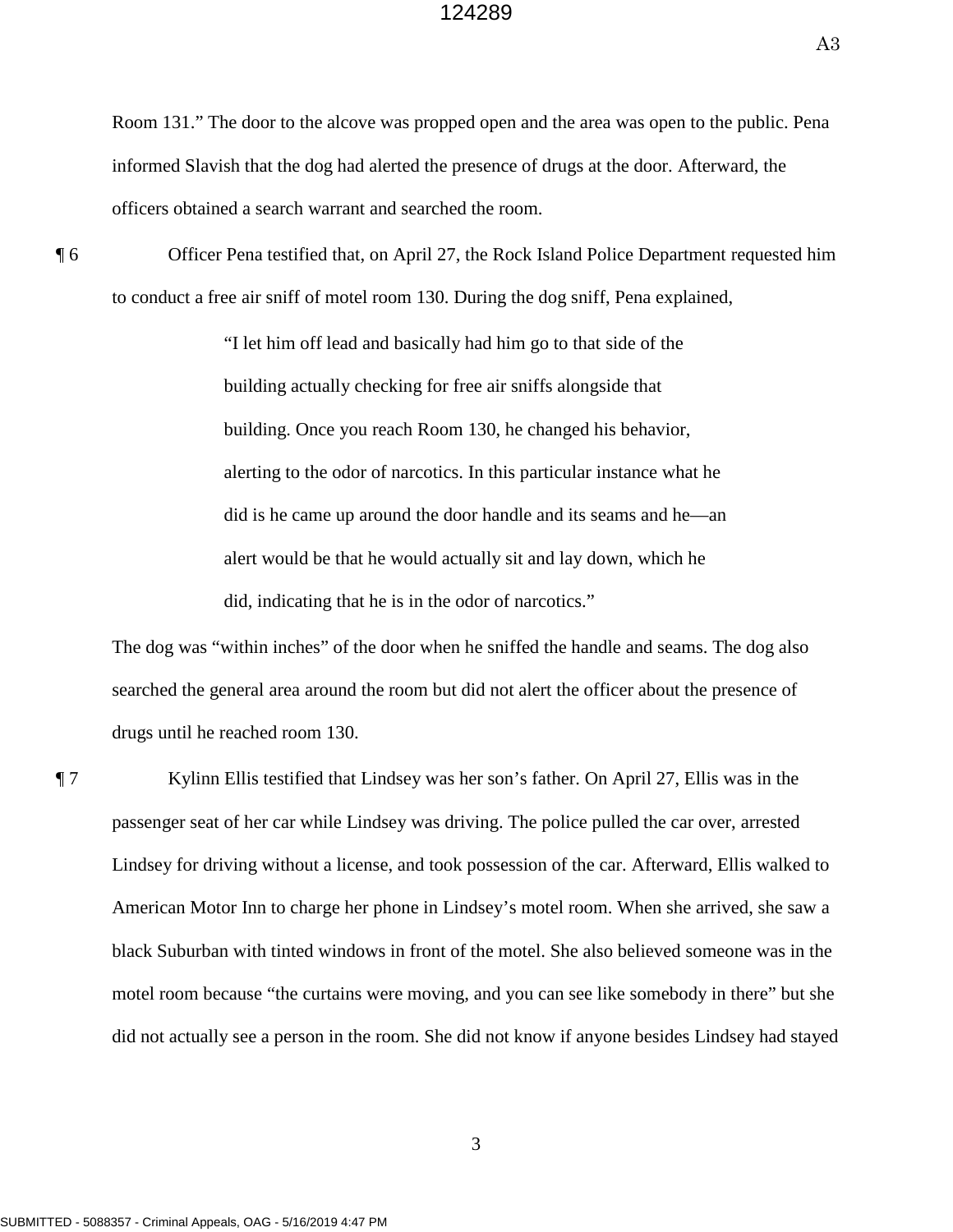Room 131." The door to the alcove was propped open and the area was open to the public. Pena informed Slavish that the dog had alerted the presence of drugs at the door. Afterward, the officers obtained a search warrant and searched the room.

¶ 6 Officer Pena testified that, on April 27, the Rock Island Police Department requested him to conduct a free air sniff of motel room 130. During the dog sniff, Pena explained,

> "I let him off lead and basically had him go to that side of the building actually checking for free air sniffs alongside that building. Once you reach Room 130, he changed his behavior, alerting to the odor of narcotics. In this particular instance what he did is he came up around the door handle and its seams and he—an alert would be that he would actually sit and lay down, which he did, indicating that he is in the odor of narcotics."

The dog was "within inches" of the door when he sniffed the handle and seams. The dog also searched the general area around the room but did not alert the officer about the presence of drugs until he reached room 130.

¶ 7 Kylinn Ellis testified that Lindsey was her son's father. On April 27, Ellis was in the passenger seat of her car while Lindsey was driving. The police pulled the car over, arrested Lindsey for driving without a license, and took possession of the car. Afterward, Ellis walked to American Motor Inn to charge her phone in Lindsey's motel room. When she arrived, she saw a black Suburban with tinted windows in front of the motel. She also believed someone was in the motel room because "the curtains were moving, and you can see like somebody in there" but she did not actually see a person in the room. She did not know if anyone besides Lindsey had stayed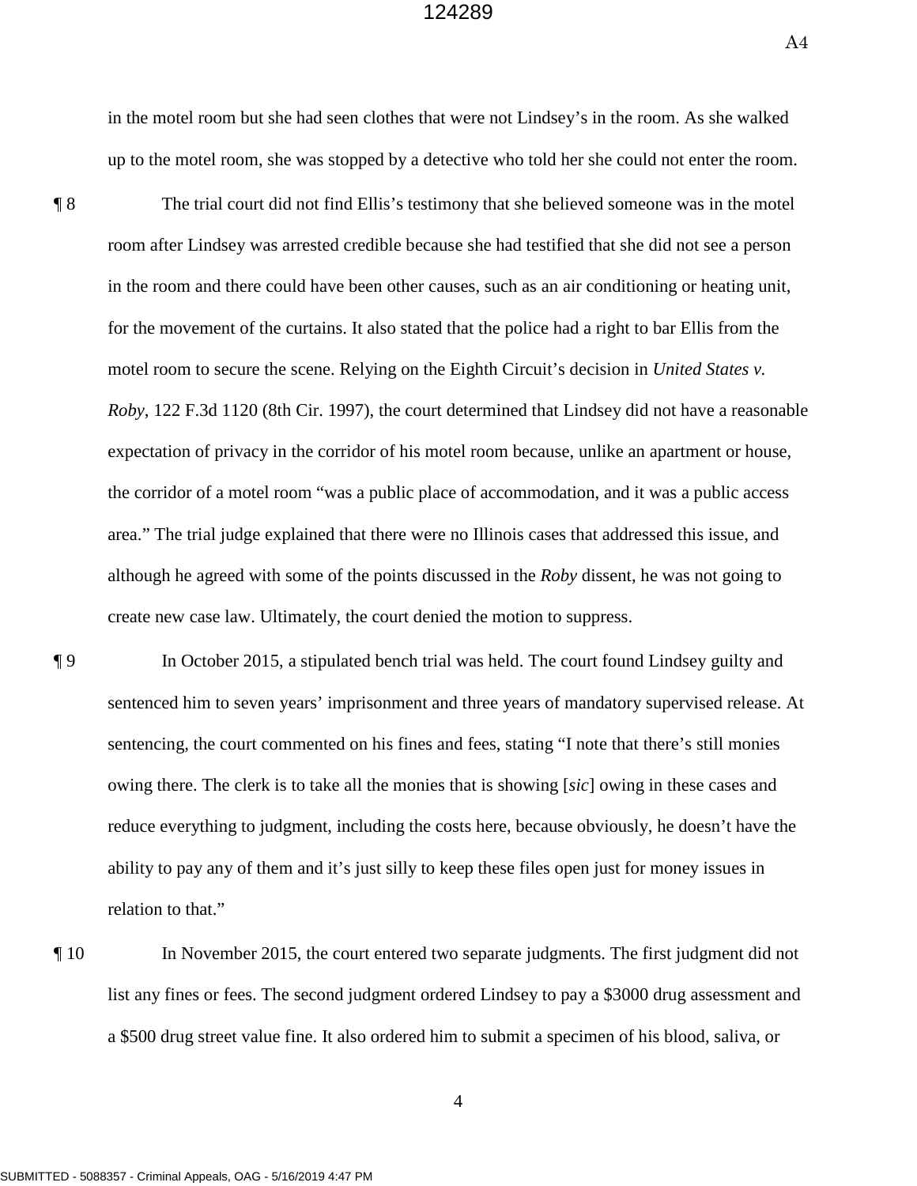in the motel room but she had seen clothes that were not Lindsey's in the room. As she walked up to the motel room, she was stopped by a detective who told her she could not enter the room.

¶ 8 The trial court did not find Ellis's testimony that she believed someone was in the motel room after Lindsey was arrested credible because she had testified that she did not see a person in the room and there could have been other causes, such as an air conditioning or heating unit, for the movement of the curtains. It also stated that the police had a right to bar Ellis from the motel room to secure the scene. Relying on the Eighth Circuit's decision in *United States v. Roby*, 122 F.3d 1120 (8th Cir. 1997), the court determined that Lindsey did not have a reasonable expectation of privacy in the corridor of his motel room because, unlike an apartment or house, the corridor of a motel room "was a public place of accommodation, and it was a public access area." The trial judge explained that there were no Illinois cases that addressed this issue, and although he agreed with some of the points discussed in the *Roby* dissent, he was not going to create new case law. Ultimately, the court denied the motion to suppress.

¶ 9 In October 2015, a stipulated bench trial was held. The court found Lindsey guilty and sentenced him to seven years' imprisonment and three years of mandatory supervised release. At sentencing, the court commented on his fines and fees, stating "I note that there's still monies owing there. The clerk is to take all the monies that is showing [*sic*] owing in these cases and reduce everything to judgment, including the costs here, because obviously, he doesn't have the ability to pay any of them and it's just silly to keep these files open just for money issues in relation to that."

¶ 10 In November 2015, the court entered two separate judgments. The first judgment did not list any fines or fees. The second judgment ordered Lindsey to pay a $3000 drug assessment and a $500 drug street value fine. It also ordered him to submit a specimen of his blood, saliva, or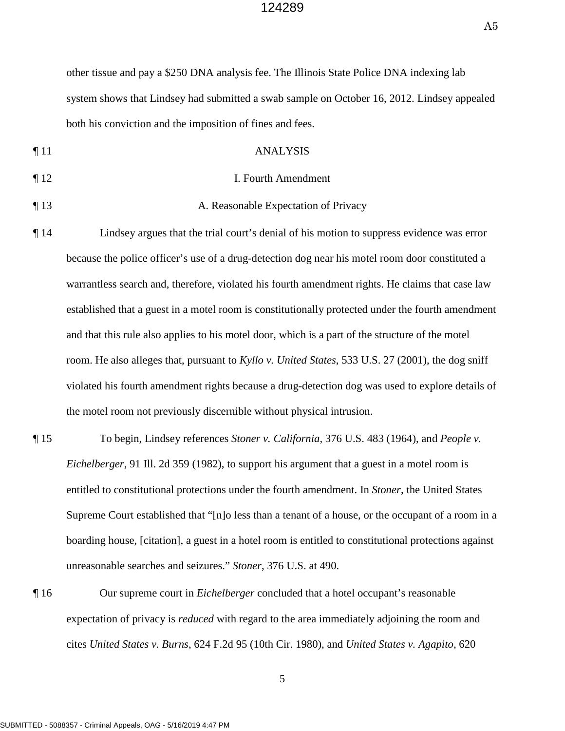other tissue and pay a $250 DNA analysis fee. The Illinois State Police DNA indexing lab system shows that Lindsey had submitted a swab sample on October 16, 2012. Lindsey appealed both his conviction and the imposition of fines and fees.

¶ 11 ANALYSIS

¶ 12 I. Fourth Amendment

¶ 13 A. Reasonable Expectation of Privacy

¶ 14 Lindsey argues that the trial court's denial of his motion to suppress evidence was error because the police officer's use of a drug-detection dog near his motel room door constituted a warrantless search and, therefore, violated his fourth amendment rights. He claims that case law established that a guest in a motel room is constitutionally protected under the fourth amendment and that this rule also applies to his motel door, which is a part of the structure of the motel room. He also alleges that, pursuant to *Kyllo v. United States*, 533 U.S. 27 (2001), the dog sniff violated his fourth amendment rights because a drug-detection dog was used to explore details of the motel room not previously discernible without physical intrusion.

¶ 15 To begin, Lindsey references *Stoner v. California*, 376 U.S. 483 (1964), and *People v. Eichelberger*, 91 Ill. 2d 359 (1982), to support his argument that a guest in a motel room is entitled to constitutional protections under the fourth amendment. In *Stoner*, the United States Supreme Court established that "[n]o less than a tenant of a house, or the occupant of a room in a boarding house, [citation], a guest in a hotel room is entitled to constitutional protections against unreasonable searches and seizures." *Stoner*, 376 U.S. at 490.

¶ 16 Our supreme court in *Eichelberger* concluded that a hotel occupant's reasonable expectation of privacy is *reduced* with regard to the area immediately adjoining the room and cites *United States v. Burns*, 624 F.2d 95 (10th Cir. 1980), and *United States v. Agapito*, 620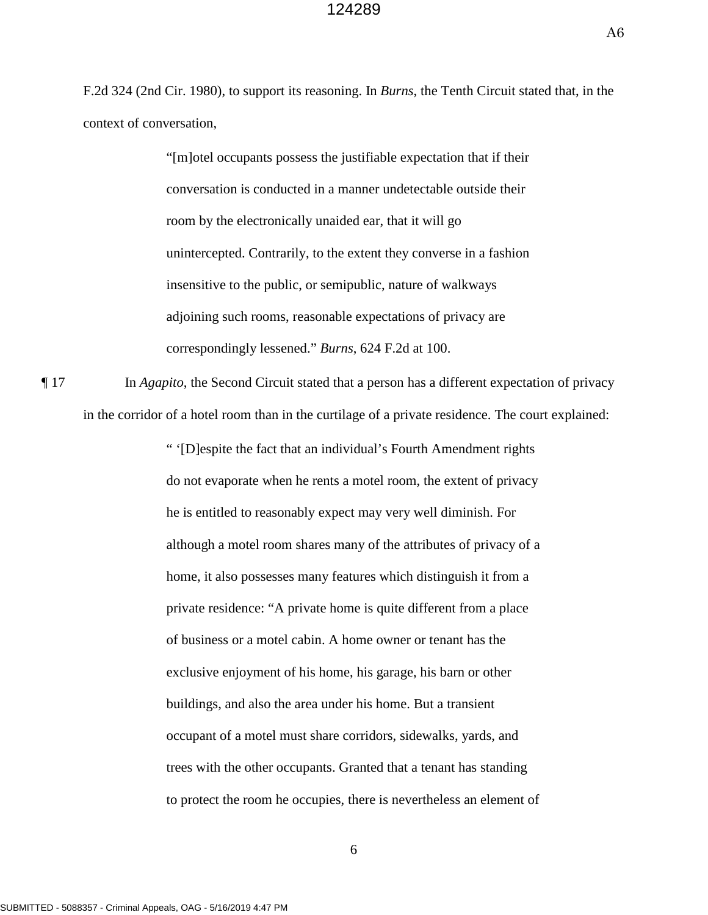F.2d 324 (2nd Cir. 1980), to support its reasoning. In *Burns*, the Tenth Circuit stated that, in the context of conversation,

> "[m]otel occupants possess the justifiable expectation that if their conversation is conducted in a manner undetectable outside their room by the electronically unaided ear, that it will go unintercepted. Contrarily, to the extent they converse in a fashion insensitive to the public, or semipublic, nature of walkways adjoining such rooms, reasonable expectations of privacy are correspondingly lessened." *Burns*, 624 F.2d at 100.

¶ 17 In *Agapito*, the Second Circuit stated that a person has a different expectation of privacy in the corridor of a hotel room than in the curtilage of a private residence. The court explained:

> " '[D]espite the fact that an individual's Fourth Amendment rights do not evaporate when he rents a motel room, the extent of privacy he is entitled to reasonably expect may very well diminish. For although a motel room shares many of the attributes of privacy of a home, it also possesses many features which distinguish it from a private residence: "A private home is quite different from a place of business or a motel cabin. A home owner or tenant has the exclusive enjoyment of his home, his garage, his barn or other buildings, and also the area under his home. But a transient occupant of a motel must share corridors, sidewalks, yards, and trees with the other occupants. Granted that a tenant has standing to protect the room he occupies, there is nevertheless an element of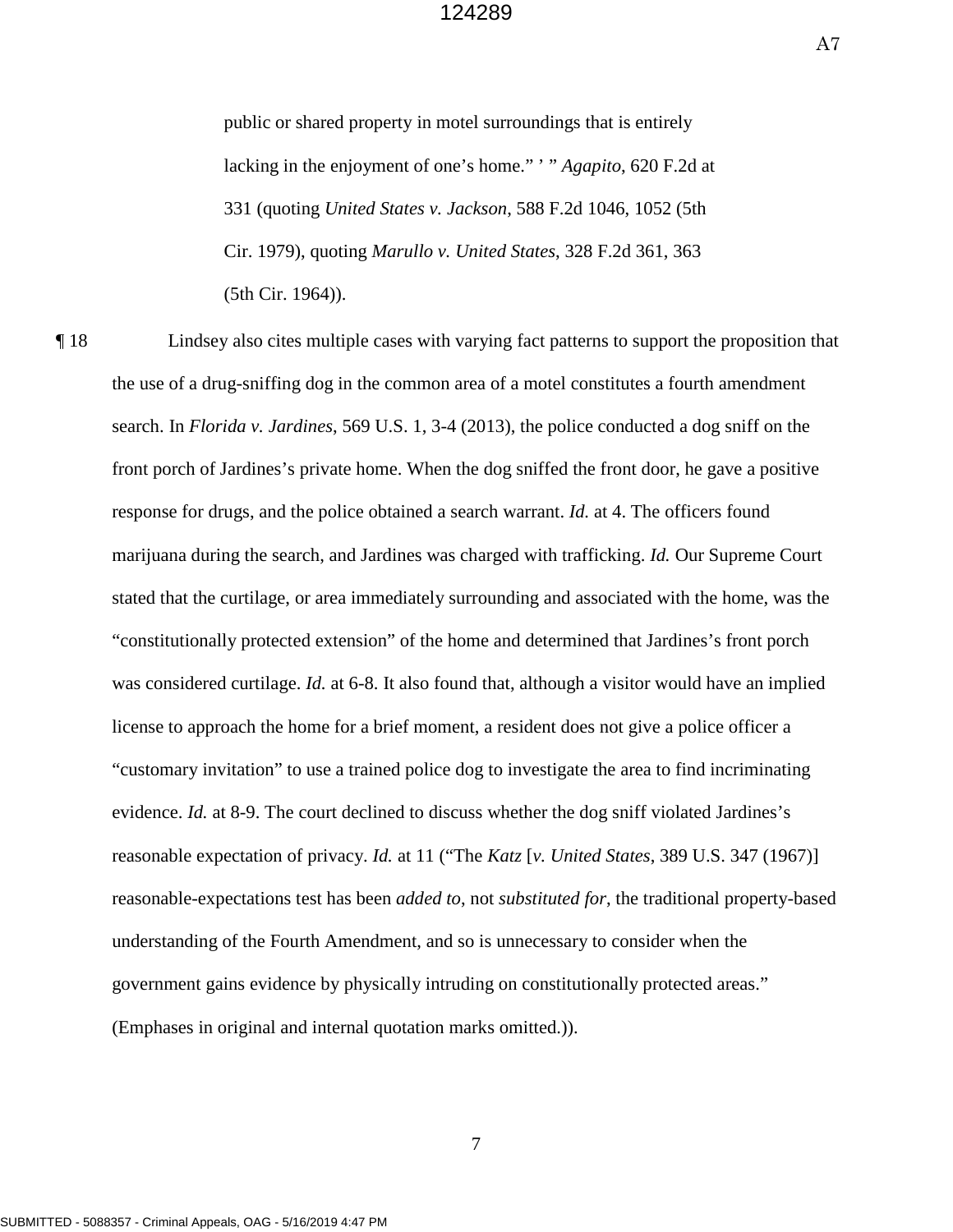public or shared property in motel surroundings that is entirely lacking in the enjoyment of one's home." ' " *Agapito*, 620 F.2d at 331 (quoting *United States v. Jackson*, 588 F.2d 1046, 1052 (5th Cir. 1979), quoting *Marullo v. United States*, 328 F.2d 361, 363 (5th Cir. 1964)).

¶ 18 Lindsey also cites multiple cases with varying fact patterns to support the proposition that the use of a drug-sniffing dog in the common area of a motel constitutes a fourth amendment search. In *Florida v. Jardines*, 569 U.S. 1, 3-4 (2013), the police conducted a dog sniff on the front porch of Jardines's private home. When the dog sniffed the front door, he gave a positive response for drugs, and the police obtained a search warrant. *Id.* at 4. The officers found marijuana during the search, and Jardines was charged with trafficking. *Id.* Our Supreme Court stated that the curtilage, or area immediately surrounding and associated with the home, was the "constitutionally protected extension" of the home and determined that Jardines's front porch was considered curtilage. *Id.* at 6-8. It also found that, although a visitor would have an implied license to approach the home for a brief moment, a resident does not give a police officer a "customary invitation" to use a trained police dog to investigate the area to find incriminating evidence. *Id.* at 8-9. The court declined to discuss whether the dog sniff violated Jardines's reasonable expectation of privacy. *Id.* at 11 ("The *Katz* [*v. United States*, 389 U.S. 347 (1967)] reasonable-expectations test has been *added to*, not *substituted for*, the traditional property-based understanding of the Fourth Amendment, and so is unnecessary to consider when the government gains evidence by physically intruding on constitutionally protected areas." (Emphases in original and internal quotation marks omitted.)).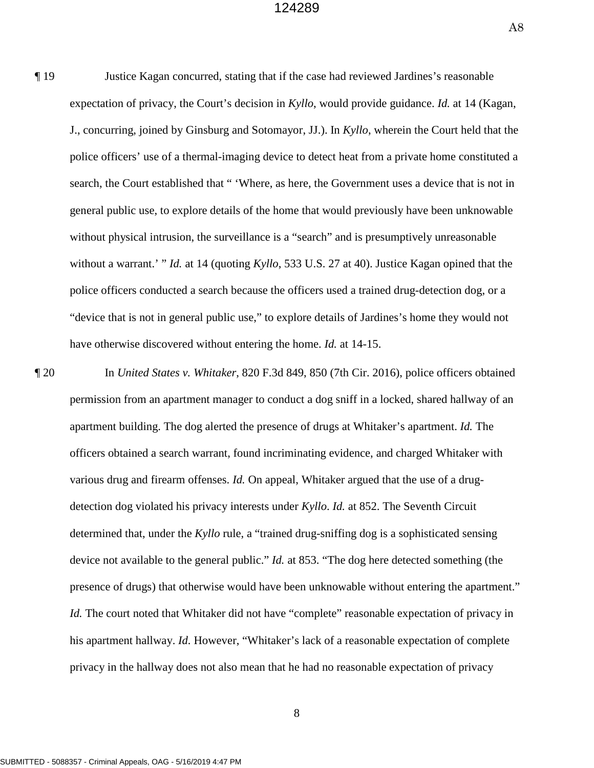¶ 19 Justice Kagan concurred, stating that if the case had reviewed Jardines's reasonable expectation of privacy, the Court's decision in *Kyllo*, would provide guidance. *Id.* at 14 (Kagan, J., concurring, joined by Ginsburg and Sotomayor, JJ.). In *Kyllo*, wherein the Court held that the police officers' use of a thermal-imaging device to detect heat from a private home constituted a search, the Court established that " 'Where, as here, the Government uses a device that is not in general public use, to explore details of the home that would previously have been unknowable without physical intrusion, the surveillance is a "search" and is presumptively unreasonable without a warrant.' " *Id.* at 14 (quoting *Kyllo*, 533 U.S. 27 at 40). Justice Kagan opined that the police officers conducted a search because the officers used a trained drug-detection dog, or a "device that is not in general public use," to explore details of Jardines's home they would not have otherwise discovered without entering the home. *Id.* at 14-15.

¶ 20 In *United States v. Whitaker*, 820 F.3d 849, 850 (7th Cir. 2016), police officers obtained permission from an apartment manager to conduct a dog sniff in a locked, shared hallway of an apartment building. The dog alerted the presence of drugs at Whitaker's apartment. *Id.* The officers obtained a search warrant, found incriminating evidence, and charged Whitaker with various drug and firearm offenses. *Id.* On appeal, Whitaker argued that the use of a drug-detection dog violated his privacy interests under *Kyllo*. *Id.* at 852. The Seventh Circuit determined that, under the *Kyllo* rule, a "trained drug-sniffing dog is a sophisticated sensing device not available to the general public." *Id.* at 853. "The dog here detected something (the presence of drugs) that otherwise would have been unknowable without entering the apartment." *Id.* The court noted that Whitaker did not have "complete" reasonable expectation of privacy in his apartment hallway. *Id*. However, "Whitaker's lack of a reasonable expectation of complete privacy in the hallway does not also mean that he had no reasonable expectation of privacy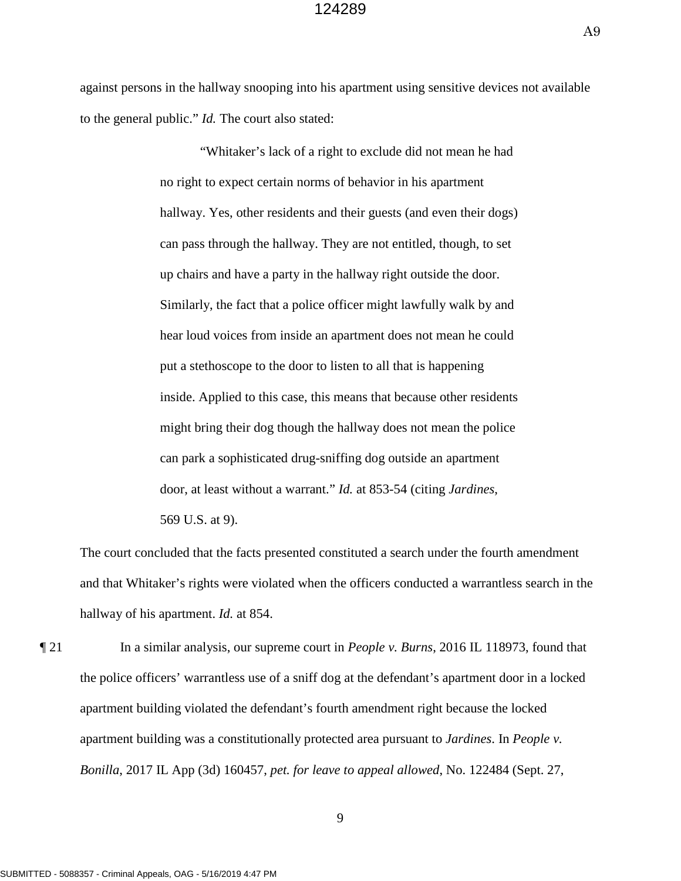against persons in the hallway snooping into his apartment using sensitive devices not available to the general public." *Id.* The court also stated:

> "Whitaker's lack of a right to exclude did not mean he had no right to expect certain norms of behavior in his apartment hallway. Yes, other residents and their guests (and even their dogs) can pass through the hallway. They are not entitled, though, to set up chairs and have a party in the hallway right outside the door. Similarly, the fact that a police officer might lawfully walk by and hear loud voices from inside an apartment does not mean he could put a stethoscope to the door to listen to all that is happening inside. Applied to this case, this means that because other residents might bring their dog though the hallway does not mean the police can park a sophisticated drug-sniffing dog outside an apartment door, at least without a warrant." *Id.* at 853-54 (citing *Jardines*, 569 U.S. at 9).

The court concluded that the facts presented constituted a search under the fourth amendment and that Whitaker's rights were violated when the officers conducted a warrantless search in the hallway of his apartment. *Id.* at 854.

¶ 21 In a similar analysis, our supreme court in *People v. Burns*, 2016 IL 118973, found that the police officers' warrantless use of a sniff dog at the defendant's apartment door in a locked apartment building violated the defendant's fourth amendment right because the locked apartment building was a constitutionally protected area pursuant to *Jardines*. In *People v. Bonilla*, 2017 IL App (3d) 160457, *pet. for leave to appeal allowed*, No. 122484 (Sept. 27,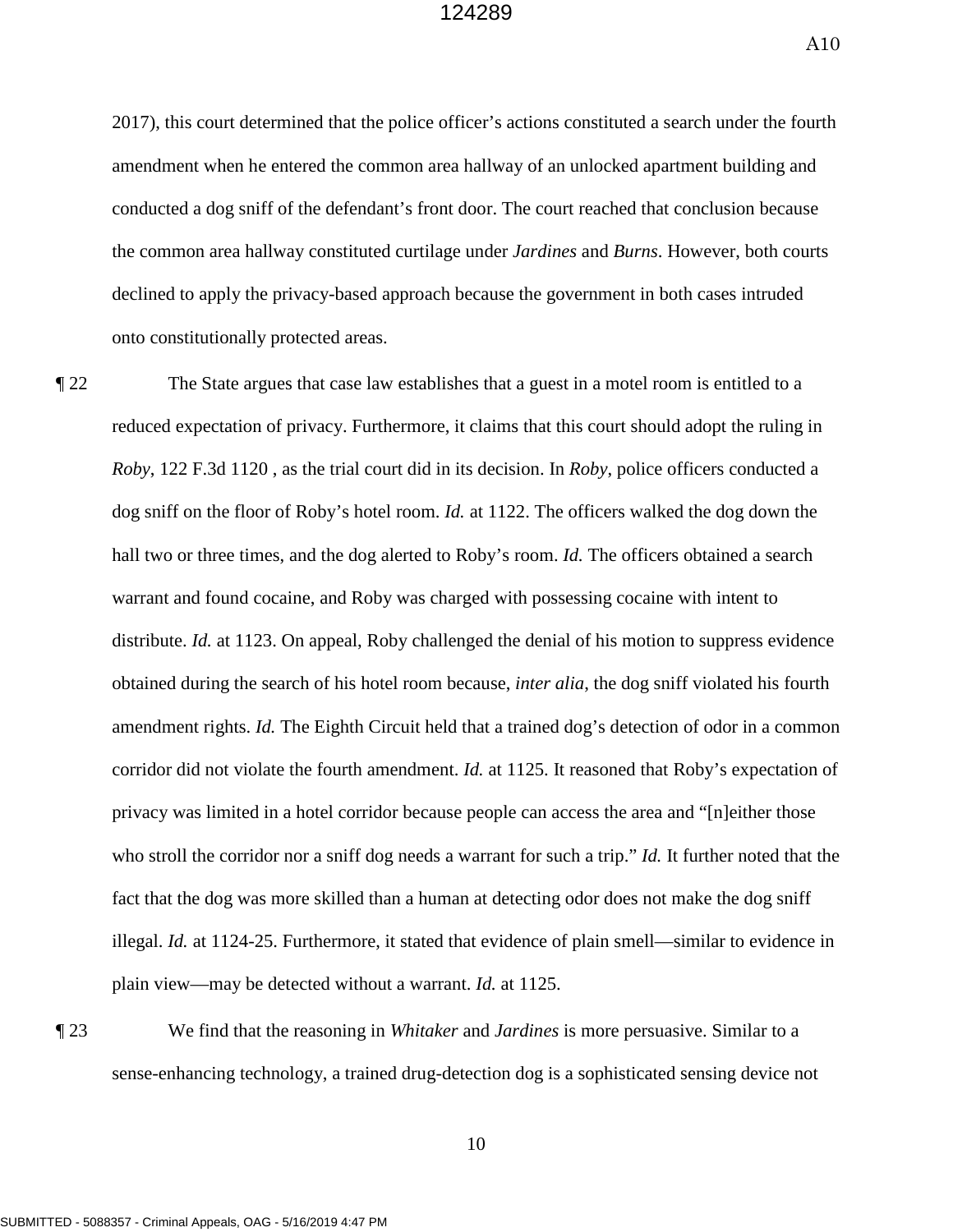2017), this court determined that the police officer's actions constituted a search under the fourth amendment when he entered the common area hallway of an unlocked apartment building and conducted a dog sniff of the defendant's front door. The court reached that conclusion because the common area hallway constituted curtilage under *Jardines* and *Burns*. However, both courts declined to apply the privacy-based approach because the government in both cases intruded onto constitutionally protected areas.

¶ 22 The State argues that case law establishes that a guest in a motel room is entitled to a reduced expectation of privacy. Furthermore, it claims that this court should adopt the ruling in *Roby*, 122 F.3d 1120 , as the trial court did in its decision. In *Roby*, police officers conducted a dog sniff on the floor of Roby's hotel room. *Id.* at 1122. The officers walked the dog down the hall two or three times, and the dog alerted to Roby's room. *Id.* The officers obtained a search warrant and found cocaine, and Roby was charged with possessing cocaine with intent to distribute. *Id.* at 1123. On appeal, Roby challenged the denial of his motion to suppress evidence obtained during the search of his hotel room because, *inter alia*, the dog sniff violated his fourth amendment rights. *Id.* The Eighth Circuit held that a trained dog's detection of odor in a common corridor did not violate the fourth amendment. *Id.* at 1125. It reasoned that Roby's expectation of privacy was limited in a hotel corridor because people can access the area and "[n]either those who stroll the corridor nor a sniff dog needs a warrant for such a trip." *Id.* It further noted that the fact that the dog was more skilled than a human at detecting odor does not make the dog sniff illegal. *Id.* at 1124-25. Furthermore, it stated that evidence of plain smell—similar to evidence in plain view—may be detected without a warrant. *Id.* at 1125.

¶ 23 We find that the reasoning in *Whitaker* and *Jardines* is more persuasive. Similar to a sense-enhancing technology, a trained drug-detection dog is a sophisticated sensing device not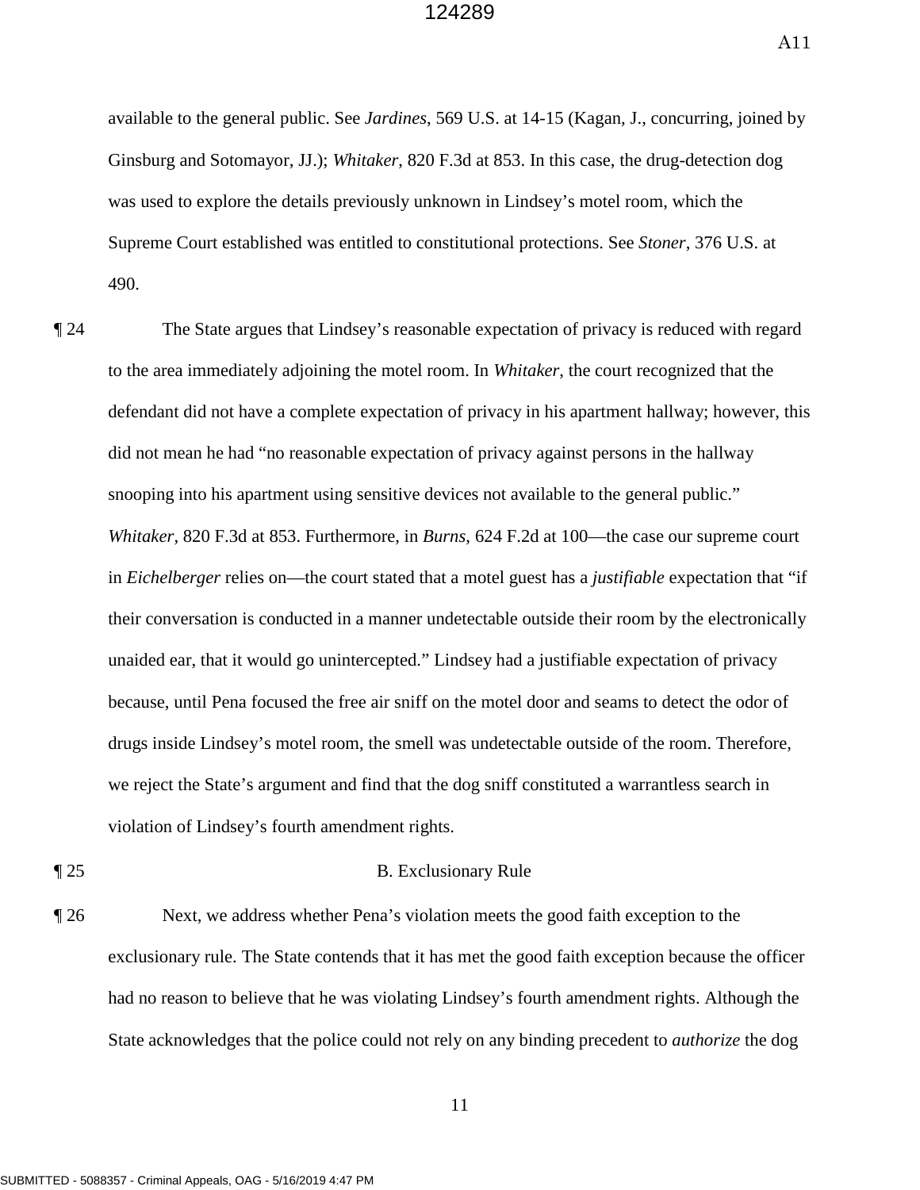available to the general public. See *Jardines*, 569 U.S. at 14-15 (Kagan, J., concurring, joined by Ginsburg and Sotomayor, JJ.); *Whitaker*, 820 F.3d at 853. In this case, the drug-detection dog was used to explore the details previously unknown in Lindsey's motel room, which the Supreme Court established was entitled to constitutional protections. See *Stoner*, 376 U.S. at 490.

¶ 24 The State argues that Lindsey's reasonable expectation of privacy is reduced with regard to the area immediately adjoining the motel room. In *Whitaker*, the court recognized that the defendant did not have a complete expectation of privacy in his apartment hallway; however, this did not mean he had "no reasonable expectation of privacy against persons in the hallway snooping into his apartment using sensitive devices not available to the general public." *Whitaker*, 820 F.3d at 853. Furthermore, in *Burns*, 624 F.2d at 100—the case our supreme court in *Eichelberger* relies on—the court stated that a motel guest has a *justifiable* expectation that "if their conversation is conducted in a manner undetectable outside their room by the electronically unaided ear, that it would go unintercepted." Lindsey had a justifiable expectation of privacy because, until Pena focused the free air sniff on the motel door and seams to detect the odor of drugs inside Lindsey's motel room, the smell was undetectable outside of the room. Therefore, we reject the State's argument and find that the dog sniff constituted a warrantless search in violation of Lindsey's fourth amendment rights.

¶ 25

## B. Exclusionary Rule

¶ 26 Next, we address whether Pena's violation meets the good faith exception to the exclusionary rule. The State contends that it has met the good faith exception because the officer had no reason to believe that he was violating Lindsey's fourth amendment rights. Although the State acknowledges that the police could not rely on any binding precedent to *authorize* the dog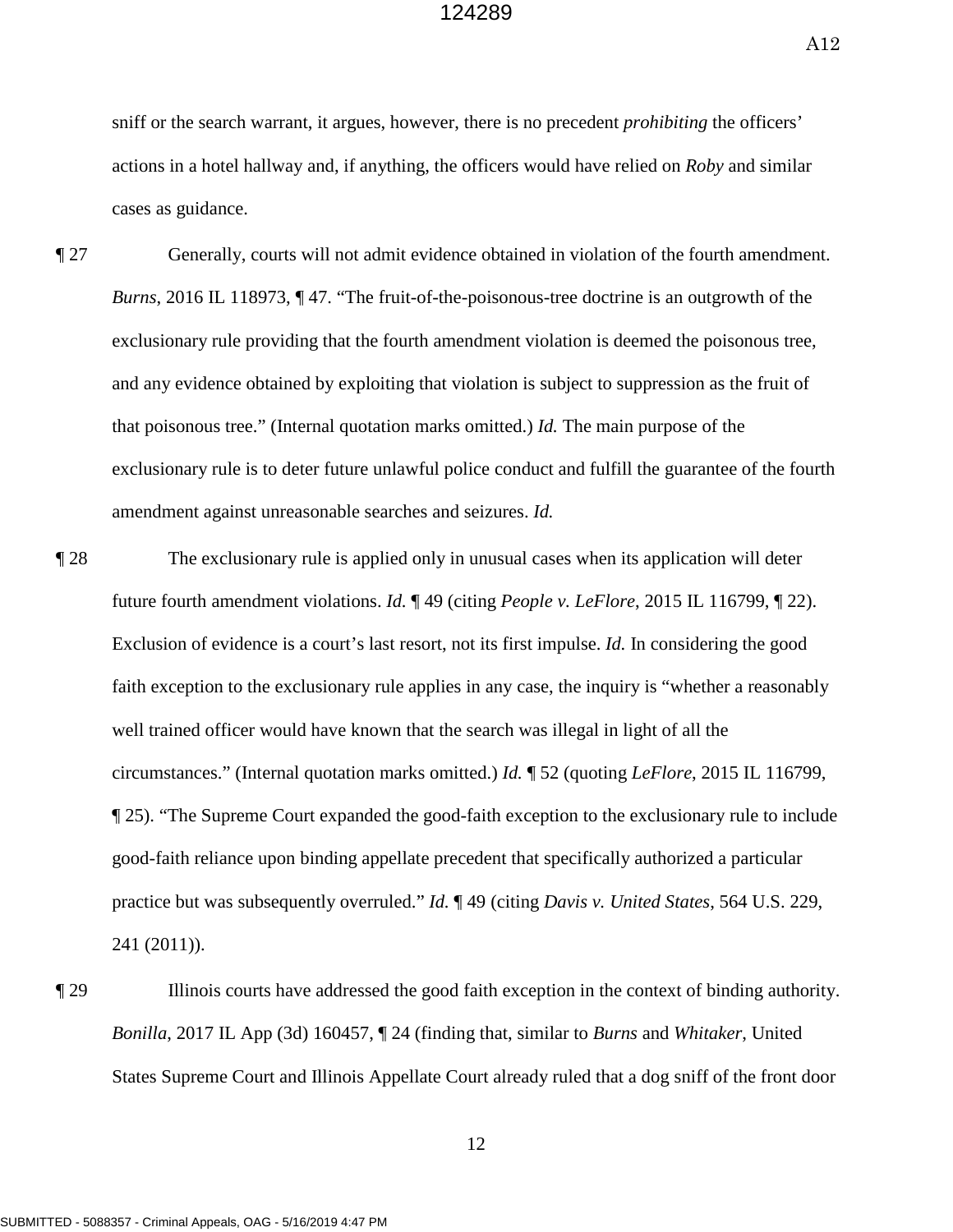sniff or the search warrant, it argues, however, there is no precedent *prohibiting* the officers' actions in a hotel hallway and, if anything, the officers would have relied on *Roby* and similar cases as guidance.

¶ 27 Generally, courts will not admit evidence obtained in violation of the fourth amendment. *Burns*, 2016 IL 118973, ¶ 47. "The fruit-of-the-poisonous-tree doctrine is an outgrowth of the exclusionary rule providing that the fourth amendment violation is deemed the poisonous tree, and any evidence obtained by exploiting that violation is subject to suppression as the fruit of that poisonous tree." (Internal quotation marks omitted.) *Id.* The main purpose of the exclusionary rule is to deter future unlawful police conduct and fulfill the guarantee of the fourth amendment against unreasonable searches and seizures. *Id.*

¶ 28 The exclusionary rule is applied only in unusual cases when its application will deter future fourth amendment violations. *Id.* ¶ 49 (citing *People v. LeFlore*, 2015 IL 116799, ¶ 22). Exclusion of evidence is a court's last resort, not its first impulse. *Id.* In considering the good faith exception to the exclusionary rule applies in any case, the inquiry is "whether a reasonably well trained officer would have known that the search was illegal in light of all the circumstances." (Internal quotation marks omitted.) *Id.* ¶ 52 (quoting *LeFlore*, 2015 IL 116799, ¶ 25). "The Supreme Court expanded the good-faith exception to the exclusionary rule to include good-faith reliance upon binding appellate precedent that specifically authorized a particular practice but was subsequently overruled." *Id.* ¶ 49 (citing *Davis v. United States*, 564 U.S. 229, 241 (2011)).

¶ 29 Illinois courts have addressed the good faith exception in the context of binding authority. *Bonilla*, 2017 IL App (3d) 160457, ¶ 24 (finding that, similar to *Burns* and *Whitaker*, United States Supreme Court and Illinois Appellate Court already ruled that a dog sniff of the front door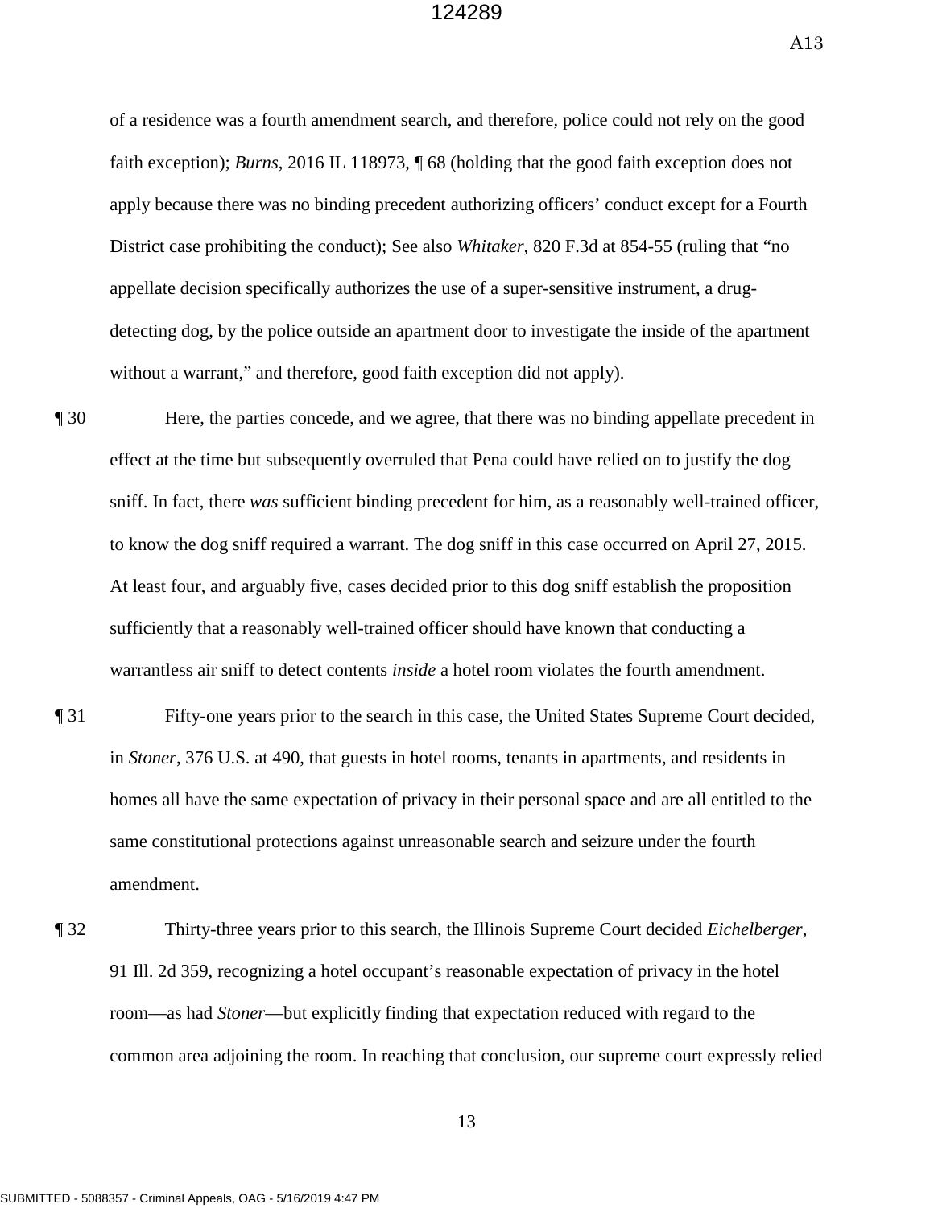of a residence was a fourth amendment search, and therefore, police could not rely on the good faith exception); *Burns*, 2016 IL 118973, ¶ 68 (holding that the good faith exception does not apply because there was no binding precedent authorizing officers' conduct except for a Fourth District case prohibiting the conduct); See also *Whitaker*, 820 F.3d at 854-55 (ruling that "no appellate decision specifically authorizes the use of a super-sensitive instrument, a drug-detecting dog, by the police outside an apartment door to investigate the inside of the apartment without a warrant," and therefore, good faith exception did not apply).

¶ 30 Here, the parties concede, and we agree, that there was no binding appellate precedent in effect at the time but subsequently overruled that Pena could have relied on to justify the dog sniff. In fact, there *was* sufficient binding precedent for him, as a reasonably well-trained officer, to know the dog sniff required a warrant. The dog sniff in this case occurred on April 27, 2015. At least four, and arguably five, cases decided prior to this dog sniff establish the proposition sufficiently that a reasonably well-trained officer should have known that conducting a warrantless air sniff to detect contents *inside* a hotel room violates the fourth amendment.

¶ 31 Fifty-one years prior to the search in this case, the United States Supreme Court decided, in *Stoner*, 376 U.S. at 490, that guests in hotel rooms, tenants in apartments, and residents in homes all have the same expectation of privacy in their personal space and are all entitled to the same constitutional protections against unreasonable search and seizure under the fourth amendment.

¶ 32 Thirty-three years prior to this search, the Illinois Supreme Court decided *Eichelberger*, 91 Ill. 2d 359, recognizing a hotel occupant's reasonable expectation of privacy in the hotel room—as had *Stoner*—but explicitly finding that expectation reduced with regard to the common area adjoining the room. In reaching that conclusion, our supreme court expressly relied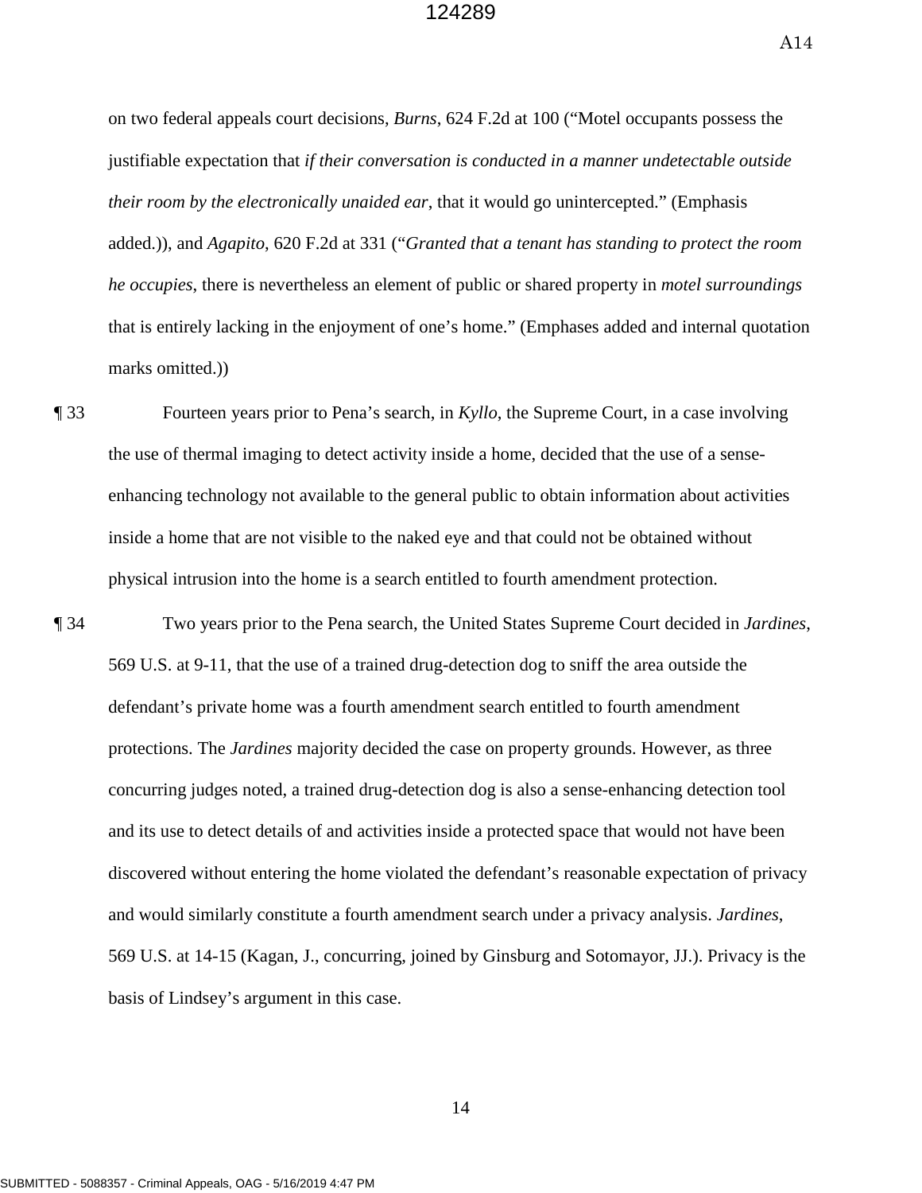on two federal appeals court decisions, *Burns*, 624 F.2d at 100 ("Motel occupants possess the justifiable expectation that *if their conversation is conducted in a manner undetectable outside their room by the electronically unaided ear*, that it would go unintercepted." (Emphasis added.)), and *Agapito*, 620 F.2d at 331 ("*Granted that a tenant has standing to protect the room he occupies*, there is nevertheless an element of public or shared property in *motel surroundings* that is entirely lacking in the enjoyment of one's home." (Emphases added and internal quotation marks omitted.))

¶ 33 Fourteen years prior to Pena's search, in *Kyllo*, the Supreme Court, in a case involving the use of thermal imaging to detect activity inside a home, decided that the use of a sense-enhancing technology not available to the general public to obtain information about activities inside a home that are not visible to the naked eye and that could not be obtained without physical intrusion into the home is a search entitled to fourth amendment protection.

¶ 34 Two years prior to the Pena search, the United States Supreme Court decided in *Jardines*, 569 U.S. at 9-11, that the use of a trained drug-detection dog to sniff the area outside the defendant's private home was a fourth amendment search entitled to fourth amendment protections. The *Jardines* majority decided the case on property grounds. However, as three concurring judges noted, a trained drug-detection dog is also a sense-enhancing detection tool and its use to detect details of and activities inside a protected space that would not have been discovered without entering the home violated the defendant's reasonable expectation of privacy and would similarly constitute a fourth amendment search under a privacy analysis. *Jardines*, 569 U.S. at 14-15 (Kagan, J., concurring, joined by Ginsburg and Sotomayor, JJ.). Privacy is the basis of Lindsey's argument in this case.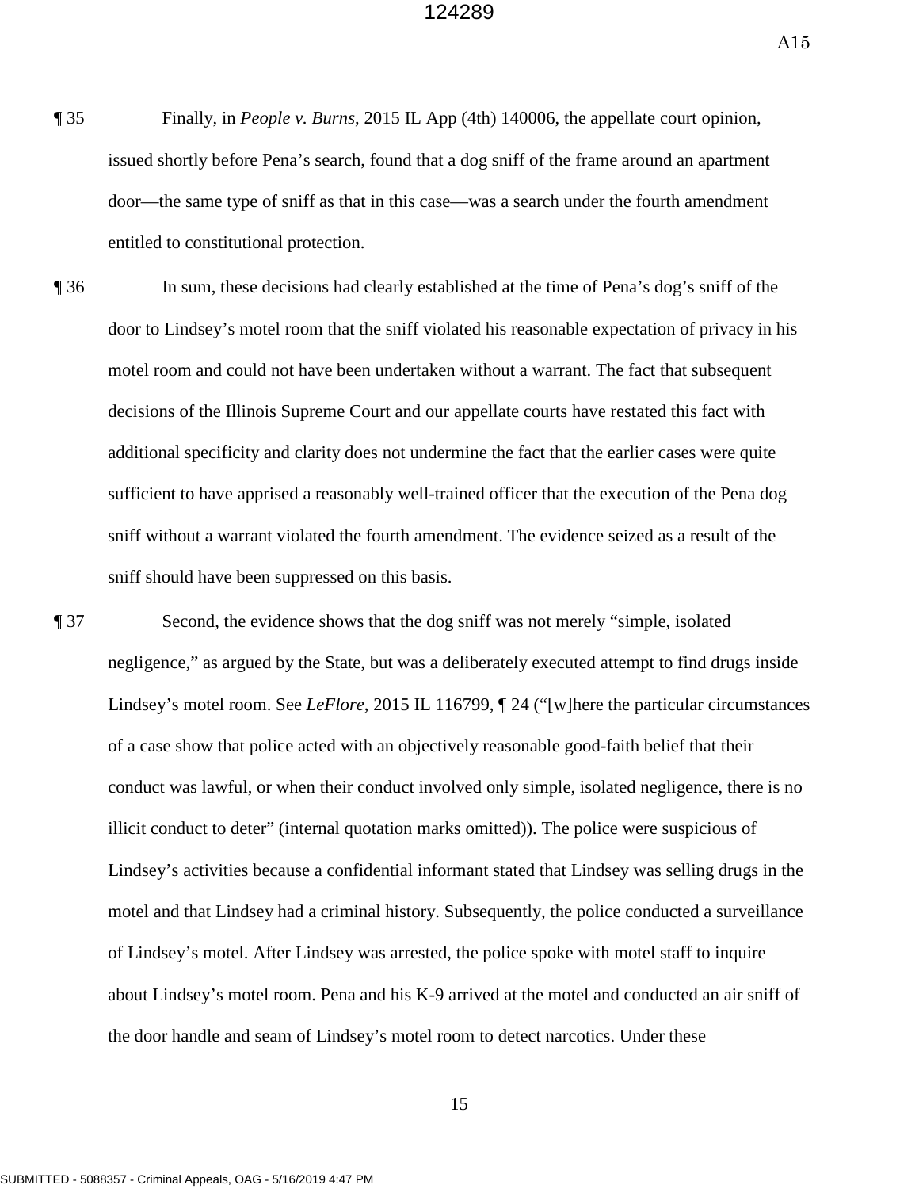¶ 35 Finally, in *People v. Burns*, 2015 IL App (4th) 140006, the appellate court opinion, issued shortly before Pena's search, found that a dog sniff of the frame around an apartment door—the same type of sniff as that in this case—was a search under the fourth amendment entitled to constitutional protection.

¶ 36 In sum, these decisions had clearly established at the time of Pena's dog's sniff of the door to Lindsey's motel room that the sniff violated his reasonable expectation of privacy in his motel room and could not have been undertaken without a warrant. The fact that subsequent decisions of the Illinois Supreme Court and our appellate courts have restated this fact with additional specificity and clarity does not undermine the fact that the earlier cases were quite sufficient to have apprised a reasonably well-trained officer that the execution of the Pena dog sniff without a warrant violated the fourth amendment. The evidence seized as a result of the sniff should have been suppressed on this basis.

¶ 37 Second, the evidence shows that the dog sniff was not merely "simple, isolated negligence," as argued by the State, but was a deliberately executed attempt to find drugs inside Lindsey's motel room. See *LeFlore*, 2015 IL 116799, ¶ 24 ("[w]here the particular circumstances of a case show that police acted with an objectively reasonable good-faith belief that their conduct was lawful, or when their conduct involved only simple, isolated negligence, there is no illicit conduct to deter" (internal quotation marks omitted)). The police were suspicious of Lindsey's activities because a confidential informant stated that Lindsey was selling drugs in the motel and that Lindsey had a criminal history. Subsequently, the police conducted a surveillance of Lindsey's motel. After Lindsey was arrested, the police spoke with motel staff to inquire about Lindsey's motel room. Pena and his K-9 arrived at the motel and conducted an air sniff of the door handle and seam of Lindsey's motel room to detect narcotics. Under these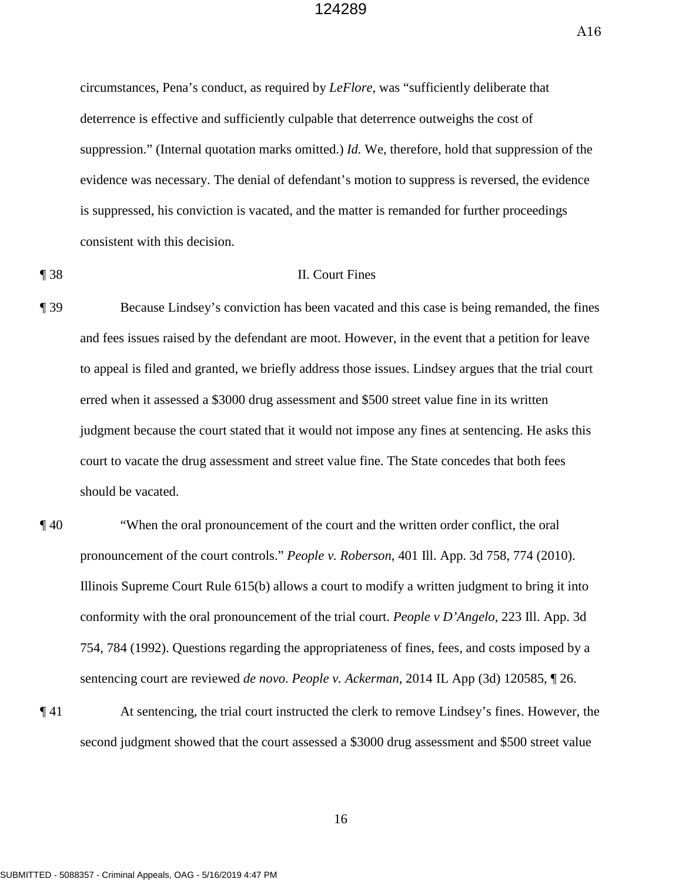circumstances, Pena's conduct, as required by *LeFlore*, was "sufficiently deliberate that deterrence is effective and sufficiently culpable that deterrence outweighs the cost of suppression." (Internal quotation marks omitted.) *Id.* We, therefore, hold that suppression of the evidence was necessary. The denial of defendant's motion to suppress is reversed, the evidence is suppressed, his conviction is vacated, and the matter is remanded for further proceedings consistent with this decision.

¶ 38 II. Court Fines

¶ 39 Because Lindsey's conviction has been vacated and this case is being remanded, the fines and fees issues raised by the defendant are moot. However, in the event that a petition for leave to appeal is filed and granted, we briefly address those issues. Lindsey argues that the trial court erred when it assessed a $3000 drug assessment and $500 street value fine in its written judgment because the court stated that it would not impose any fines at sentencing. He asks this court to vacate the drug assessment and street value fine. The State concedes that both fees should be vacated.

¶ 40 "When the oral pronouncement of the court and the written order conflict, the oral pronouncement of the court controls." *People v. Roberson*, 401 Ill. App. 3d 758, 774 (2010). Illinois Supreme Court Rule 615(b) allows a court to modify a written judgment to bring it into conformity with the oral pronouncement of the trial court. *People v D'Angelo*, 223 Ill. App. 3d 754, 784 (1992). Questions regarding the appropriateness of fines, fees, and costs imposed by a sentencing court are reviewed *de novo*. *People v. Ackerman*, 2014 IL App (3d) 120585, ¶ 26.

¶ 41 At sentencing, the trial court instructed the clerk to remove Lindsey's fines. However, the second judgment showed that the court assessed a $3000 drug assessment and $500 street value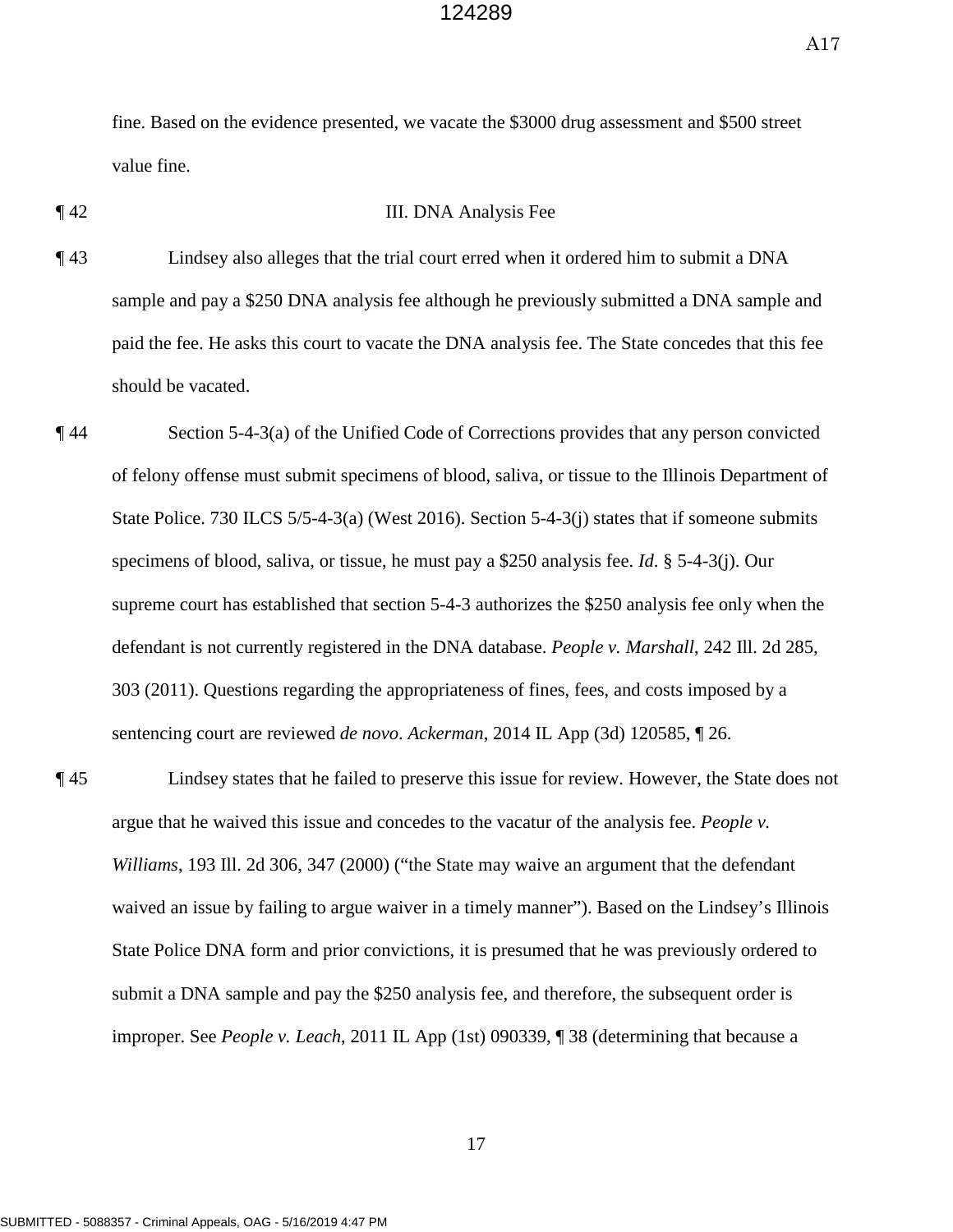fine. Based on the evidence presented, we vacate the $3000 drug assessment and $500 street value fine.

¶ 42 III. DNA Analysis Fee

¶ 43 Lindsey also alleges that the trial court erred when it ordered him to submit a DNA sample and pay a $250 DNA analysis fee although he previously submitted a DNA sample and paid the fee. He asks this court to vacate the DNA analysis fee. The State concedes that this fee should be vacated.

¶ 44 Section 5-4-3(a) of the Unified Code of Corrections provides that any person convicted of felony offense must submit specimens of blood, saliva, or tissue to the Illinois Department of State Police. 730 ILCS 5/5-4-3(a) (West 2016). Section 5-4-3(j) states that if someone submits specimens of blood, saliva, or tissue, he must pay a $250 analysis fee. *Id*. § 5-4-3(j). Our supreme court has established that section 5-4-3 authorizes the $250 analysis fee only when the defendant is not currently registered in the DNA database. *People v. Marshall*, 242 Ill. 2d 285, 303 (2011). Questions regarding the appropriateness of fines, fees, and costs imposed by a sentencing court are reviewed *de novo*. *Ackerman*, 2014 IL App (3d) 120585, ¶ 26.

¶ 45 Lindsey states that he failed to preserve this issue for review. However, the State does not argue that he waived this issue and concedes to the vacatur of the analysis fee. *People v. Williams*, 193 Ill. 2d 306, 347 (2000) ("the State may waive an argument that the defendant waived an issue by failing to argue waiver in a timely manner"). Based on the Lindsey's Illinois State Police DNA form and prior convictions, it is presumed that he was previously ordered to submit a DNA sample and pay the $250 analysis fee, and therefore, the subsequent order is improper. See *People v. Leach*, 2011 IL App (1st) 090339, ¶ 38 (determining that because a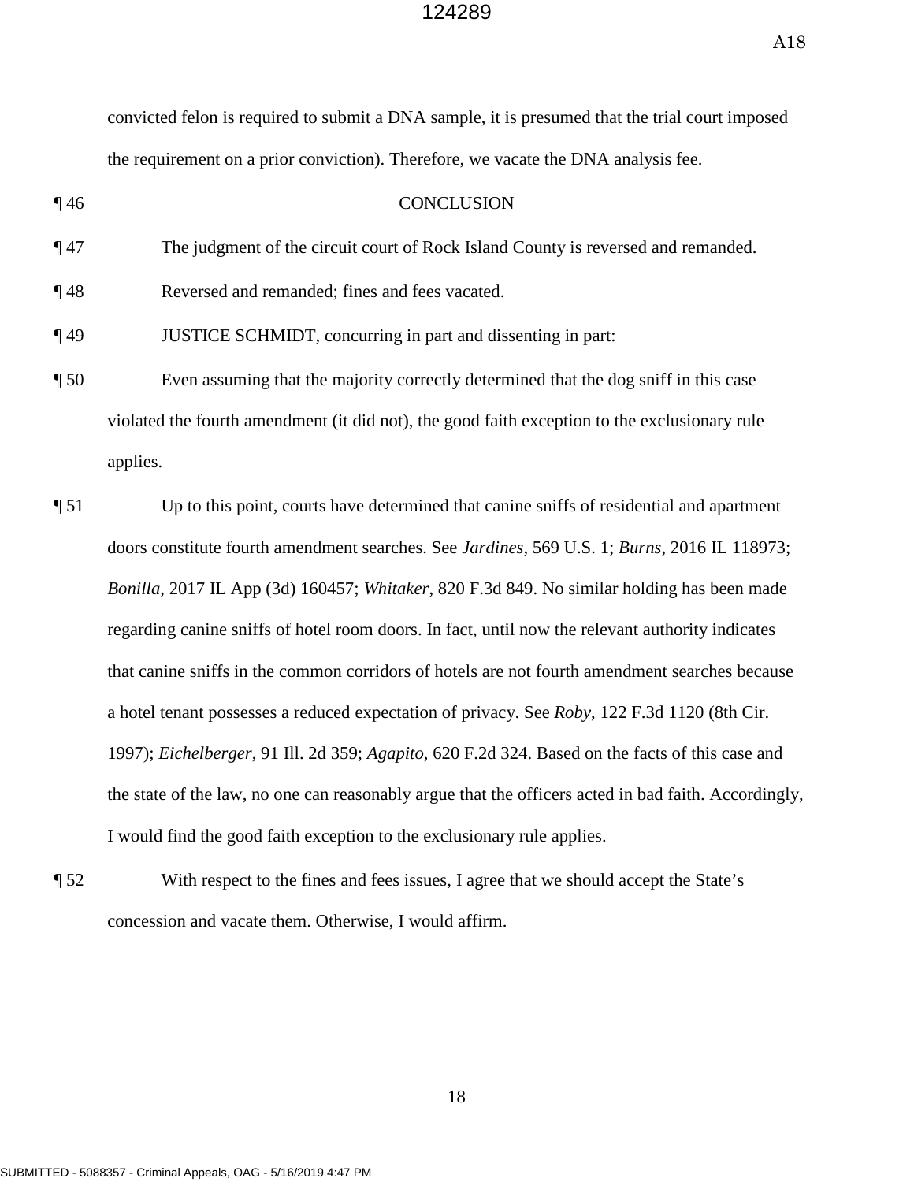convicted felon is required to submit a DNA sample, it is presumed that the trial court imposed the requirement on a prior conviction). Therefore, we vacate the DNA analysis fee.

¶ 46 CONCLUSION

¶ 47 The judgment of the circuit court of Rock Island County is reversed and remanded.

¶ 48 Reversed and remanded; fines and fees vacated.

¶ 49 JUSTICE SCHMIDT, concurring in part and dissenting in part:

¶ 50 Even assuming that the majority correctly determined that the dog sniff in this case violated the fourth amendment (it did not), the good faith exception to the exclusionary rule applies.

¶ 51 Up to this point, courts have determined that canine sniffs of residential and apartment doors constitute fourth amendment searches. See *Jardines*, 569 U.S. 1; *Burns*, 2016 IL 118973; *Bonilla*, 2017 IL App (3d) 160457; *Whitaker*, 820 F.3d 849. No similar holding has been made regarding canine sniffs of hotel room doors. In fact, until now the relevant authority indicates that canine sniffs in the common corridors of hotels are not fourth amendment searches because a hotel tenant possesses a reduced expectation of privacy. See *Roby*, 122 F.3d 1120 (8th Cir. 1997); *Eichelberger*, 91 Ill. 2d 359; *Agapito*, 620 F.2d 324. Based on the facts of this case and the state of the law, no one can reasonably argue that the officers acted in bad faith. Accordingly, I would find the good faith exception to the exclusionary rule applies.

¶ 52 With respect to the fines and fees issues, I agree that we should accept the State's concession and vacate them. Otherwise, I would affirm.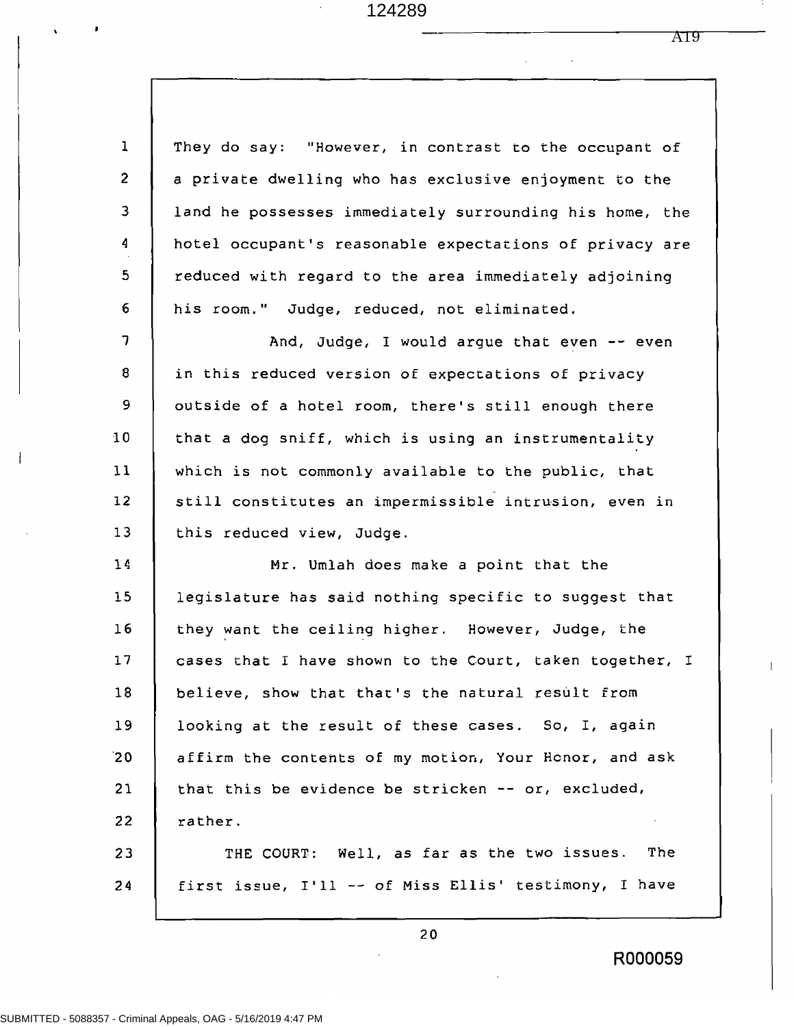They do say: "However, in contrast to the occupant of a private dwelling who has exclusive enjoyment to the land he possesses immediately surrounding his home, the hotel occupant's reasonable expectations of privacy are reduced with regard to the area immediately adjoining his room." Judge, reduced, not eliminated.

And, Judge, I would argue that even -- even in this reduced version of expectations of privacy outside of a hotel room, there's still enough there that a dog sniff, which is using an instrumentality which is not commonly available to the public, that still constitutes an impermissible intrusion, even in this reduced view, Judge.

Mr. Umlah does make a point that the legislature has said nothing specific to suggest that they want the ceiling higher. However, Judge, the cases that I have shown to the Court, taken together, I believe, show that that's the natural result from looking at the result of these cases. So, I, again affirm the contents of my motion, Your Honor, and ask that this be evidence be stricken -- or, excluded, rather.

THE COURT: Well, as far as the two issues. The first issue, I'll -- of Miss Ellis' testimony, I have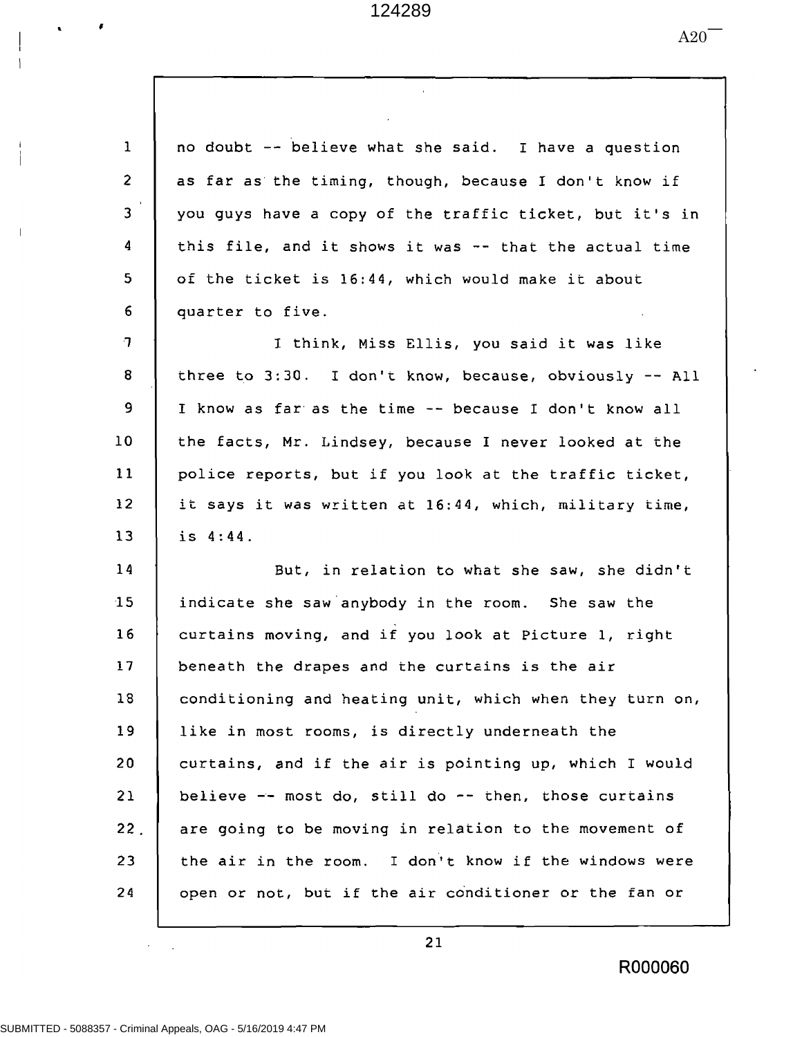no doubt -- believe what she said. I have a question as far as the timing, though, because I don't know if you guys have a copy of the traffic ticket, but it's in this file, and it shows it was -- that the actual time of the ticket is 16:44, which would make it about quarter to five.

I think, Miss Ellis, you said it was like three to 3:30. I don't know, because, obviously -- All I know as far as the time -- because I don't know all the facts, Mr. Lindsey, because I never looked at the police reports, but if you look at the traffic ticket, it says it was written at 16:44, which, military time, is 4:44.

But, in relation to what she saw, she didn't indicate she saw anybody in the room. She saw the curtains moving, and if you look at Picture 1, right beneath the drapes and the curtains is the air conditioning and heating unit, which when they turn on, like in most rooms, is directly underneath the curtains, and if the air is pointing up, which I would believe -- most do, still do -- then, those curtains are going to be moving in relation to the movement of the air in the room. I don't know if the windows were open or not, but if the air conditioner or the fan or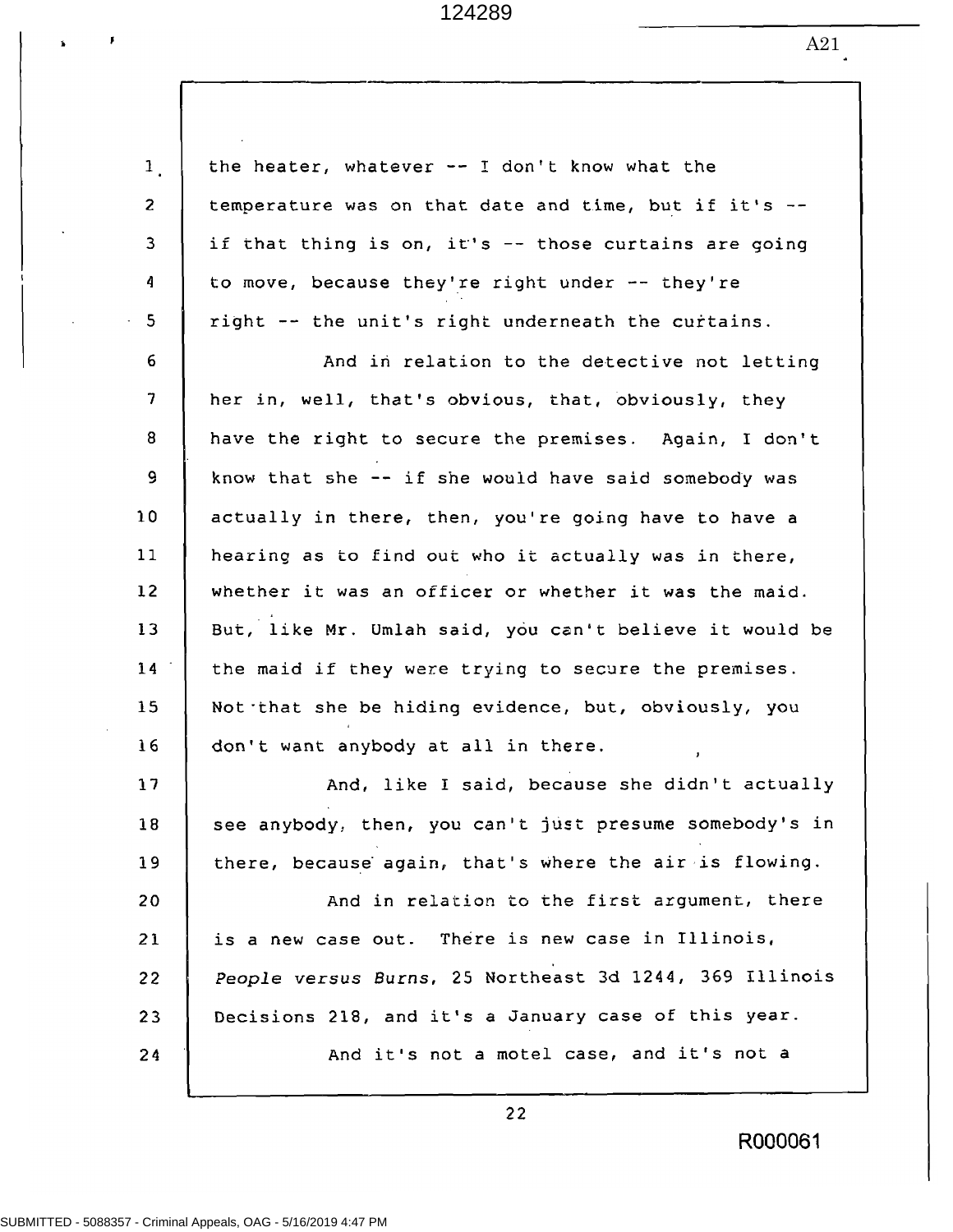1 the heater, whatever -- I don't know what the
2 temperature was on that date and time, but if it's --
3 if that thing is on, it's -- those curtains are going
4 to move, because they're right under -- they're
5 right -- the unit's right underneath the curtains.
6 And in relation to the detective not letting
7 her in, well, that's obvious, that, obviously, they
8 have the right to secure the premises. Again, I don't
9 know that she -- if she would have said somebody was
10 actually in there, then, you're going have to have a
11 hearing as to find out who it actually was in there,
12 whether it was an officer or whether it was the maid.
13 But, like Mr. Umlah said, you can't believe it would be
14 the maid if they were trying to secure the premises.
15 Not that she be hiding evidence, but, obviously, you
16 don't want anybody at all in there.
17 And, like I said, because she didn't actually
18 see anybody, then, you can't just presume somebody's in
19 there, because again, that's where the air is flowing.
20 And in relation to the first argument, there
21 is a new case out. There is new case in Illinois,
22 *People versus Burns*, 25 Northeast 3d 1244, 369 Illinois
23 Decisions 218, and it's a January case of this year.
24 And it's not a motel case, and it's not a

R000061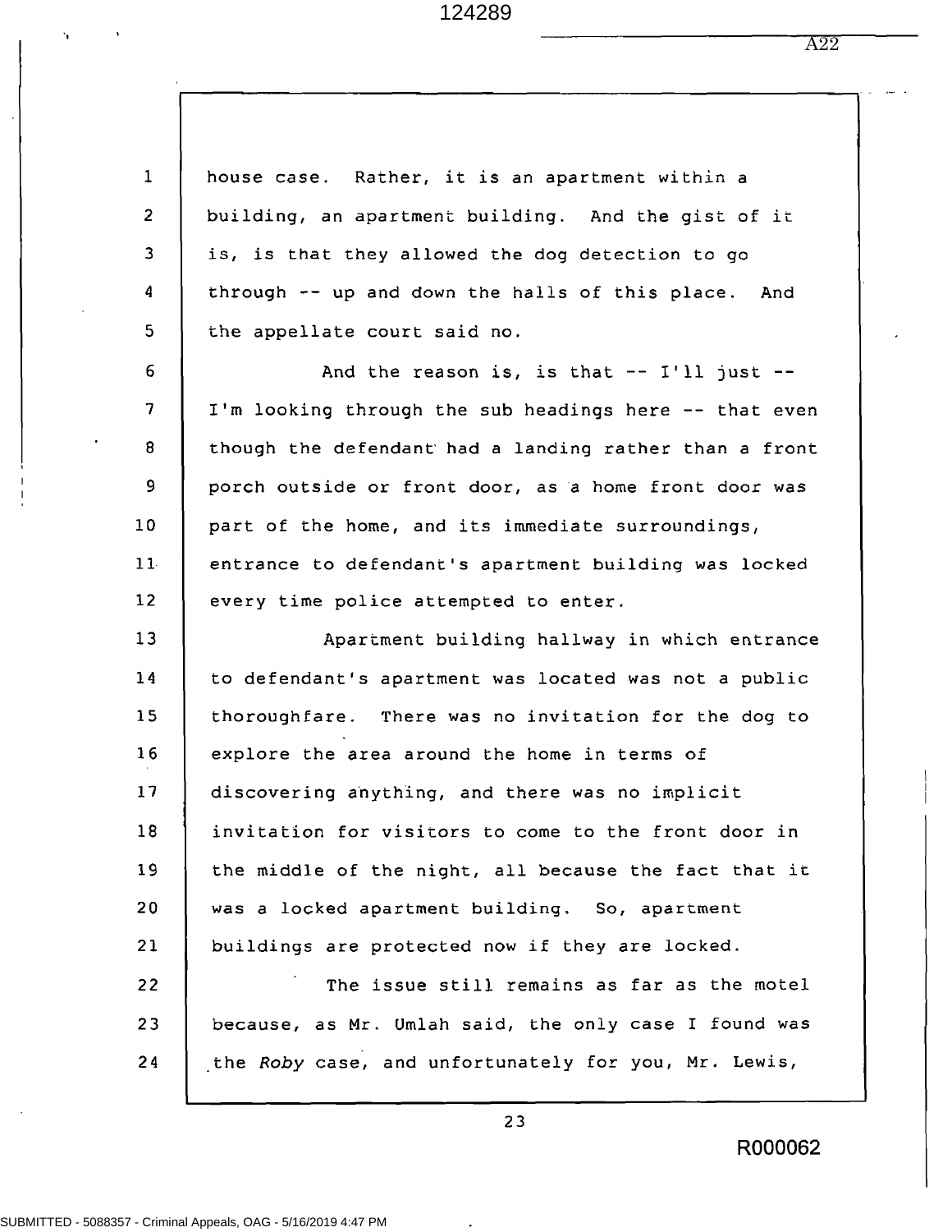house case. Rather, it is an apartment within a building, an apartment building. And the gist of it is, is that they allowed the dog detection to go through -- up and down the halls of this place. And the appellate court said no.

And the reason is, is that -- I'll just -- I'm looking through the sub headings here -- that even though the defendant had a landing rather than a front porch outside or front door, as a home front door was part of the home, and its immediate surroundings, entrance to defendant's apartment building was locked every time police attempted to enter.

Apartment building hallway in which entrance to defendant's apartment was located was not a public thoroughfare. There was no invitation for the dog to explore the area around the home in terms of discovering anything, and there was no implicit invitation for visitors to come to the front door in the middle of the night, all because the fact that it was a locked apartment building. So, apartment buildings are protected now if they are locked.

The issue still remains as far as the motel because, as Mr. Umlah said, the only case I found was the *Roby* case, and unfortunately for you, Mr. Lewis,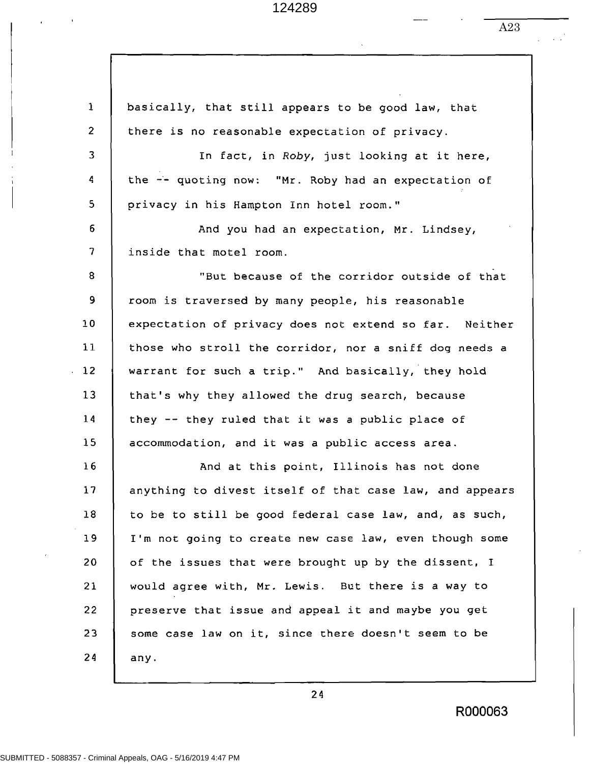basically, that still appears to be good law, that there is no reasonable expectation of privacy.

In fact, in *Roby*, just looking at it here, the -- quoting now: "Mr. Roby had an expectation of privacy in his Hampton Inn hotel room."

And you had an expectation, Mr. Lindsey, inside that motel room.

"But because of the corridor outside of that room is traversed by many people, his reasonable expectation of privacy does not extend so far. Neither those who stroll the corridor, nor a sniff dog needs a warrant for such a trip." And basically, they hold that's why they allowed the drug search, because they -- they ruled that it was a public place of accommodation, and it was a public access area.

And at this point, Illinois has not done anything to divest itself of that case law, and appears to be to still be good federal case law, and, as such, I'm not going to create new case law, even though some of the issues that were brought up by the dissent, I would agree with, Mr. Lewis. But there is a way to preserve that issue and appeal it and maybe you get some case law on it, since there doesn't seem to be any.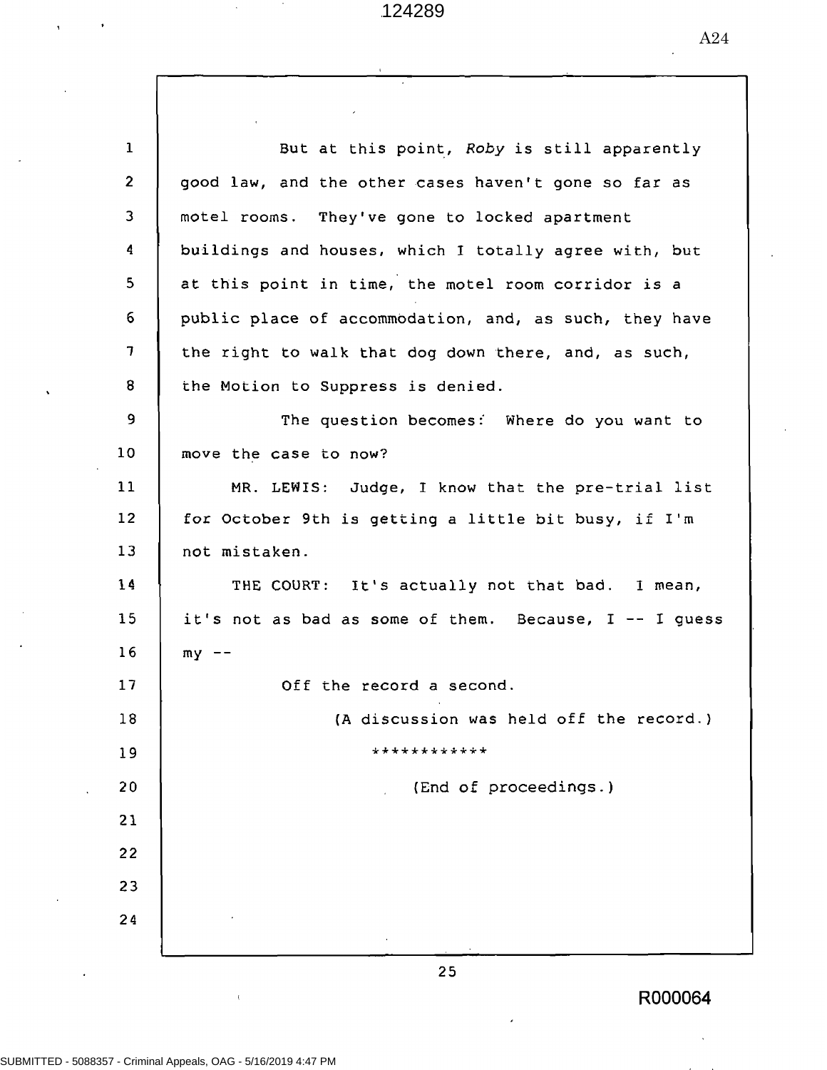But at this point, *Roby* is still apparently good law, and the other cases haven't gone so far as motel rooms. They've gone to locked apartment buildings and houses, which I totally agree with, but at this point in time, the motel room corridor is a public place of accommodation, and, as such, they have the right to walk that dog down there, and, as such, the Motion to Suppress is denied.

The question becomes: Where do you want to move the case to now?

MR. LEWIS: Judge, I know that the pre-trial list for October 9th is getting a little bit busy, if I'm not mistaken.

THE COURT: It's actually not that bad. I mean, it's not as bad as some of them. Because, I -- I guess my --

Off the record a second.

(A discussion was held off the record.)

************

(End of proceedings.)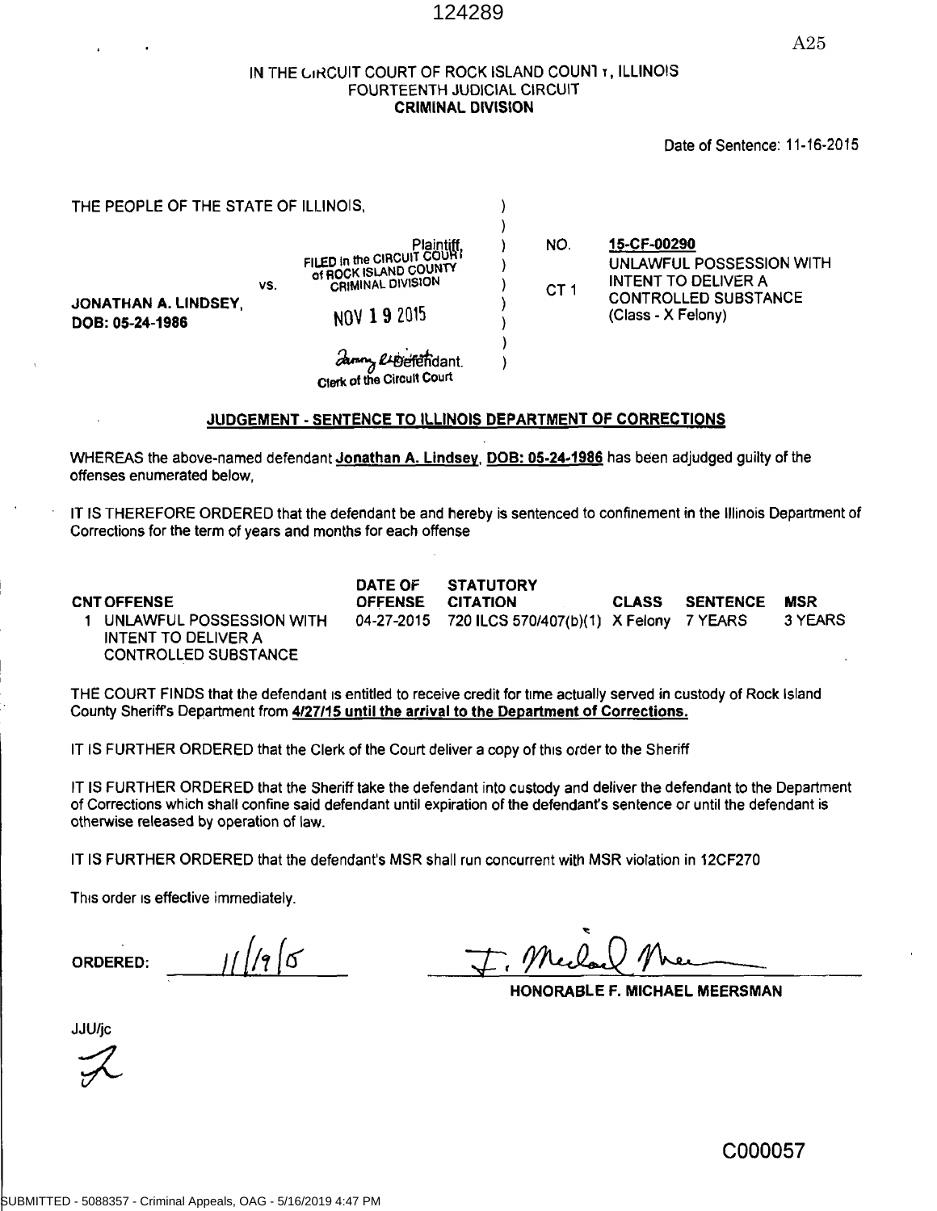IN THE CIRCUIT COURT OF ROCK ISLAND COUNTY, ILLINOIS
FOURTEENTH JUDICIAL CIRCUIT
**CRIMINAL DIVISION**

Date of Sentence: 11-16-2015

THE PEOPLE OF THE STATE OF ILLINOIS,

Plaintiff,

vs.

**JONATHAN A. LINDSEY,**
**DOB: 05-24-1986**

Defendant.

FILED in the CIRCUIT COURT of ROCK ISLAND COUNTY CRIMINAL DIVISION
NOV 19 2015
Clerk of the Circuit Court

NO. **15-CF-00290**

CT 1 UNLAWFUL POSSESSION WITH INTENT TO DELIVER A CONTROLLED SUBSTANCE (Class - X Felony)

## JUDGEMENT - SENTENCE TO ILLINOIS DEPARTMENT OF CORRECTIONS

WHEREAS the above-named defendant **Jonathan A. Lindsey, DOB: 05-24-1986** has been adjudged guilty of the offenses enumerated below,

IT IS THEREFORE ORDERED that the defendant be and hereby is sentenced to confinement in the Illinois Department of Corrections for the term of years and months for each offense

| CNT | OFFENSE | DATE OF OFFENSE | STATUTORY CITATION | CLASS | SENTENCE | MSR |
|---|---|---|---|---|---|---|
| 1 | UNLAWFUL POSSESSION WITH INTENT TO DELIVER A CONTROLLED SUBSTANCE | 04-27-2015 | 720 ILCS 570/407(b)(1) | X Felony | 7 YEARS | 3 YEARS |

THE COURT FINDS that the defendant is entitled to receive credit for time actually served in custody of Rock Island County Sheriff's Department from **4/27/15 until the arrival to the Department of Corrections.**

IT IS FURTHER ORDERED that the Clerk of the Court deliver a copy of this order to the Sheriff

IT IS FURTHER ORDERED that the Sheriff take the defendant into custody and deliver the defendant to the Department of Corrections which shall confine said defendant until expiration of the defendant's sentence or until the defendant is otherwise released by operation of law.

IT IS FURTHER ORDERED that the defendant's MSR shall run concurrent with MSR violation in 12CF270

This order is effective immediately.

ORDERED: 11/19/15

HONORABLE F. MICHAEL MEERSMAN

JJU/jc

C000057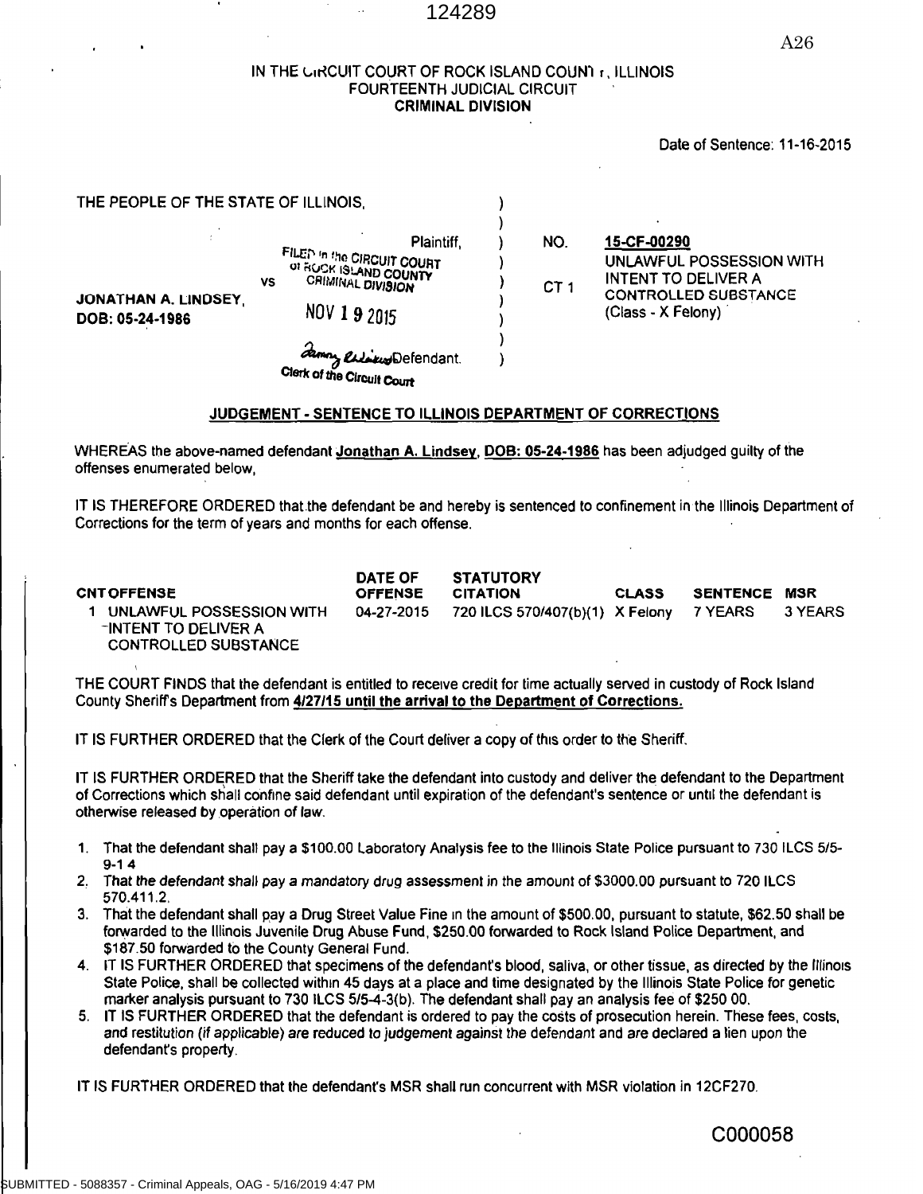IN THE CIRCUIT COURT OF ROCK ISLAND COUNTY, ILLINOIS
FOURTEENTH JUDICIAL CIRCUIT
**CRIMINAL DIVISION**

Date of Sentence: 11-16-2015

THE PEOPLE OF THE STATE OF ILLINOIS,

Plaintiff,

vs

**JONATHAN A. LINDSEY,**
**DOB: 05-24-1986**

Defendant.

FILED in the CIRCUIT COURT of ROCK ISLAND COUNTY CRIMINAL DIVISION
NOV 19 2015
Clerk of the Circuit Court

NO. **15-CF-00290**

CT 1 UNLAWFUL POSSESSION WITH INTENT TO DELIVER A CONTROLLED SUBSTANCE (Class - X Felony)

## JUDGEMENT - SENTENCE TO ILLINOIS DEPARTMENT OF CORRECTIONS

WHEREAS the above-named defendant **Jonathan A. Lindsey, DOB: 05-24-1986** has been adjudged guilty of the offenses enumerated below,

IT IS THEREFORE ORDERED that the defendant be and hereby is sentenced to confinement in the Illinois Department of Corrections for the term of years and months for each offense.

| CNT | OFFENSE | DATE OF OFFENSE | STATUTORY CITATION | CLASS | SENTENCE | MSR |
|---|---|---|---|---|---|---|
| 1 | UNLAWFUL POSSESSION WITH INTENT TO DELIVER A CONTROLLED SUBSTANCE | 04-27-2015 | 720 ILCS 570/407(b)(1) | X Felony | 7 YEARS | 3 YEARS |

THE COURT FINDS that the defendant is entitled to receive credit for time actually served in custody of Rock Island County Sheriff's Department from **4/27/15 until the arrival to the Department of Corrections.**

IT IS FURTHER ORDERED that the Clerk of the Court deliver a copy of this order to the Sheriff.

IT IS FURTHER ORDERED that the Sheriff take the defendant into custody and deliver the defendant to the Department of Corrections which shall confine said defendant until expiration of the defendant's sentence or until the defendant is otherwise released by operation of law.

1. That the defendant shall pay a $100.00 Laboratory Analysis fee to the Illinois State Police pursuant to 730 ILCS 5/5-9-1 4
2. That the defendant shall pay a mandatory drug assessment in the amount of $3000.00 pursuant to 720 ILCS 570.411.2.
3. That the defendant shall pay a Drug Street Value Fine in the amount of $500.00, pursuant to statute, $62.50 shall be forwarded to the Illinois Juvenile Drug Abuse Fund, $250.00 forwarded to Rock Island Police Department, and $187.50 forwarded to the County General Fund.
4. IT IS FURTHER ORDERED that specimens of the defendant's blood, saliva, or other tissue, as directed by the Illinois State Police, shall be collected within 45 days at a place and time designated by the Illinois State Police for genetic marker analysis pursuant to 730 ILCS 5/5-4-3(b). The defendant shall pay an analysis fee of $250 00.
5. IT IS FURTHER ORDERED that the defendant is ordered to pay the costs of prosecution herein. These fees, costs, and restitution (if applicable) are reduced to judgement against the defendant and are declared a lien upon the defendant's property.

IT IS FURTHER ORDERED that the defendant's MSR shall run concurrent with MSR violation in 12CF270.

C000058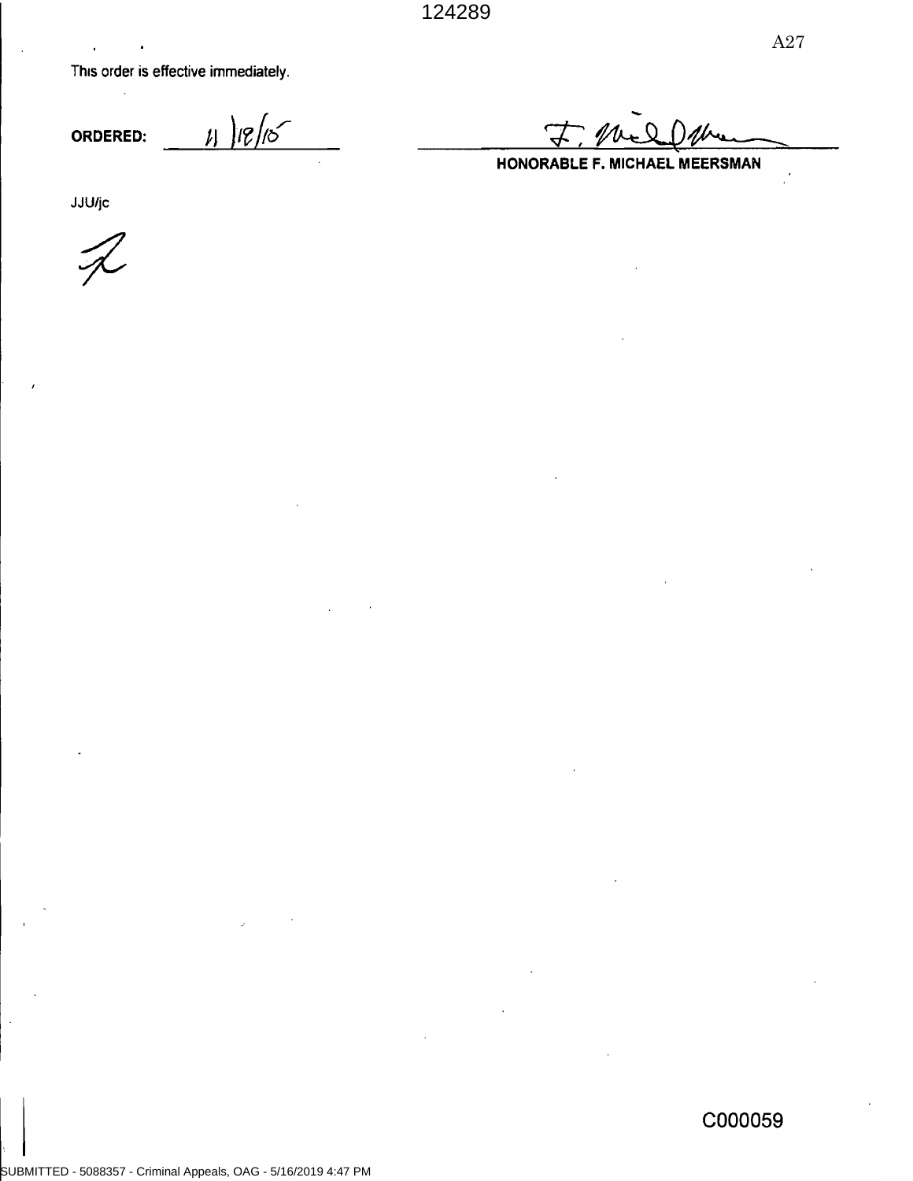This order is effective immediately.

**ORDERED:** 11/18/15

HONORABLE F. MICHAEL MEERSMAN

JJU/jc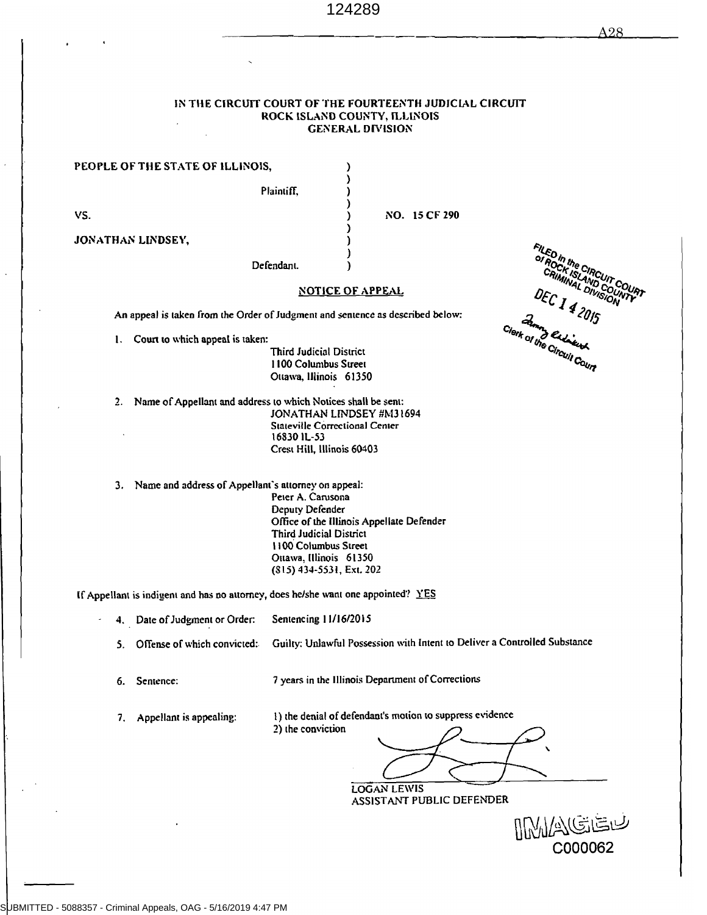IN THE CIRCUIT COURT OF THE FOURTEENTH JUDICIAL CIRCUIT
ROCK ISLAND COUNTY, ILLINOIS
GENERAL DIVISION

PEOPLE OF THE STATE OF ILLINOIS,
Plaintiff,

VS. NO. 15 CF 290

JONATHAN LINDSEY,
Defendant.

FILED in the CIRCUIT COURT of ROCK ISLAND COUNTY CRIMINAL DIVISION
DEC 14 2015
Clerk of the Circuit Court

## NOTICE OF APPEAL

An appeal is taken from the Order of Judgment and sentence as described below:

1. Court to which appeal is taken:
   Third Judicial District
   1100 Columbus Street
   Ottawa, Illinois 61350

2. Name of Appellant and address to which Notices shall be sent:
   JONATHAN LINDSEY #M31694
   Stateville Correctional Center
   16830 IL-53
   Crest Hill, Illinois 60403

3. Name and address of Appellant's attorney on appeal:
   Peter A. Carusona
   Deputy Defender
   Office of the Illinois Appellate Defender
   Third Judicial District
   1100 Columbus Street
   Ottawa, Illinois 61350
   (815) 434-5531, Ext. 202

If Appellant is indigent and has no attorney, does he/she want one appointed? YES

4. Date of Judgment or Order: Sentencing 11/16/2015

5. Offense of which convicted: Guilty: Unlawful Possession with Intent to Deliver a Controlled Substance

6. Sentence: 7 years in the Illinois Department of Corrections

7. Appellant is appealing: 1) the denial of defendant's motion to suppress evidence
   2) the conviction

LOGAN LEWIS
ASSISTANT PUBLIC DEFENDER

C000062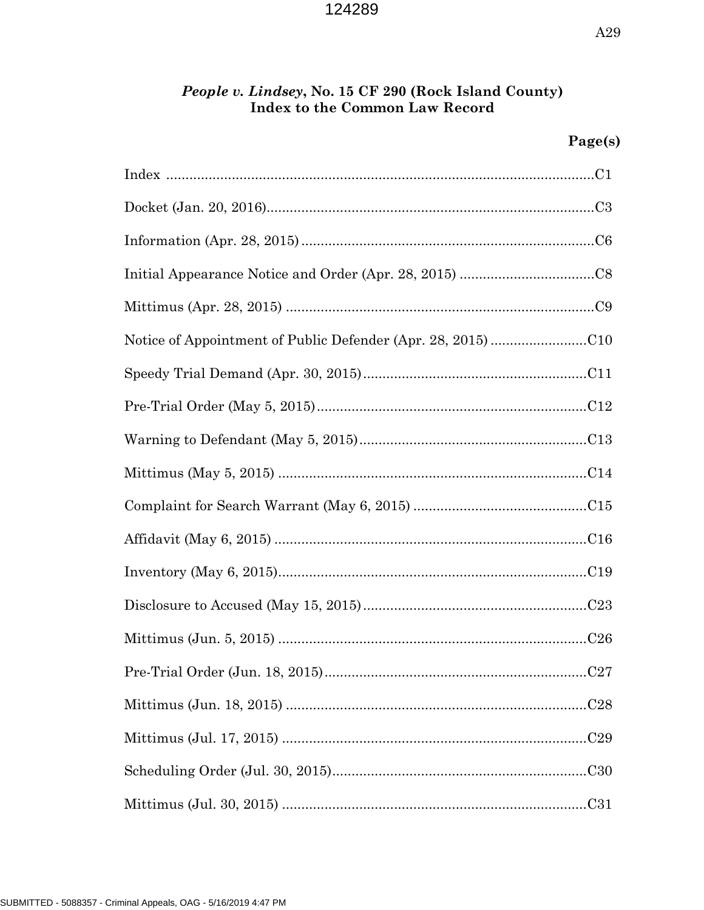## *People v. Lindsey*, No. 15 CF 290 (Rock Island County)
## Index to the Common Law Record

| | Page(s) |
|---|---|
| Index | C1 |
| Docket (Jan. 20, 2016) | C3 |
| Information (Apr. 28, 2015) | C6 |
| Initial Appearance Notice and Order (Apr. 28, 2015) | C8 |
| Mittimus (Apr. 28, 2015) | C9 |
| Notice of Appointment of Public Defender (Apr. 28, 2015) | C10 |
| Speedy Trial Demand (Apr. 30, 2015) | C11 |
| Pre-Trial Order (May 5, 2015) | C12 |
| Warning to Defendant (May 5, 2015) | C13 |
| Mittimus (May 5, 2015) | C14 |
| Complaint for Search Warrant (May 6, 2015) | C15 |
| Affidavit (May 6, 2015) | C16 |
| Inventory (May 6, 2015) | C19 |
| Disclosure to Accused (May 15, 2015) | C23 |
| Mittimus (Jun. 5, 2015) | C26 |
| Pre-Trial Order (Jun. 18, 2015) | C27 |
| Mittimus (Jun. 18, 2015) | C28 |
| Mittimus (Jul. 17, 2015) | C29 |
| Scheduling Order (Jul. 30, 2015) | C30 |
| Mittimus (Jul. 30, 2015) | C31 |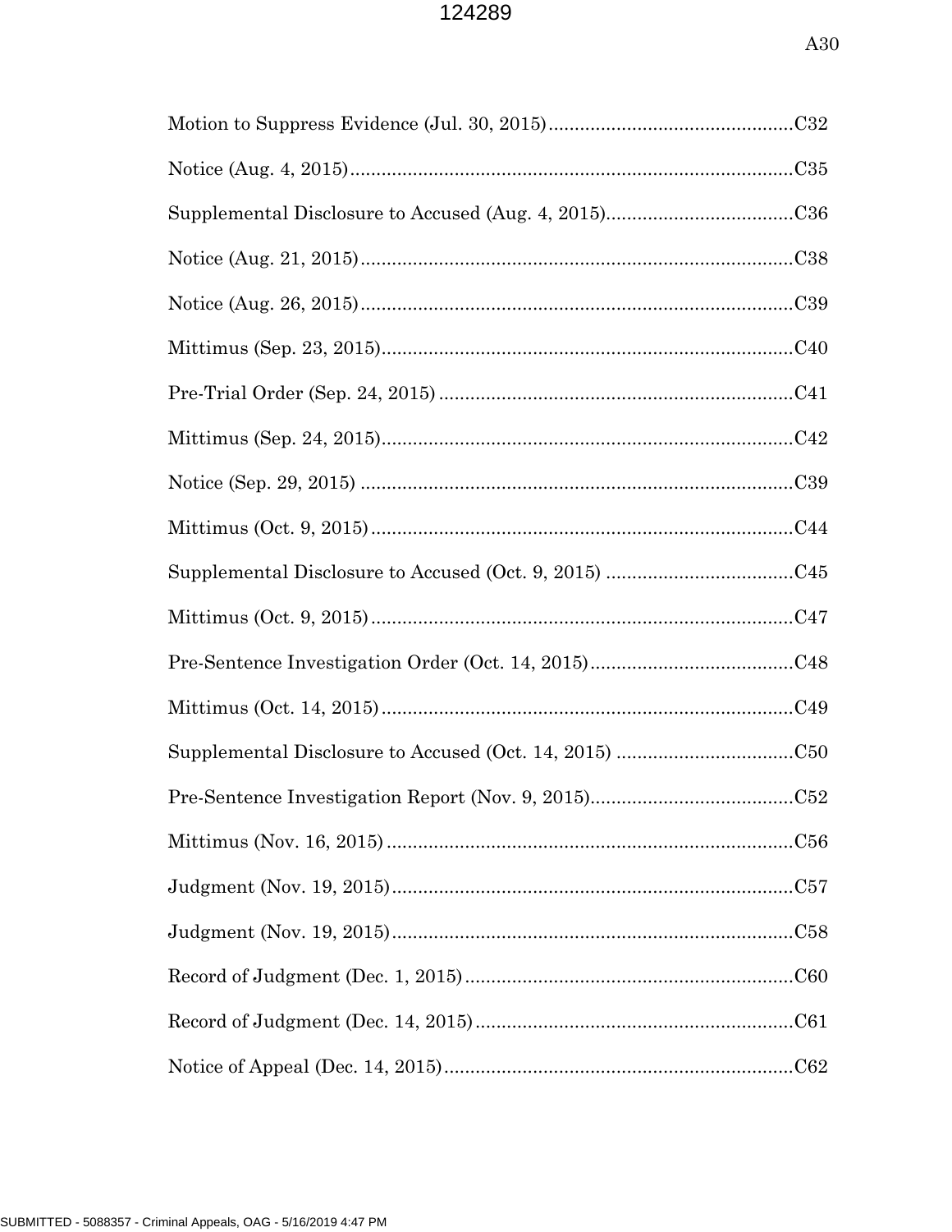Motion to Suppress Evidence (Jul. 30, 2015)...............................................C32

Notice (Aug. 4, 2015)...................................................................................C35

Supplemental Disclosure to Accused (Aug. 4, 2015)....................................C36

Notice (Aug. 21, 2015).................................................................................C38

Notice (Aug. 26, 2015).................................................................................C39

Mittimus (Sep. 23, 2015)..............................................................................C40

Pre-Trial Order (Sep. 24, 2015) ...................................................................C41

Mittimus (Sep. 24, 2015)..............................................................................C42

Notice (Sep. 29, 2015) .................................................................................C39

Mittimus (Oct. 9, 2015)................................................................................C44

Supplemental Disclosure to Accused (Oct. 9, 2015) ....................................C45

Mittimus (Oct. 9, 2015)................................................................................C47

Pre-Sentence Investigation Order (Oct. 14, 2015).......................................C48

Mittimus (Oct. 14, 2015)..............................................................................C49

Supplemental Disclosure to Accused (Oct. 14, 2015) ..................................C50

Pre-Sentence Investigation Report (Nov. 9, 2015).......................................C52

Mittimus (Nov. 16, 2015) .............................................................................C56

Judgment (Nov. 19, 2015)............................................................................C57

Judgment (Nov. 19, 2015)............................................................................C58

Record of Judgment (Dec. 1, 2015)..............................................................C60

Record of Judgment (Dec. 14, 2015).............................................................C61

Notice of Appeal (Dec. 14, 2015)..................................................................C62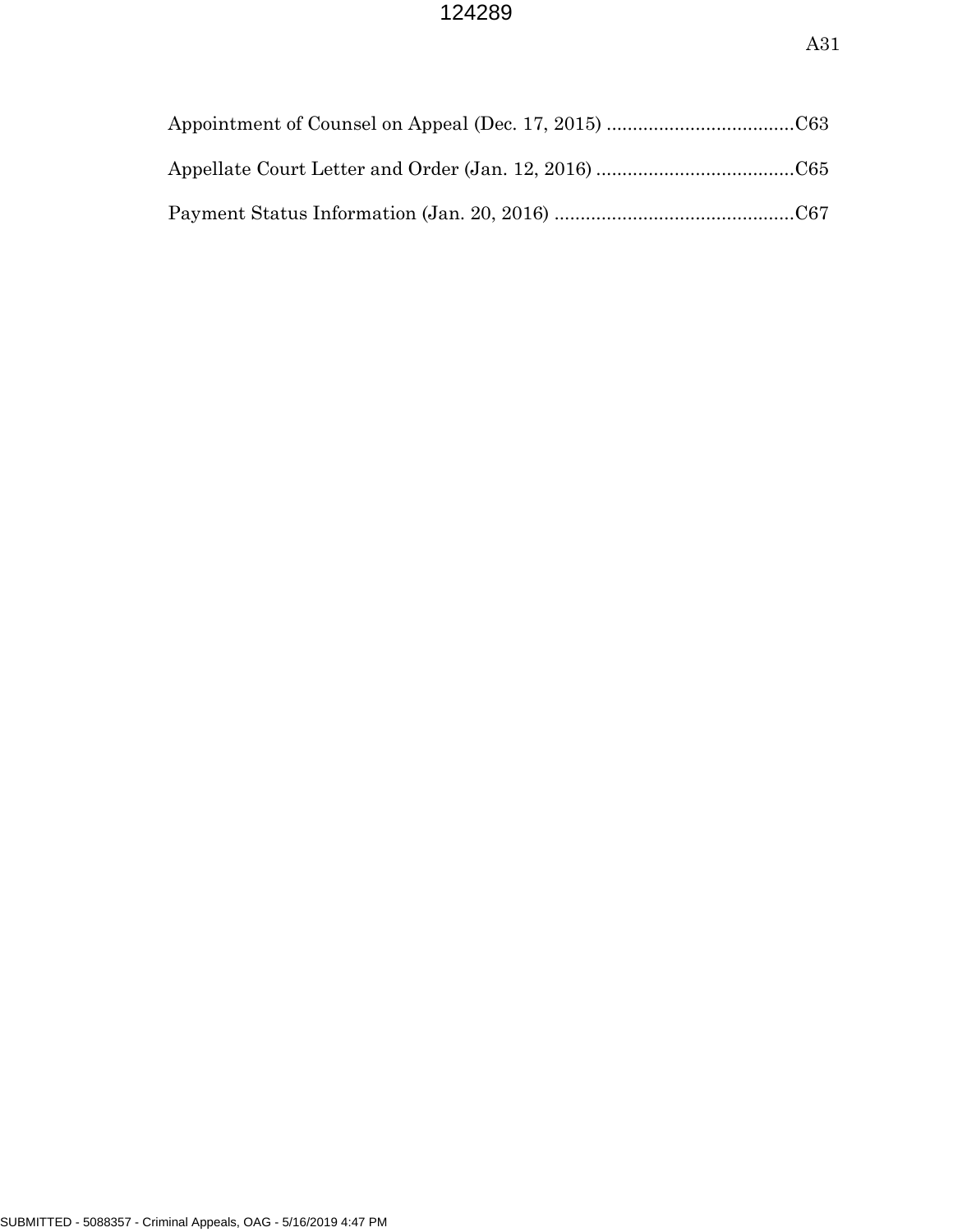Appointment of Counsel on Appeal (Dec. 17, 2015) ....................................C63

Appellate Court Letter and Order (Jan. 12, 2016) ......................................C65

Payment Status Information (Jan. 20, 2016) ..............................................C67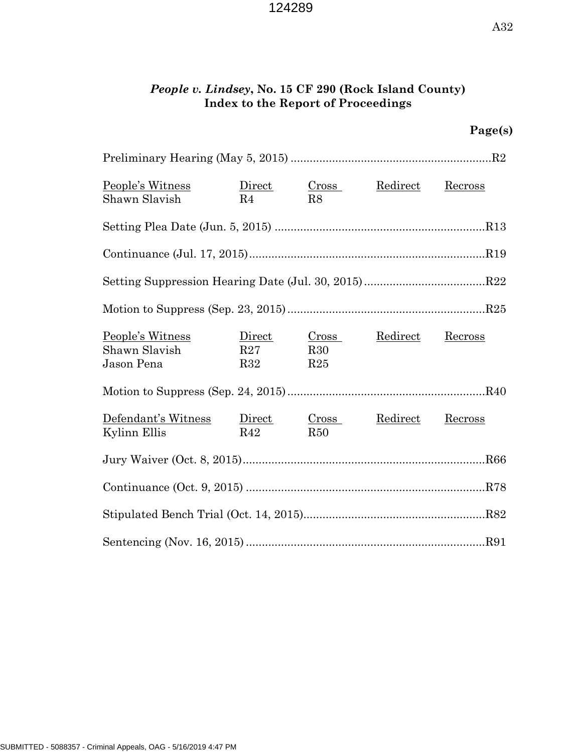***People v. Lindsey*, No. 15 CF 290 (Rock Island County)**
**Index to the Report of Proceedings**

**Page(s)**

Preliminary Hearing (May 5, 2015) ............................................................R2

| People's Witness | Direct | Cross | Redirect | Recross |
|---|---|---|---|---|
| Shawn Slavish | R4 | R8 | | |

Setting Plea Date (Jun. 5, 2015) ...............................................................R13

Continuance (Jul. 17, 2015).......................................................................R19

Setting Suppression Hearing Date (Jul. 30, 2015) ....................................R22

Motion to Suppress (Sep. 23, 2015) ............................................................R25

| People's Witness | Direct | Cross | Redirect | Recross |
|---|---|---|---|---|
| Shawn Slavish | R27 | R30 | | |
| Jason Pena | R32 | R25 | | |

Motion to Suppress (Sep. 24, 2015) ............................................................R40

| Defendant's Witness | Direct | Cross | Redirect | Recross |
|---|---|---|---|---|
| Kylinn Ellis | R42 | R50 | | |

Jury Waiver (Oct. 8, 2015).........................................................................R66

Continuance (Oct. 9, 2015) ........................................................................R78

Stipulated Bench Trial (Oct. 14, 2015).......................................................R82

Sentencing (Nov. 16, 2015) ........................................................................R91